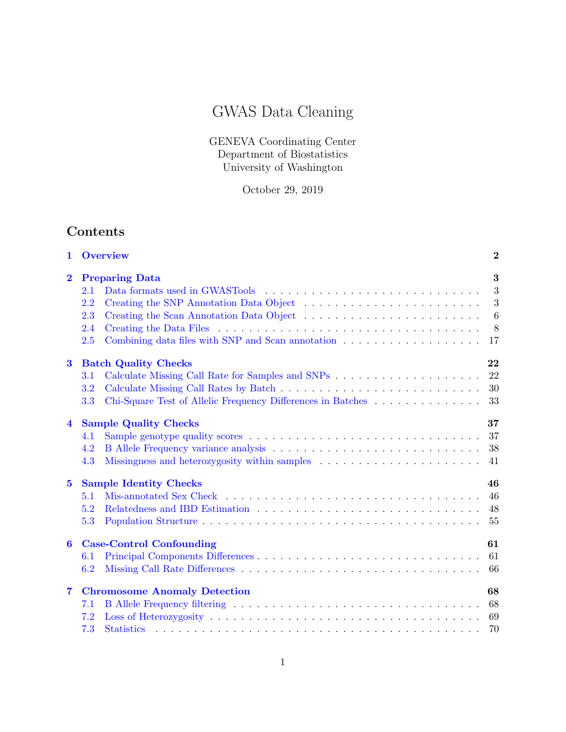# GWAS Data Cleaning

GENEVA Coordinating Center
Department of Biostatistics
University of Washington

October 29, 2019

## Contents

**1 Overview** **2**

**2 Preparing Data** **3**
- 2.1 Data formats used in GWASTools . . . 3
- 2.2 Creating the SNP Annotation Data Object . . . 3
- 2.3 Creating the Scan Annotation Data Object . . . 6
- 2.4 Creating the Data Files . . . 8
- 2.5 Combining data files with SNP and Scan annotation . . . 17

**3 Batch Quality Checks** **22**
- 3.1 Calculate Missing Call Rate for Samples and SNPs . . . 22
- 3.2 Calculate Missing Call Rates by Batch . . . 30
- 3.3 Chi-Square Test of Allelic Frequency Differences in Batches . . . 33

**4 Sample Quality Checks** **37**
- 4.1 Sample genotype quality scores . . . 37
- 4.2 B Allele Frequency variance analysis . . . 38
- 4.3 Missingness and heterozygosity within samples . . . 41

**5 Sample Identity Checks** **46**
- 5.1 Mis-annotated Sex Check . . . 46
- 5.2 Relatedness and IBD Estimation . . . 48
- 5.3 Population Structure . . . 55

**6 Case-Control Confounding** **61**
- 6.1 Principal Components Differences . . . 61
- 6.2 Missing Call Rate Differences . . . 66

**7 Chromosome Anomaly Detection** **68**
- 7.1 B Allele Frequency filtering . . . 68
- 7.2 Loss of Heterozygosity . . . 69
- 7.3 Statistics . . . 70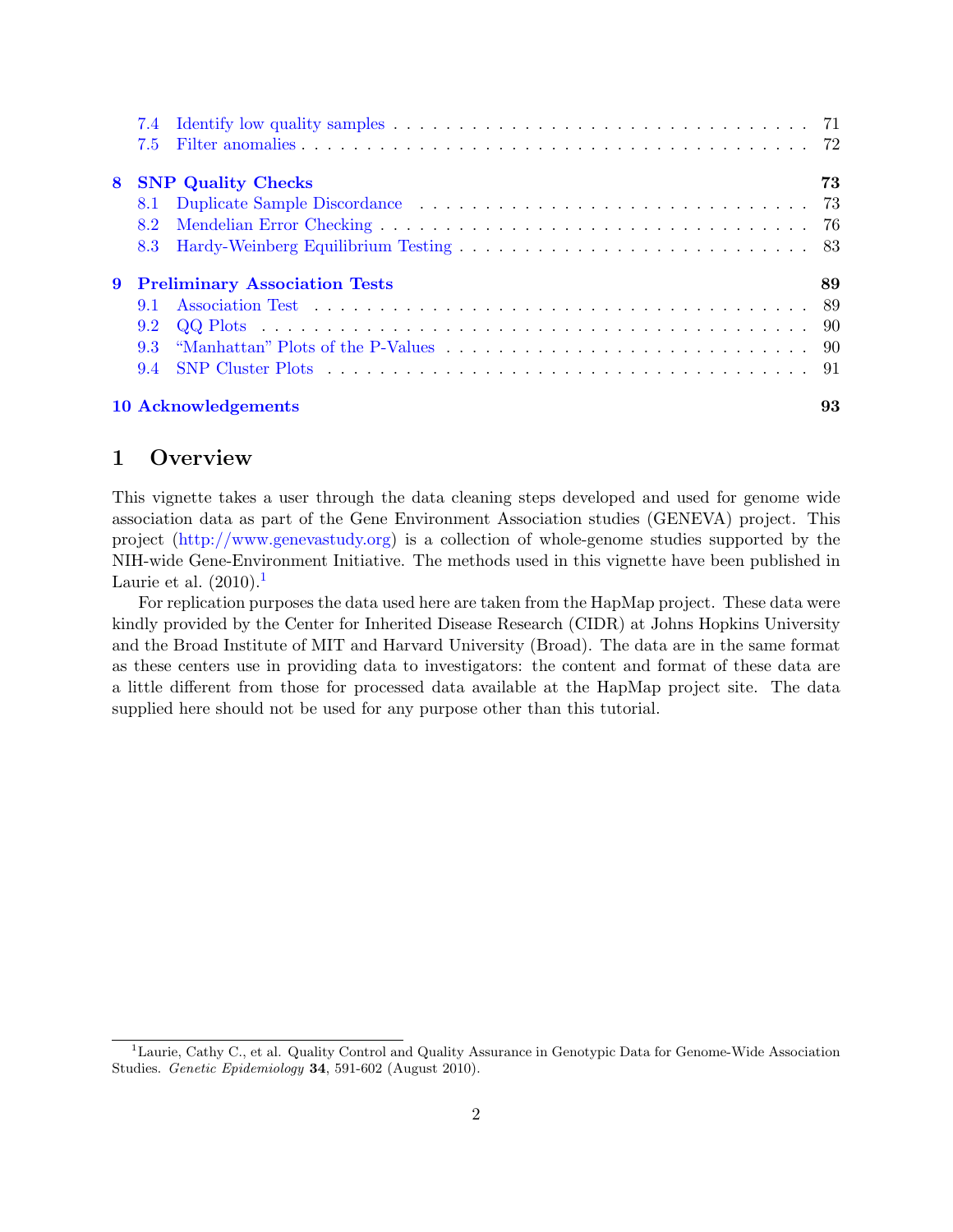7.4 Identify low quality samples . . . . . . . . . . 71
7.5 Filter anomalies . . . . . . . . . . 72

**8 SNP Quality Checks** **73**
8.1 Duplicate Sample Discordance . . . . . . . . . . 73
8.2 Mendelian Error Checking . . . . . . . . . . 76
8.3 Hardy-Weinberg Equilibrium Testing . . . . . . . . . . 83

**9 Preliminary Association Tests** **89**
9.1 Association Test . . . . . . . . . . 89
9.2 QQ Plots . . . . . . . . . . 90
9.3 "Manhattan" Plots of the P-Values . . . . . . . . . . 90
9.4 SNP Cluster Plots . . . . . . . . . . 91

**10 Acknowledgements** **93**

# 1 Overview

This vignette takes a user through the data cleaning steps developed and used for genome wide association data as part of the Gene Environment Association studies (GENEVA) project. This project (http://www.genevastudy.org) is a collection of whole-genome studies supported by the NIH-wide Gene-Environment Initiative. The methods used in this vignette have been published in Laurie et al. (2010).[1]

For replication purposes the data used here are taken from the HapMap project. These data were kindly provided by the Center for Inherited Disease Research (CIDR) at Johns Hopkins University and the Broad Institute of MIT and Harvard University (Broad). The data are in the same format as these centers use in providing data to investigators: the content and format of these data are a little different from those for processed data available at the HapMap project site. The data supplied here should not be used for any purpose other than this tutorial.

[1] Laurie, Cathy C., et al. Quality Control and Quality Assurance in Genotypic Data for Genome-Wide Association Studies. *Genetic Epidemiology* **34**, 591-602 (August 2010).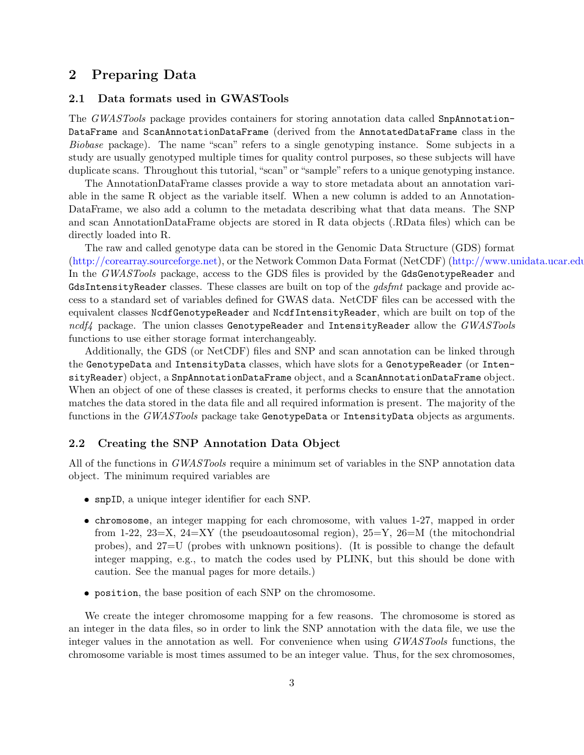## 2 Preparing Data

### 2.1 Data formats used in GWASTools

The *GWASTools* package provides containers for storing annotation data called `SnpAnnotationDataFrame` and `ScanAnnotationDataFrame` (derived from the `AnnotatedDataFrame` class in the *Biobase* package). The name "scan" refers to a single genotyping instance. Some subjects in a study are usually genotyped multiple times for quality control purposes, so these subjects will have duplicate scans. Throughout this tutorial, "scan" or "sample" refers to a unique genotyping instance.

The AnnotationDataFrame classes provide a way to store metadata about an annotation variable in the same R object as the variable itself. When a new column is added to an AnnotationDataFrame, we also add a column to the metadata describing what that data means. The SNP and scan AnnotationDataFrame objects are stored in R data objects (.RData files) which can be directly loaded into R.

The raw and called genotype data can be stored in the Genomic Data Structure (GDS) format (http://corearray.sourceforge.net), or the Network Common Data Format (NetCDF) (http://www.unidata.ucar.edu In the *GWASTools* package, access to the GDS files is provided by the `GdsGenotypeReader` and `GdsIntensityReader` classes. These classes are built on top of the *gdsfmt* package and provide access to a standard set of variables defined for GWAS data. NetCDF files can be accessed with the equivalent classes `NcdfGenotypeReader` and `NcdfIntensityReader`, which are built on top of the *ncdf4* package. The union classes `GenotypeReader` and `IntensityReader` allow the *GWASTools* functions to use either storage format interchangeably.

Additionally, the GDS (or NetCDF) files and SNP and scan annotation can be linked through the `GenotypeData` and `IntensityData` classes, which have slots for a `GenotypeReader` (or `IntensityReader`) object, a `SnpAnnotationDataFrame` object, and a `ScanAnnotationDataFrame` object. When an object of one of these classes is created, it performs checks to ensure that the annotation matches the data stored in the data file and all required information is present. The majority of the functions in the *GWASTools* package take `GenotypeData` or `IntensityData` objects as arguments.

### 2.2 Creating the SNP Annotation Data Object

All of the functions in *GWASTools* require a minimum set of variables in the SNP annotation data object. The minimum required variables are

- `snpID`, a unique integer identifier for each SNP.
- `chromosome`, an integer mapping for each chromosome, with values 1-27, mapped in order from 1-22, 23=X, 24=XY (the pseudoautosomal region), 25=Y, 26=M (the mitochondrial probes), and 27=U (probes with unknown positions). (It is possible to change the default integer mapping, e.g., to match the codes used by PLINK, but this should be done with caution. See the manual pages for more details.)
- `position`, the base position of each SNP on the chromosome.

We create the integer chromosome mapping for a few reasons. The chromosome is stored as an integer in the data files, so in order to link the SNP annotation with the data file, we use the integer values in the annotation as well. For convenience when using *GWASTools* functions, the chromosome variable is most times assumed to be an integer value. Thus, for the sex chromosomes,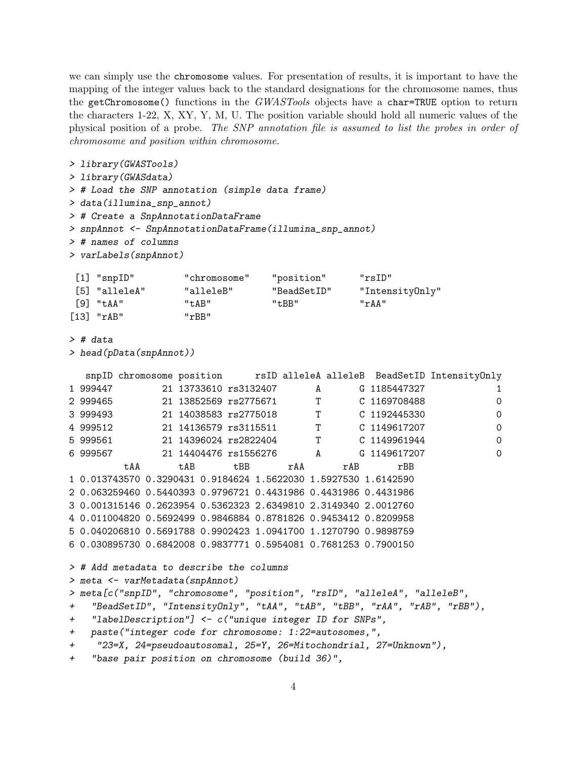we can simply use the `chromosome` values. For presentation of results, it is important to have the mapping of the integer values back to the standard designations for the chromosome names, thus the `getChromosome()` functions in the *GWASTools* objects have a `char=TRUE` option to return the characters 1-22, X, XY, Y, M, U. The position variable should hold all numeric values of the physical position of a probe. *The SNP annotation file is assumed to list the probes in order of chromosome and position within chromosome.*

```
> library(GWASTools)
> library(GWASdata)
> # Load the SNP annotation (simple data frame)
> data(illumina_snp_annot)
> # Create a SnpAnnotationDataFrame
> snpAnnot <- SnpAnnotationDataFrame(illumina_snp_annot)
> # names of columns
> varLabels(snpAnnot)

 [1] "snpID"         "chromosome"    "position"      "rsID"
 [5] "alleleA"       "alleleB"       "BeadSetID"     "IntensityOnly"
 [9] "tAA"           "tAB"           "tBB"           "rAA"
[13] "rAB"           "rBB"

> # data
> head(pData(snpAnnot))

   snpID chromosome position      rsID alleleA alleleB  BeadSetID IntensityOnly
1 999447         21 13733610 rs3132407       A       G 1185447327             1
2 999465         21 13852569 rs2775671       T       C 1169708488             0
3 999493         21 14038583 rs2775018       T       C 1192445330             0
4 999512         21 14136579 rs3115511       T       C 1149617207             0
5 999561         21 14396024 rs2822404       T       C 1149961944             0
6 999567         21 14404476 rs1556276       A       G 1149617207             0
          tAA       tAB       tBB       rAA       rAB       rBB
1 0.013743570 0.3290431 0.9184624 1.5622030 1.5927530 1.6142590
2 0.063259460 0.5440393 0.9796721 0.4431986 0.4431986 0.4431986
3 0.001315146 0.2623954 0.5362323 2.6349810 2.3149340 2.0012760
4 0.011004820 0.5692499 0.9846884 0.8781826 0.9453412 0.8209958
5 0.040206810 0.5691788 0.9902423 1.0941700 1.1270790 0.9898759
6 0.030895730 0.6842008 0.9837771 0.5954081 0.7681253 0.7900150

> # Add metadata to describe the columns
> meta <- varMetadata(snpAnnot)
> meta[c("snpID", "chromosome", "position", "rsID", "alleleA", "alleleB",
+   "BeadSetID", "IntensityOnly", "tAA", "tAB", "tBB", "rAA", "rAB", "rBB"),
+   "labelDescription"] <- c("unique integer ID for SNPs",
+   paste("integer code for chromosome: 1:22=autosomes,",
+    "23=X, 24=pseudoautosomal, 25=Y, 26=Mitochondrial, 27=Unknown"),
+   "base pair position on chromosome (build 36)",
```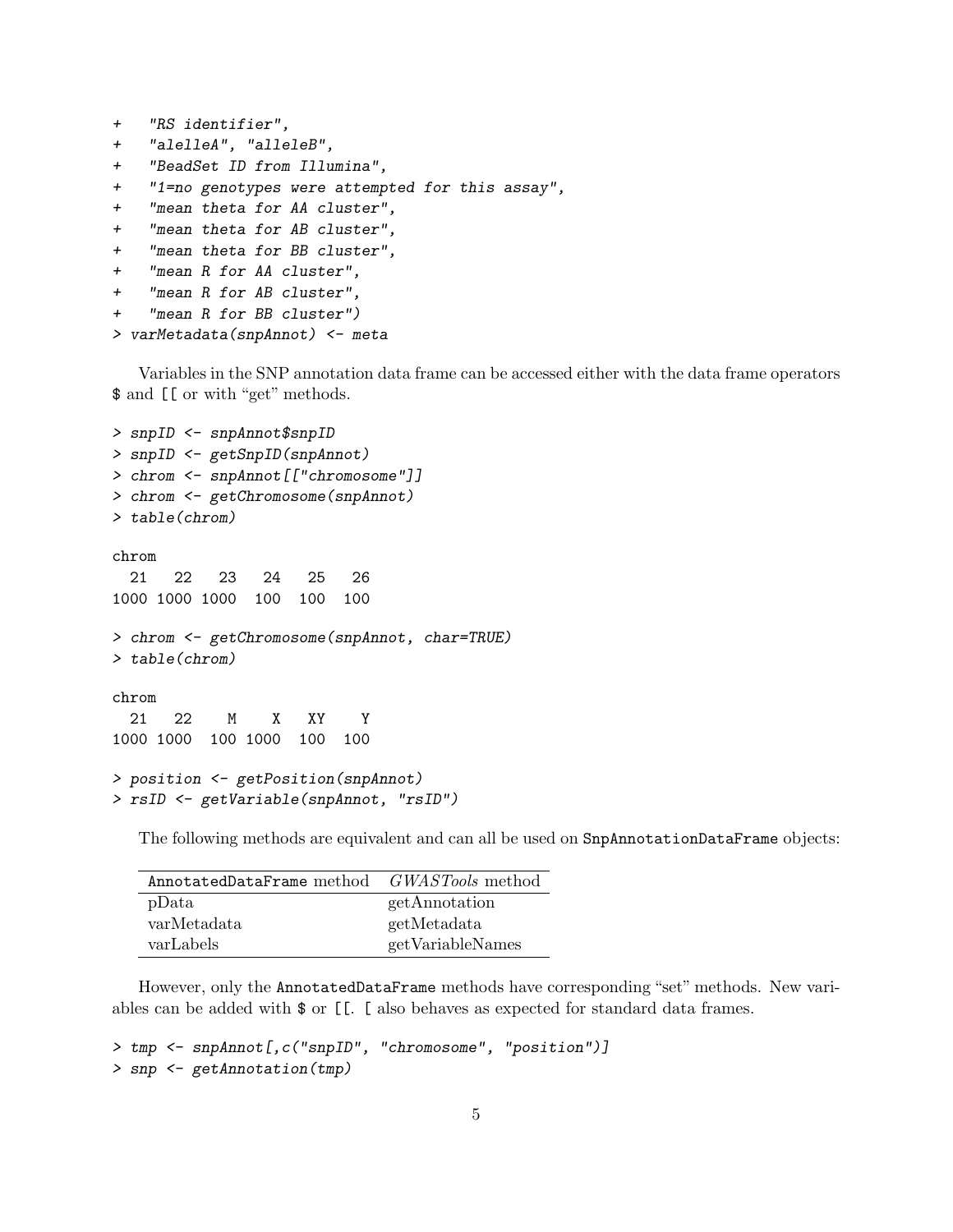```
+   "RS identifier",
+   "alelleA", "alleleB",
+   "BeadSet ID from Illumina",
+   "1=no genotypes were attempted for this assay",
+   "mean theta for AA cluster",
+   "mean theta for AB cluster",
+   "mean theta for BB cluster",
+   "mean R for AA cluster",
+   "mean R for AB cluster",
+   "mean R for BB cluster")
> varMetadata(snpAnnot) <- meta
```

Variables in the SNP annotation data frame can be accessed either with the data frame operators $ and [[ or with "get" methods.

```
> snpID <- snpAnnot$snpID
> snpID <- getSnpID(snpAnnot)
> chrom <- snpAnnot[["chromosome"]]
> chrom <- getChromosome(snpAnnot)
> table(chrom)

chrom
  21   22   23   24   25   26
1000 1000 1000  100  100  100

> chrom <- getChromosome(snpAnnot, char=TRUE)
> table(chrom)

chrom
  21   22    M    X   XY    Y
1000 1000  100 1000  100  100

> position <- getPosition(snpAnnot)
> rsID <- getVariable(snpAnnot, "rsID")
```

The following methods are equivalent and can all be used on `SnpAnnotationDataFrame` objects:

| `AnnotatedDataFrame` method | *GWASTools* method |
|---|---|
| pData | getAnnotation |
| varMetadata | getMetadata |
| varLabels | getVariableNames |

However, only the `AnnotatedDataFrame` methods have corresponding "set" methods. New variables can be added with $ or [[. [ also behaves as expected for standard data frames.

```
> tmp <- snpAnnot[,c("snpID", "chromosome", "position")]
> snp <- getAnnotation(tmp)
```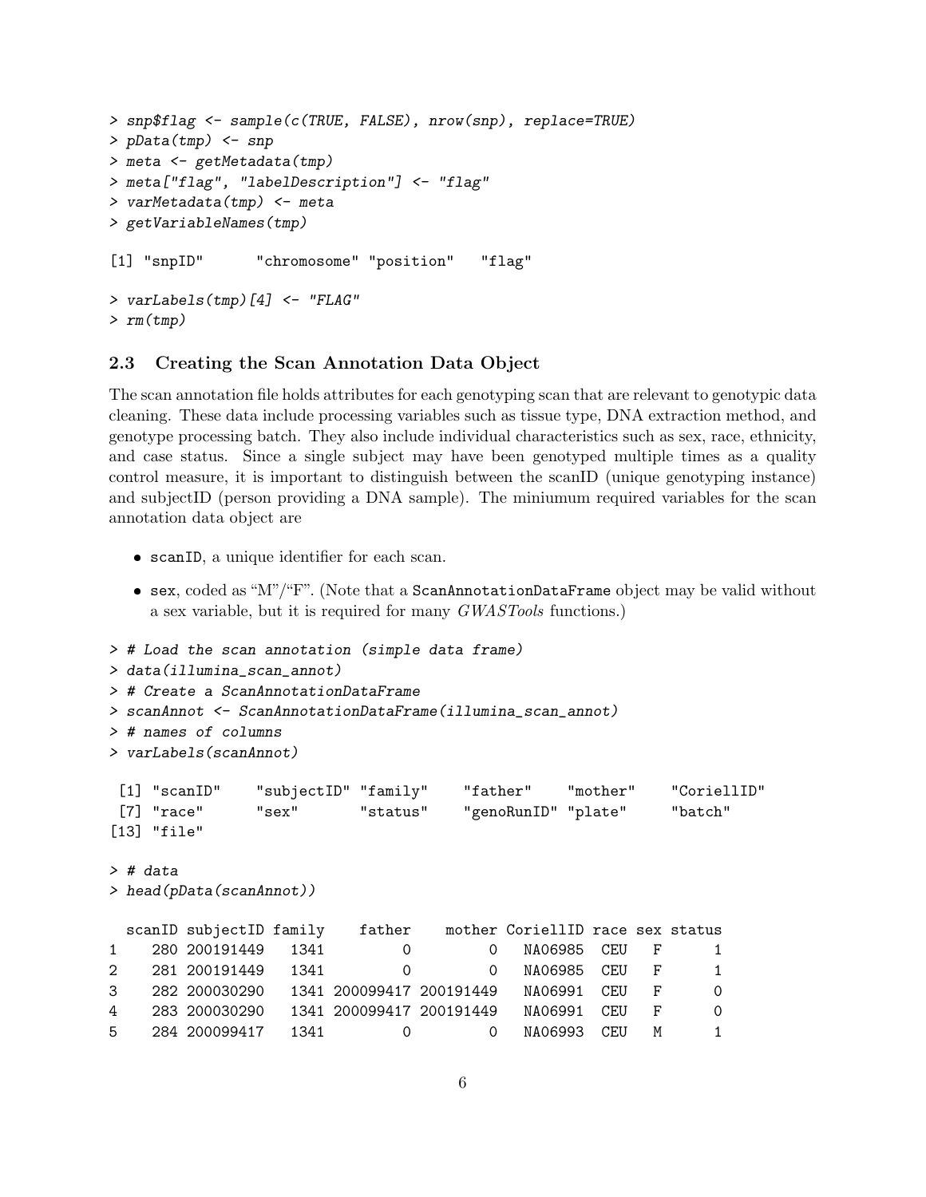```
> snp$flag <- sample(c(TRUE, FALSE), nrow(snp), replace=TRUE)
> pData(tmp) <- snp
> meta <- getMetadata(tmp)
> meta["flag", "labelDescription"] <- "flag"
> varMetadata(tmp) <- meta
> getVariableNames(tmp)

[1] "snpID"      "chromosome" "position"   "flag"

> varLabels(tmp)[4] <- "FLAG"
> rm(tmp)
```

### 2.3 Creating the Scan Annotation Data Object

The scan annotation file holds attributes for each genotyping scan that are relevant to genotypic data cleaning. These data include processing variables such as tissue type, DNA extraction method, and genotype processing batch. They also include individual characteristics such as sex, race, ethnicity, and case status. Since a single subject may have been genotyped multiple times as a quality control measure, it is important to distinguish between the scanID (unique genotyping instance) and subjectID (person providing a DNA sample). The miniumum required variables for the scan annotation data object are

- `scanID`, a unique identifier for each scan.
- `sex`, coded as "M"/"F". (Note that a `ScanAnnotationDataFrame` object may be valid without a sex variable, but it is required for many *GWASTools* functions.)

```
> # Load the scan annotation (simple data frame)
> data(illumina_scan_annot)
> # Create a ScanAnnotationDataFrame
> scanAnnot <- ScanAnnotationDataFrame(illumina_scan_annot)
> # names of columns
> varLabels(scanAnnot)

 [1] "scanID"    "subjectID" "family"    "father"    "mother"    "CoriellID"
 [7] "race"      "sex"       "status"    "genoRunID" "plate"     "batch"
[13] "file"

> # data
> head(pData(scanAnnot))

  scanID subjectID family    father    mother CoriellID race sex status
1    280 200191449   1341         0         0   NA06985  CEU   F      1
2    281 200191449   1341         0         0   NA06985  CEU   F      1
3    282 200030290   1341 200099417 200191449   NA06991  CEU   F      0
4    283 200030290   1341 200099417 200191449   NA06991  CEU   F      0
5    284 200099417   1341         0         0   NA06993  CEU   M      1
```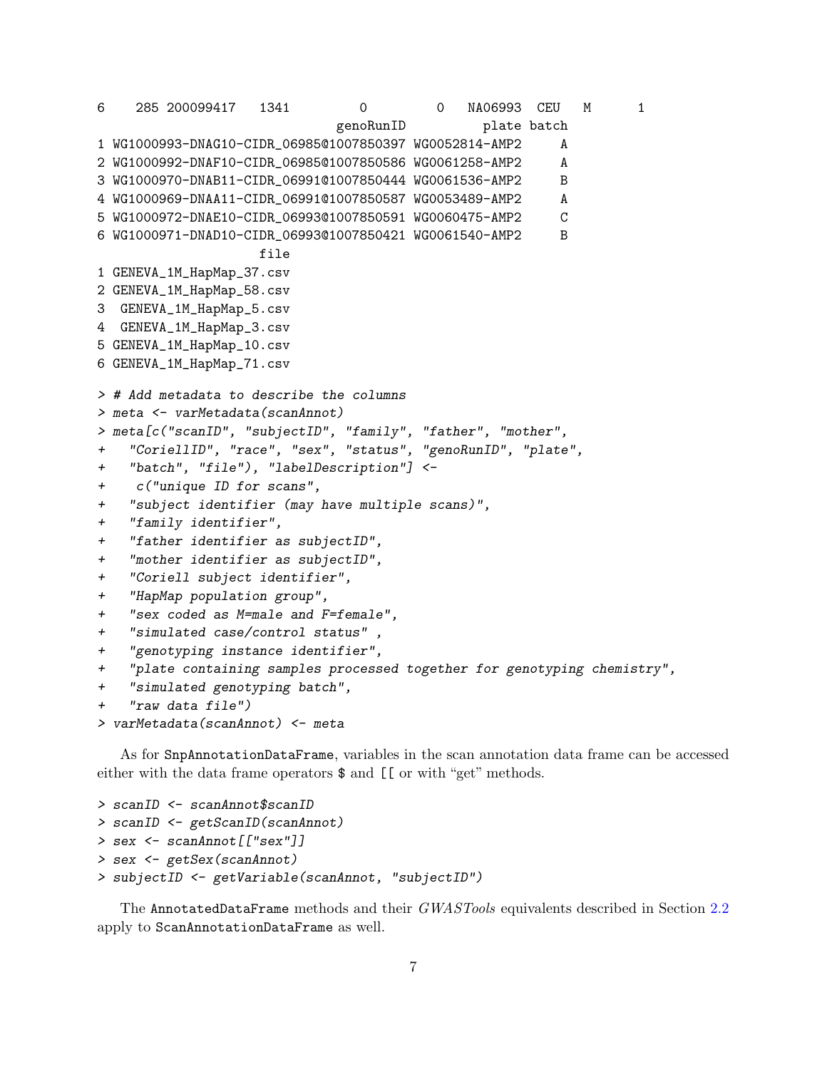```
6    285 200099417   1341         0         0   NA06993  CEU   M      1
                         genoRunID          plate batch
1 WG1000993-DNAG10-CIDR_06985@1007850397 WG0052814-AMP2     A
2 WG1000992-DNAF10-CIDR_06985@1007850586 WG0061258-AMP2     A
3 WG1000970-DNAB11-CIDR_06991@1007850444 WG0061536-AMP2     B
4 WG1000969-DNAA11-CIDR_06991@1007850587 WG0053489-AMP2     A
5 WG1000972-DNAE10-CIDR_06993@1007850591 WG0060475-AMP2     C
6 WG1000971-DNAD10-CIDR_06993@1007850421 WG0061540-AMP2     B
                 file
1 GENEVA_1M_HapMap_37.csv
2 GENEVA_1M_HapMap_58.csv
3  GENEVA_1M_HapMap_5.csv
4  GENEVA_1M_HapMap_3.csv
5 GENEVA_1M_HapMap_10.csv
6 GENEVA_1M_HapMap_71.csv
```

```
> # Add metadata to describe the columns
> meta <- varMetadata(scanAnnot)
> meta[c("scanID", "subjectID", "family", "father", "mother",
+   "CoriellID", "race", "sex", "status", "genoRunID", "plate",
+   "batch", "file"), "labelDescription"] <-
+    c("unique ID for scans",
+   "subject identifier (may have multiple scans)",
+   "family identifier",
+   "father identifier as subjectID",
+   "mother identifier as subjectID",
+   "Coriell subject identifier",
+   "HapMap population group",
+   "sex coded as M=male and F=female",
+   "simulated case/control status" ,
+   "genotyping instance identifier",
+   "plate containing samples processed together for genotyping chemistry",
+   "simulated genotyping batch",
+   "raw data file")
> varMetadata(scanAnnot) <- meta
```

As for SnpAnnotationDataFrame, variables in the scan annotation data frame can be accessed either with the data frame operators $ and [[ or with "get" methods.

```
> scanID <- scanAnnot$scanID
> scanID <- getScanID(scanAnnot)
> sex <- scanAnnot[["sex"]]
> sex <- getSex(scanAnnot)
> subjectID <- getVariable(scanAnnot, "subjectID")
```

The AnnotatedDataFrame methods and their *GWASTools* equivalents described in Section 2.2 apply to ScanAnnotationDataFrame as well.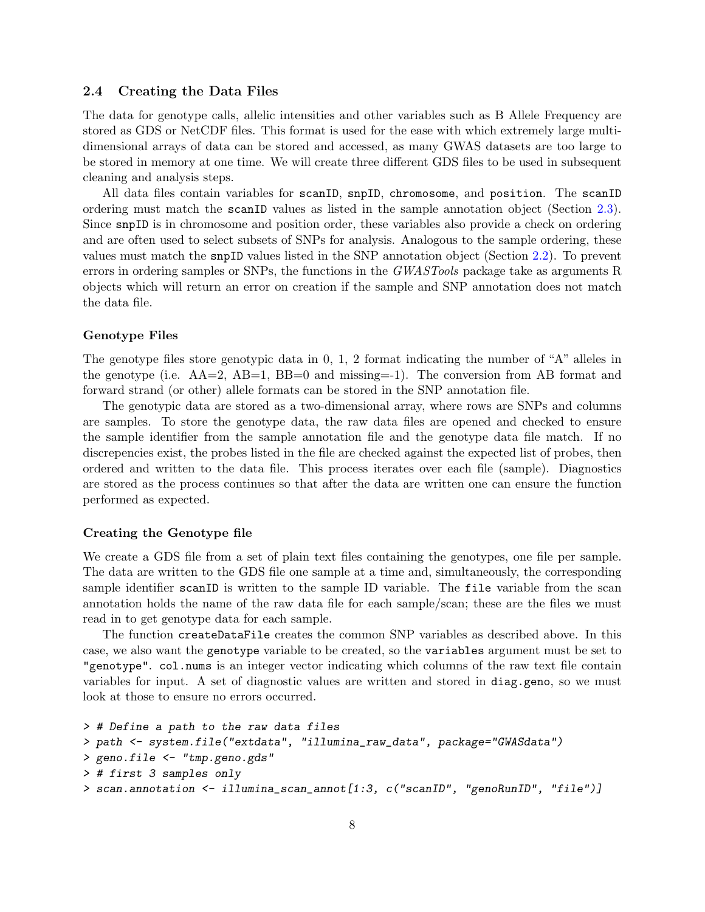### 2.4 Creating the Data Files

The data for genotype calls, allelic intensities and other variables such as B Allele Frequency are stored as GDS or NetCDF files. This format is used for the ease with which extremely large multi-dimensional arrays of data can be stored and accessed, as many GWAS datasets are too large to be stored in memory at one time. We will create three different GDS files to be used in subsequent cleaning and analysis steps.

All data files contain variables for `scanID`, `snpID`, `chromosome`, and `position`. The `scanID` ordering must match the `scanID` values as listed in the sample annotation object (Section 2.3). Since `snpID` is in chromosome and position order, these variables also provide a check on ordering and are often used to select subsets of SNPs for analysis. Analogous to the sample ordering, these values must match the `snpID` values listed in the SNP annotation object (Section 2.2). To prevent errors in ordering samples or SNPs, the functions in the *GWASTools* package take as arguments R objects which will return an error on creation if the sample and SNP annotation does not match the data file.

#### Genotype Files

The genotype files store genotypic data in 0, 1, 2 format indicating the number of "A" alleles in the genotype (i.e. AA=2, AB=1, BB=0 and missing=-1). The conversion from AB format and forward strand (or other) allele formats can be stored in the SNP annotation file.

The genotypic data are stored as a two-dimensional array, where rows are SNPs and columns are samples. To store the genotype data, the raw data files are opened and checked to ensure the sample identifier from the sample annotation file and the genotype data file match. If no discrepencies exist, the probes listed in the file are checked against the expected list of probes, then ordered and written to the data file. This process iterates over each file (sample). Diagnostics are stored as the process continues so that after the data are written one can ensure the function performed as expected.

#### Creating the Genotype file

We create a GDS file from a set of plain text files containing the genotypes, one file per sample. The data are written to the GDS file one sample at a time and, simultaneously, the corresponding sample identifier `scanID` is written to the sample ID variable. The `file` variable from the scan annotation holds the name of the raw data file for each sample/scan; these are the files we must read in to get genotype data for each sample.

The function `createDataFile` creates the common SNP variables as described above. In this case, we also want the `genotype` variable to be created, so the `variables` argument must be set to `"genotype"`. `col.nums` is an integer vector indicating which columns of the raw text file contain variables for input. A set of diagnostic values are written and stored in `diag.geno`, so we must look at those to ensure no errors occurred.

```
> # Define a path to the raw data files
> path <- system.file("extdata", "illumina_raw_data", package="GWASdata")
> geno.file <- "tmp.geno.gds"
> # first 3 samples only
> scan.annotation <- illumina_scan_annot[1:3, c("scanID", "genoRunID", "file")]
```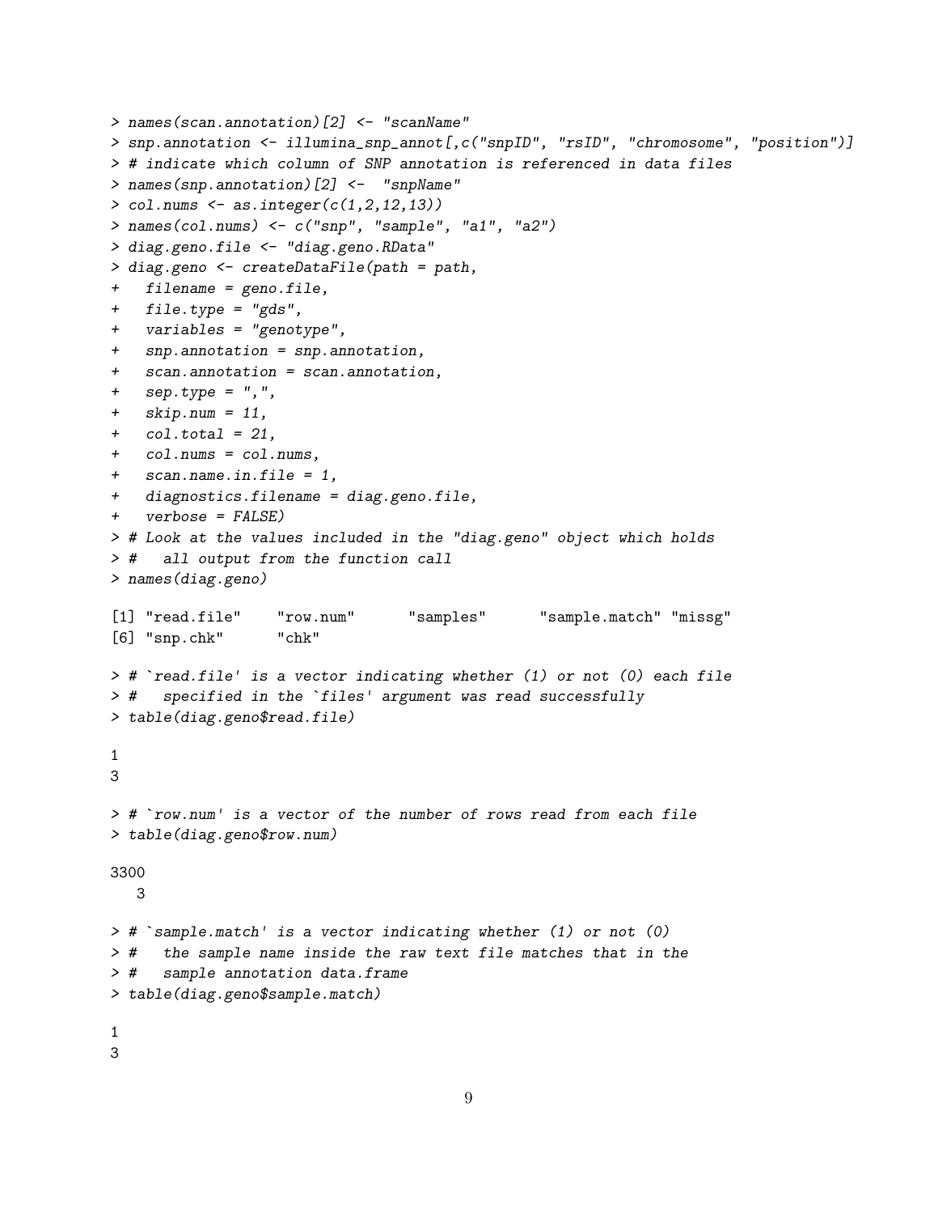```
> names(scan.annotation)[2] <- "scanName"
> snp.annotation <- illumina_snp_annot[,c("snpID", "rsID", "chromosome", "position")]
> # indicate which column of SNP annotation is referenced in data files
> names(snp.annotation)[2] <-  "snpName"
> col.nums <- as.integer(c(1,2,12,13))
> names(col.nums) <- c("snp", "sample", "a1", "a2")
> diag.geno.file <- "diag.geno.RData"
> diag.geno <- createDataFile(path = path,
+   filename = geno.file,
+   file.type = "gds",
+   variables = "genotype",
+   snp.annotation = snp.annotation,
+   scan.annotation = scan.annotation,
+   sep.type = ",",
+   skip.num = 11,
+   col.total = 21,
+   col.nums = col.nums,
+   scan.name.in.file = 1,
+   diagnostics.filename = diag.geno.file,
+   verbose = FALSE)
> # Look at the values included in the "diag.geno" object which holds
> #   all output from the function call
> names(diag.geno)

[1] "read.file"    "row.num"      "samples"      "sample.match" "missg"
[6] "snp.chk"      "chk"

> # `read.file' is a vector indicating whether (1) or not (0) each file
> #   specified in the `files' argument was read successfully
> table(diag.geno$read.file)

1
3

> # `row.num' is a vector of the number of rows read from each file
> table(diag.geno$row.num)

3300
   3

> # `sample.match' is a vector indicating whether (1) or not (0)
> #   the sample name inside the raw text file matches that in the
> #   sample annotation data.frame
> table(diag.geno$sample.match)

1
3
```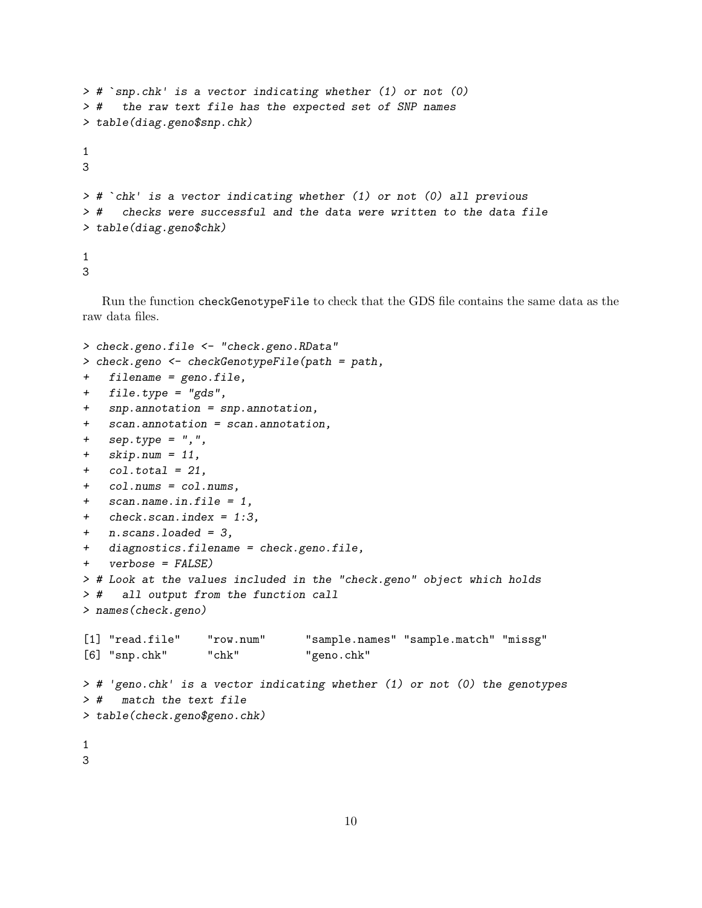```
> # `snp.chk' is a vector indicating whether (1) or not (0)
> #   the raw text file has the expected set of SNP names
> table(diag.geno$snp.chk)

1
3

> # `chk' is a vector indicating whether (1) or not (0) all previous
> #   checks were successful and the data were written to the data file
> table(diag.geno$chk)

1
3
```

Run the function `checkGenotypeFile` to check that the GDS file contains the same data as the raw data files.

```
> check.geno.file <- "check.geno.RData"
> check.geno <- checkGenotypeFile(path = path,
+   filename = geno.file,
+   file.type = "gds",
+   snp.annotation = snp.annotation,
+   scan.annotation = scan.annotation,
+   sep.type = ",",
+   skip.num = 11,
+   col.total = 21,
+   col.nums = col.nums,
+   scan.name.in.file = 1,
+   check.scan.index = 1:3,
+   n.scans.loaded = 3,
+   diagnostics.filename = check.geno.file,
+   verbose = FALSE)
> # Look at the values included in the "check.geno" object which holds
> #   all output from the function call
> names(check.geno)

[1] "read.file"    "row.num"      "sample.names" "sample.match" "missg"
[6] "snp.chk"      "chk"          "geno.chk"

> # 'geno.chk' is a vector indicating whether (1) or not (0) the genotypes
> #   match the text file
> table(check.geno$geno.chk)

1
3
```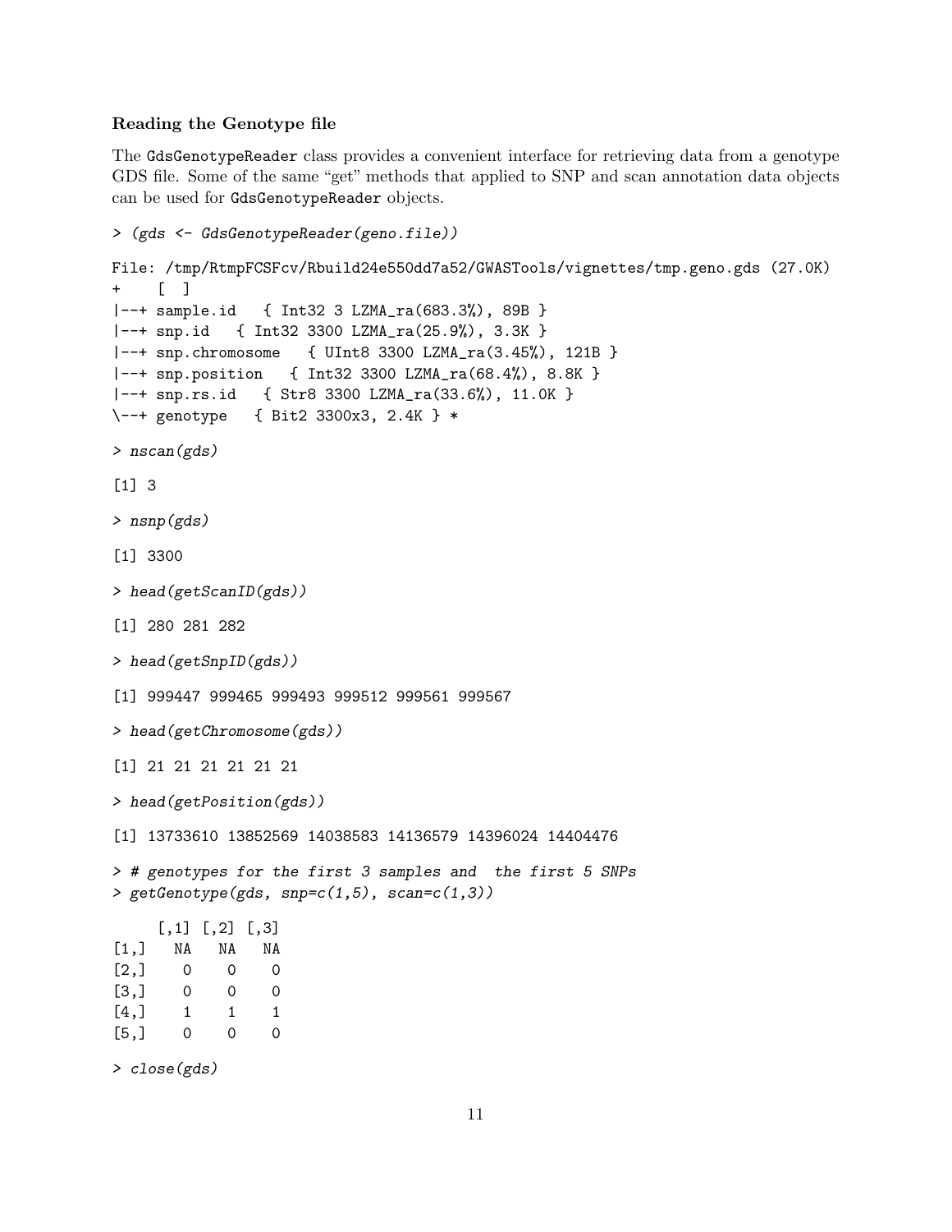### Reading the Genotype file

The `GdsGenotypeReader` class provides a convenient interface for retrieving data from a genotype GDS file. Some of the same "get" methods that applied to SNP and scan annotation data objects can be used for `GdsGenotypeReader` objects.

```
> (gds <- GdsGenotypeReader(geno.file))

File: /tmp/RtmpFCSFcv/Rbuild24e550dd7a52/GWASTools/vignettes/tmp.geno.gds (27.0K)
+    [  ]
|--+ sample.id   { Int32 3 LZMA_ra(683.3%), 89B }
|--+ snp.id   { Int32 3300 LZMA_ra(25.9%), 3.3K }
|--+ snp.chromosome   { UInt8 3300 LZMA_ra(3.45%), 121B }
|--+ snp.position   { Int32 3300 LZMA_ra(68.4%), 8.8K }
|--+ snp.rs.id   { Str8 3300 LZMA_ra(33.6%), 11.0K }
\--+ genotype   { Bit2 3300x3, 2.4K } *

> nscan(gds)

[1] 3

> nsnp(gds)

[1] 3300

> head(getScanID(gds))

[1] 280 281 282

> head(getSnpID(gds))

[1] 999447 999465 999493 999512 999561 999567

> head(getChromosome(gds))

[1] 21 21 21 21 21 21

> head(getPosition(gds))

[1] 13733610 13852569 14038583 14136579 14396024 14404476

> # genotypes for the first 3 samples and  the first 5 SNPs
> getGenotype(gds, snp=c(1,5), scan=c(1,3))

     [,1] [,2] [,3]
[1,]   NA   NA   NA
[2,]    0    0    0
[3,]    0    0    0
[4,]    1    1    1
[5,]    0    0    0

> close(gds)
```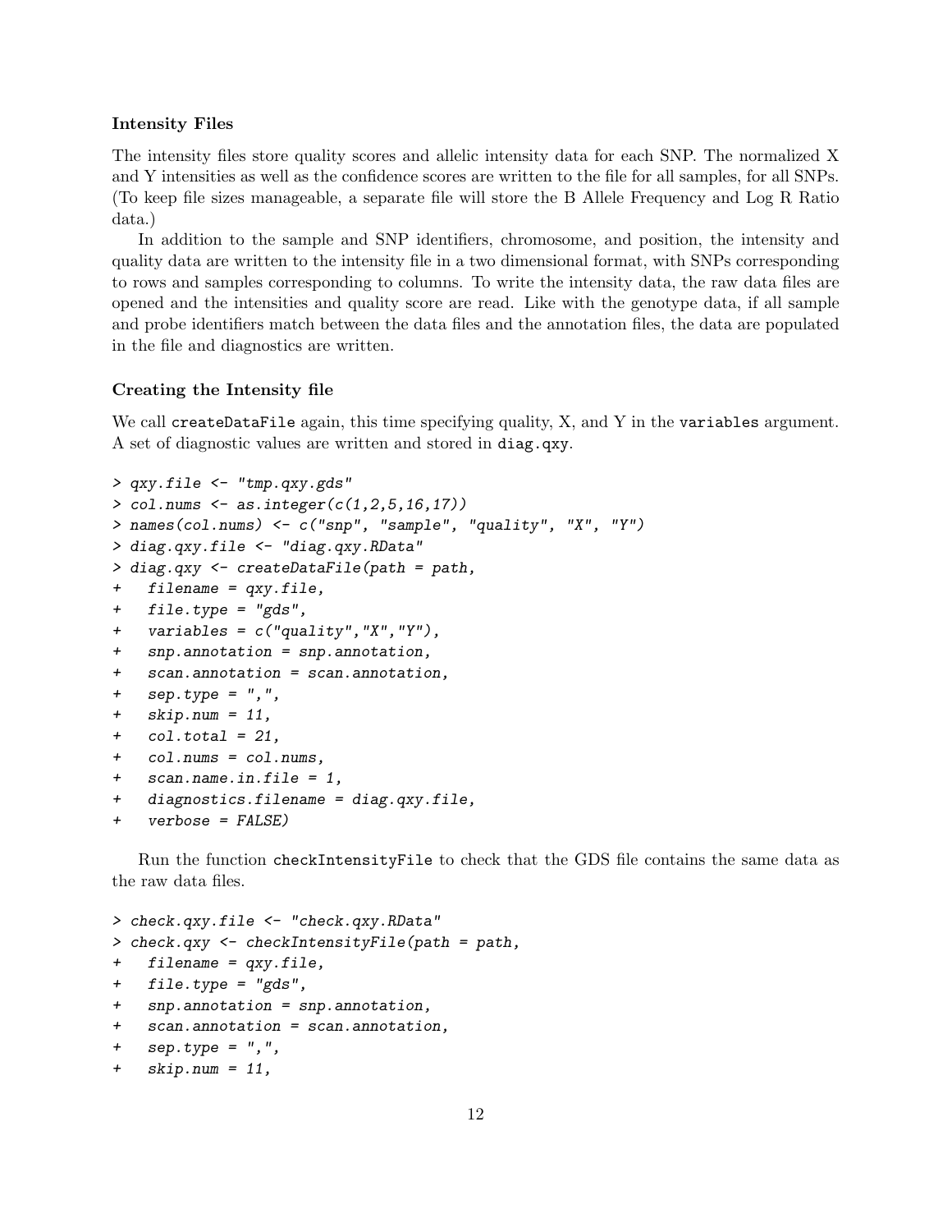### Intensity Files

The intensity files store quality scores and allelic intensity data for each SNP. The normalized X and Y intensities as well as the confidence scores are written to the file for all samples, for all SNPs. (To keep file sizes manageable, a separate file will store the B Allele Frequency and Log R Ratio data.)

In addition to the sample and SNP identifiers, chromosome, and position, the intensity and quality data are written to the intensity file in a two dimensional format, with SNPs corresponding to rows and samples corresponding to columns. To write the intensity data, the raw data files are opened and the intensities and quality score are read. Like with the genotype data, if all sample and probe identifiers match between the data files and the annotation files, the data are populated in the file and diagnostics are written.

### Creating the Intensity file

We call `createDataFile` again, this time specifying quality, X, and Y in the `variables` argument. A set of diagnostic values are written and stored in `diag.qxy`.

```
> qxy.file <- "tmp.qxy.gds"
> col.nums <- as.integer(c(1,2,5,16,17))
> names(col.nums) <- c("snp", "sample", "quality", "X", "Y")
> diag.qxy.file <- "diag.qxy.RData"
> diag.qxy <- createDataFile(path = path,
+   filename = qxy.file,
+   file.type = "gds",
+   variables = c("quality","X","Y"),
+   snp.annotation = snp.annotation,
+   scan.annotation = scan.annotation,
+   sep.type = ",",
+   skip.num = 11,
+   col.total = 21,
+   col.nums = col.nums,
+   scan.name.in.file = 1,
+   diagnostics.filename = diag.qxy.file,
+   verbose = FALSE)
```

Run the function `checkIntensityFile` to check that the GDS file contains the same data as the raw data files.

```
> check.qxy.file <- "check.qxy.RData"
> check.qxy <- checkIntensityFile(path = path,
+   filename = qxy.file,
+   file.type = "gds",
+   snp.annotation = snp.annotation,
+   scan.annotation = scan.annotation,
+   sep.type = ",",
+   skip.num = 11,
```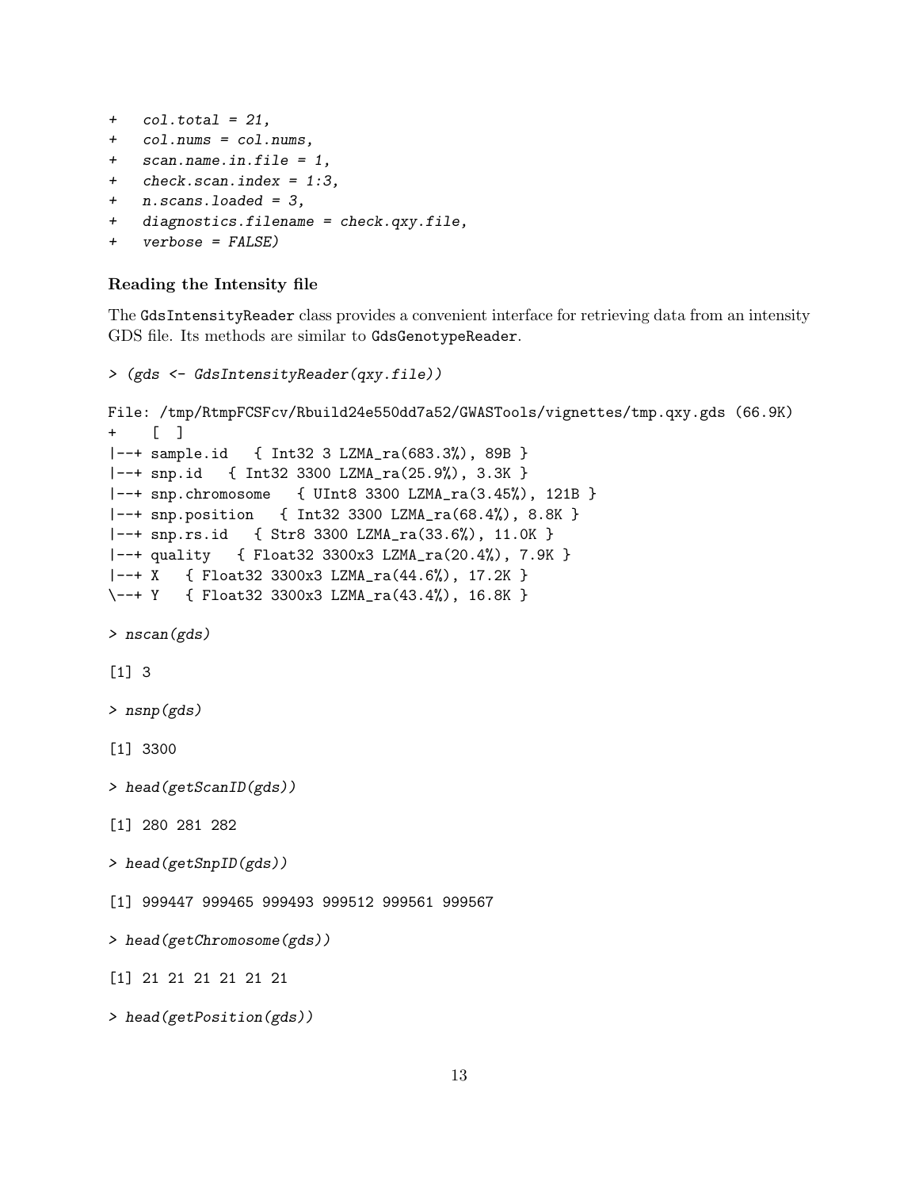```
+   col.total = 21,
+   col.nums = col.nums,
+   scan.name.in.file = 1,
+   check.scan.index = 1:3,
+   n.scans.loaded = 3,
+   diagnostics.filename = check.qxy.file,
+   verbose = FALSE)
```

### Reading the Intensity file

The `GdsIntensityReader` class provides a convenient interface for retrieving data from an intensity GDS file. Its methods are similar to `GdsGenotypeReader`.

```
> (gds <- GdsIntensityReader(qxy.file))

File: /tmp/RtmpFCSFcv/Rbuild24e550dd7a52/GWASTools/vignettes/tmp.qxy.gds (66.9K)
+    [  ]
|--+ sample.id   { Int32 3 LZMA_ra(683.3%), 89B }
|--+ snp.id   { Int32 3300 LZMA_ra(25.9%), 3.3K }
|--+ snp.chromosome   { UInt8 3300 LZMA_ra(3.45%), 121B }
|--+ snp.position   { Int32 3300 LZMA_ra(68.4%), 8.8K }
|--+ snp.rs.id   { Str8 3300 LZMA_ra(33.6%), 11.0K }
|--+ quality   { Float32 3300x3 LZMA_ra(20.4%), 7.9K }
|--+ X   { Float32 3300x3 LZMA_ra(44.6%), 17.2K }
\--+ Y   { Float32 3300x3 LZMA_ra(43.4%), 16.8K }

> nscan(gds)

[1] 3

> nsnp(gds)

[1] 3300

> head(getScanID(gds))

[1] 280 281 282

> head(getSnpID(gds))

[1] 999447 999465 999493 999512 999561 999567

> head(getChromosome(gds))

[1] 21 21 21 21 21 21

> head(getPosition(gds))
```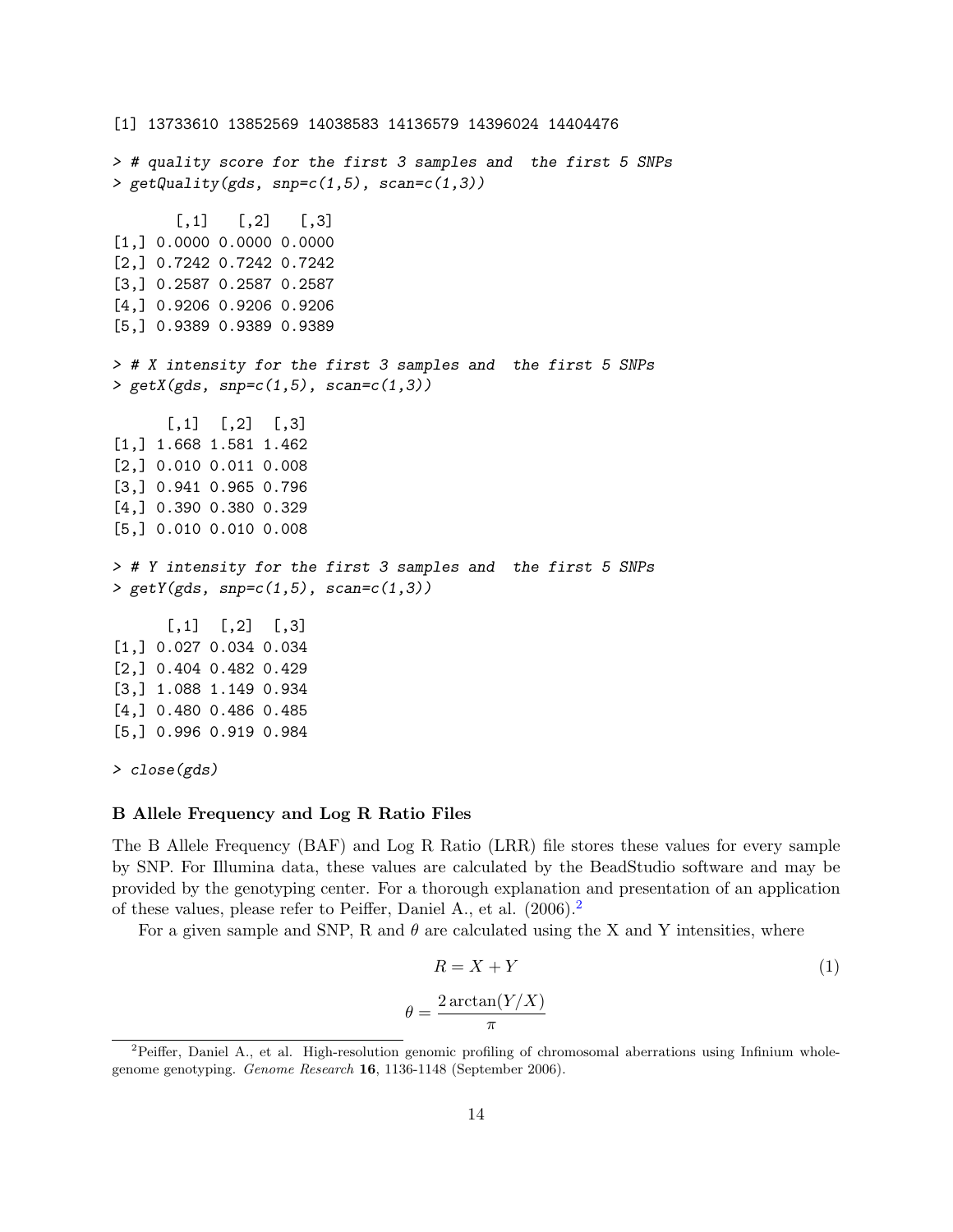```
[1] 13733610 13852569 14038583 14136579 14396024 14404476

> # quality score for the first 3 samples and  the first 5 SNPs
> getQuality(gds, snp=c(1,5), scan=c(1,3))

       [,1]   [,2]   [,3]
[1,] 0.0000 0.0000 0.0000
[2,] 0.7242 0.7242 0.7242
[3,] 0.2587 0.2587 0.2587
[4,] 0.9206 0.9206 0.9206
[5,] 0.9389 0.9389 0.9389

> # X intensity for the first 3 samples and  the first 5 SNPs
> getX(gds, snp=c(1,5), scan=c(1,3))

      [,1]  [,2]  [,3]
[1,] 1.668 1.581 1.462
[2,] 0.010 0.011 0.008
[3,] 0.941 0.965 0.796
[4,] 0.390 0.380 0.329
[5,] 0.010 0.010 0.008

> # Y intensity for the first 3 samples and  the first 5 SNPs
> getY(gds, snp=c(1,5), scan=c(1,3))

      [,1]  [,2]  [,3]
[1,] 0.027 0.034 0.034
[2,] 0.404 0.482 0.429
[3,] 1.088 1.149 0.934
[4,] 0.480 0.486 0.485
[5,] 0.996 0.919 0.984

> close(gds)
```

### B Allele Frequency and Log R Ratio Files

The B Allele Frequency (BAF) and Log R Ratio (LRR) file stores these values for every sample by SNP. For Illumina data, these values are calculated by the BeadStudio software and may be provided by the genotyping center. For a thorough explanation and presentation of an application of these values, please refer to Peiffer, Daniel A., et al. (2006).[2]

For a given sample and SNP, R and $\theta$ are calculated using the X and Y intensities, where

$$R = X + Y \tag{1}$$

$$\theta = \frac{2\arctan(Y/X)}{\pi}$$

[2] Peiffer, Daniel A., et al. High-resolution genomic profiling of chromosomal aberrations using Infinium whole-genome genotyping. *Genome Research* **16**, 1136-1148 (September 2006).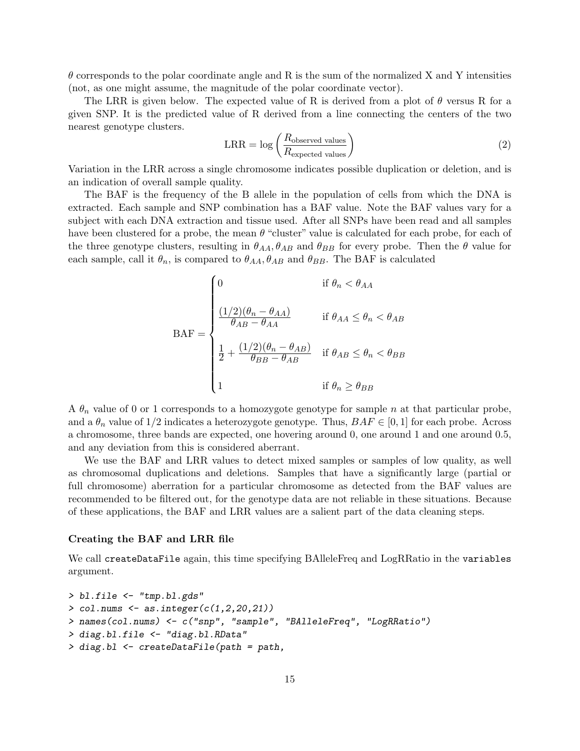$\theta$ corresponds to the polar coordinate angle and R is the sum of the normalized X and Y intensities (not, as one might assume, the magnitude of the polar coordinate vector).

The LRR is given below. The expected value of R is derived from a plot of $\theta$ versus R for a given SNP. It is the predicted value of R derived from a line connecting the centers of the two nearest genotype clusters.

$$\text{LRR} = \log\left(\frac{R_{\text{observed values}}}{R_{\text{expected values}}}\right) \tag{2}$$

Variation in the LRR across a single chromosome indicates possible duplication or deletion, and is an indication of overall sample quality.

The BAF is the frequency of the B allele in the population of cells from which the DNA is extracted. Each sample and SNP combination has a BAF value. Note the BAF values vary for a subject with each DNA extraction and tissue used. After all SNPs have been read and all samples have been clustered for a probe, the mean $\theta$ "cluster" value is calculated for each probe, for each of the three genotype clusters, resulting in $\theta_{AA}, \theta_{AB}$ and $\theta_{BB}$ for every probe. Then the $\theta$ value for each sample, call it $\theta_n$, is compared to $\theta_{AA}, \theta_{AB}$ and $\theta_{BB}$. The BAF is calculated

$$\text{BAF} = \begin{cases} 0 & \text{if } \theta_n < \theta_{AA} \\ \dfrac{(1/2)(\theta_n - \theta_{AA})}{\theta_{AB} - \theta_{AA}} & \text{if } \theta_{AA} \leq \theta_n < \theta_{AB} \\ \dfrac{1}{2} + \dfrac{(1/2)(\theta_n - \theta_{AB})}{\theta_{BB} - \theta_{AB}} & \text{if } \theta_{AB} \leq \theta_n < \theta_{BB} \\ 1 & \text{if } \theta_n \geq \theta_{BB} \end{cases}$$

A $\theta_n$ value of 0 or 1 corresponds to a homozygote genotype for sample $n$ at that particular probe, and a $\theta_n$ value of 1/2 indicates a heterozygote genotype. Thus, $BAF \in [0, 1]$ for each probe. Across a chromosome, three bands are expected, one hovering around 0, one around 1 and one around 0.5, and any deviation from this is considered aberrant.

We use the BAF and LRR values to detect mixed samples or samples of low quality, as well as chromosomal duplications and deletions. Samples that have a significantly large (partial or full chromosome) aberration for a particular chromosome as detected from the BAF values are recommended to be filtered out, for the genotype data are not reliable in these situations. Because of these applications, the BAF and LRR values are a salient part of the data cleaning steps.

### Creating the BAF and LRR file

We call `createDataFile` again, this time specifying BAlleleFreq and LogRRatio in the `variables` argument.

```
> bl.file <- "tmp.bl.gds"
> col.nums <- as.integer(c(1,2,20,21))
> names(col.nums) <- c("snp", "sample", "BAlleleFreq", "LogRRatio")
> diag.bl.file <- "diag.bl.RData"
> diag.bl <- createDataFile(path = path,
```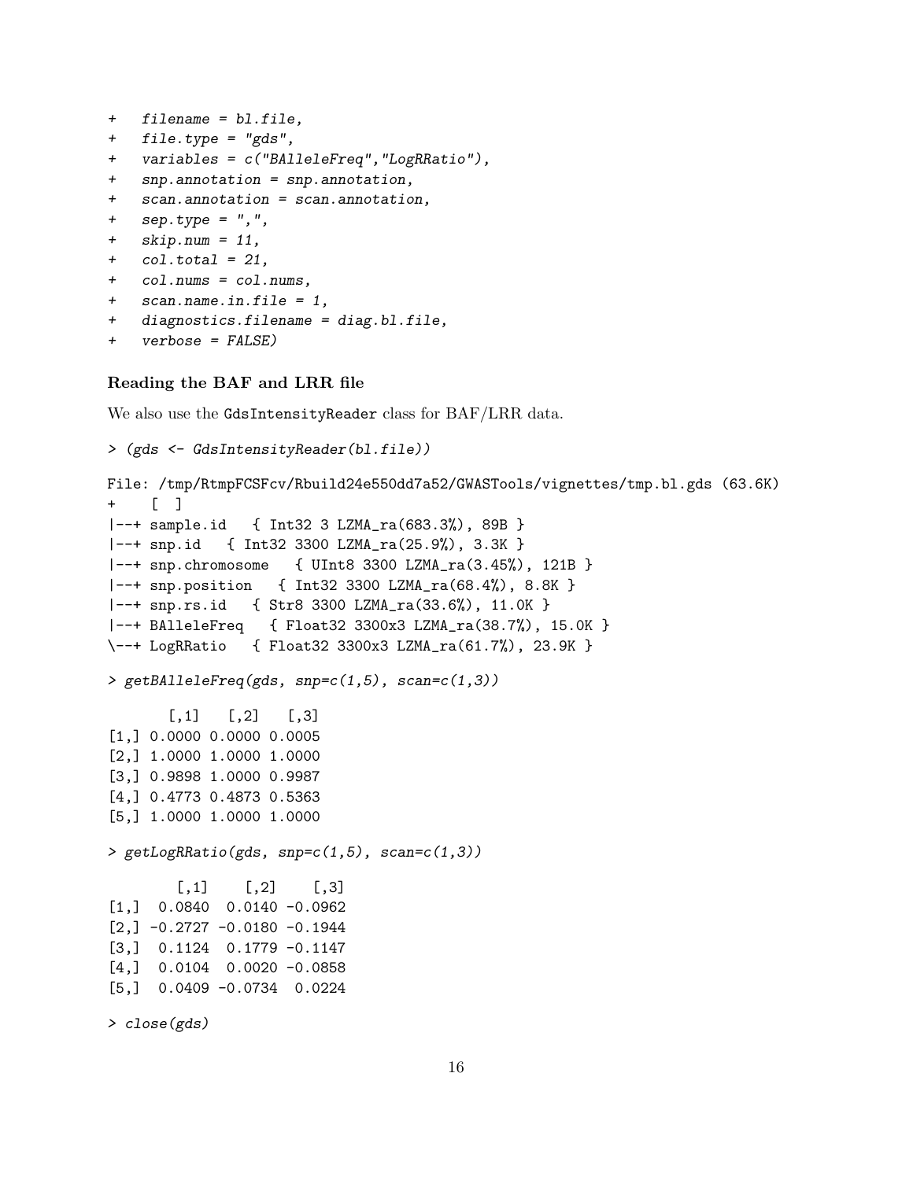```
+   filename = bl.file,
+   file.type = "gds",
+   variables = c("BAlleleFreq","LogRRatio"),
+   snp.annotation = snp.annotation,
+   scan.annotation = scan.annotation,
+   sep.type = ",",
+   skip.num = 11,
+   col.total = 21,
+   col.nums = col.nums,
+   scan.name.in.file = 1,
+   diagnostics.filename = diag.bl.file,
+   verbose = FALSE)
```

### Reading the BAF and LRR file

We also use the `GdsIntensityReader` class for BAF/LRR data.

```
> (gds <- GdsIntensityReader(bl.file))

File: /tmp/RtmpFCSFcv/Rbuild24e550dd7a52/GWASTools/vignettes/tmp.bl.gds (63.6K)
+    [  ]
|--+ sample.id   { Int32 3 LZMA_ra(683.3%), 89B }
|--+ snp.id   { Int32 3300 LZMA_ra(25.9%), 3.3K }
|--+ snp.chromosome   { UInt8 3300 LZMA_ra(3.45%), 121B }
|--+ snp.position   { Int32 3300 LZMA_ra(68.4%), 8.8K }
|--+ snp.rs.id   { Str8 3300 LZMA_ra(33.6%), 11.0K }
|--+ BAlleleFreq   { Float32 3300x3 LZMA_ra(38.7%), 15.0K }
\--+ LogRRatio   { Float32 3300x3 LZMA_ra(61.7%), 23.9K }

> getBAlleleFreq(gds, snp=c(1,5), scan=c(1,3))

       [,1]   [,2]   [,3]
[1,] 0.0000 0.0000 0.0005
[2,] 1.0000 1.0000 1.0000
[3,] 0.9898 1.0000 0.9987
[4,] 0.4773 0.4873 0.5363
[5,] 1.0000 1.0000 1.0000

> getLogRRatio(gds, snp=c(1,5), scan=c(1,3))

        [,1]    [,2]    [,3]
[1,]  0.0840  0.0140 -0.0962
[2,] -0.2727 -0.0180 -0.1944
[3,]  0.1124  0.1779 -0.1147
[4,]  0.0104  0.0020 -0.0858
[5,]  0.0409 -0.0734  0.0224

> close(gds)
```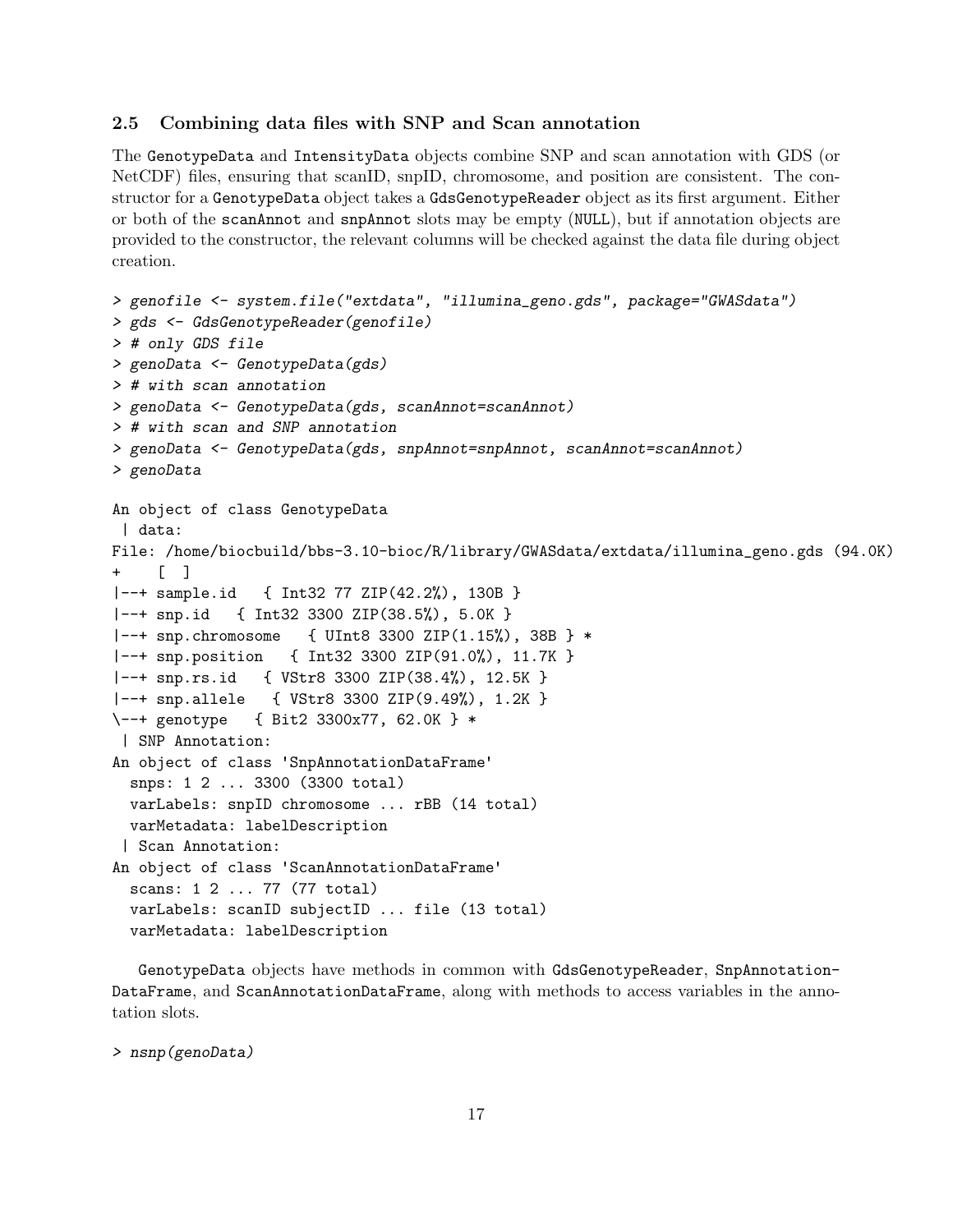### 2.5 Combining data files with SNP and Scan annotation

The GenotypeData and IntensityData objects combine SNP and scan annotation with GDS (or NetCDF) files, ensuring that scanID, snpID, chromosome, and position are consistent. The constructor for a GenotypeData object takes a GdsGenotypeReader object as its first argument. Either or both of the scanAnnot and snpAnnot slots may be empty (NULL), but if annotation objects are provided to the constructor, the relevant columns will be checked against the data file during object creation.

```
> genofile <- system.file("extdata", "illumina_geno.gds", package="GWASdata")
> gds <- GdsGenotypeReader(genofile)
> # only GDS file
> genoData <- GenotypeData(gds)
> # with scan annotation
> genoData <- GenotypeData(gds, scanAnnot=scanAnnot)
> # with scan and SNP annotation
> genoData <- GenotypeData(gds, snpAnnot=snpAnnot, scanAnnot=scanAnnot)
> genoData

An object of class GenotypeData
 | data:
File: /home/biocbuild/bbs-3.10-bioc/R/library/GWASdata/extdata/illumina_geno.gds (94.0K)
+    [  ]
|--+ sample.id   { Int32 77 ZIP(42.2%), 130B }
|--+ snp.id   { Int32 3300 ZIP(38.5%), 5.0K }
|--+ snp.chromosome   { UInt8 3300 ZIP(1.15%), 38B } *
|--+ snp.position   { Int32 3300 ZIP(91.0%), 11.7K }
|--+ snp.rs.id   { VStr8 3300 ZIP(38.4%), 12.5K }
|--+ snp.allele   { VStr8 3300 ZIP(9.49%), 1.2K }
\--+ genotype   { Bit2 3300x77, 62.0K } *
 | SNP Annotation:
An object of class 'SnpAnnotationDataFrame'
  snps: 1 2 ... 3300 (3300 total)
  varLabels: snpID chromosome ... rBB (14 total)
  varMetadata: labelDescription
 | Scan Annotation:
An object of class 'ScanAnnotationDataFrame'
  scans: 1 2 ... 77 (77 total)
  varLabels: scanID subjectID ... file (13 total)
  varMetadata: labelDescription
```

GenotypeData objects have methods in common with GdsGenotypeReader, SnpAnnotationDataFrame, and ScanAnnotationDataFrame, along with methods to access variables in the annotation slots.

```
> nsnp(genoData)
```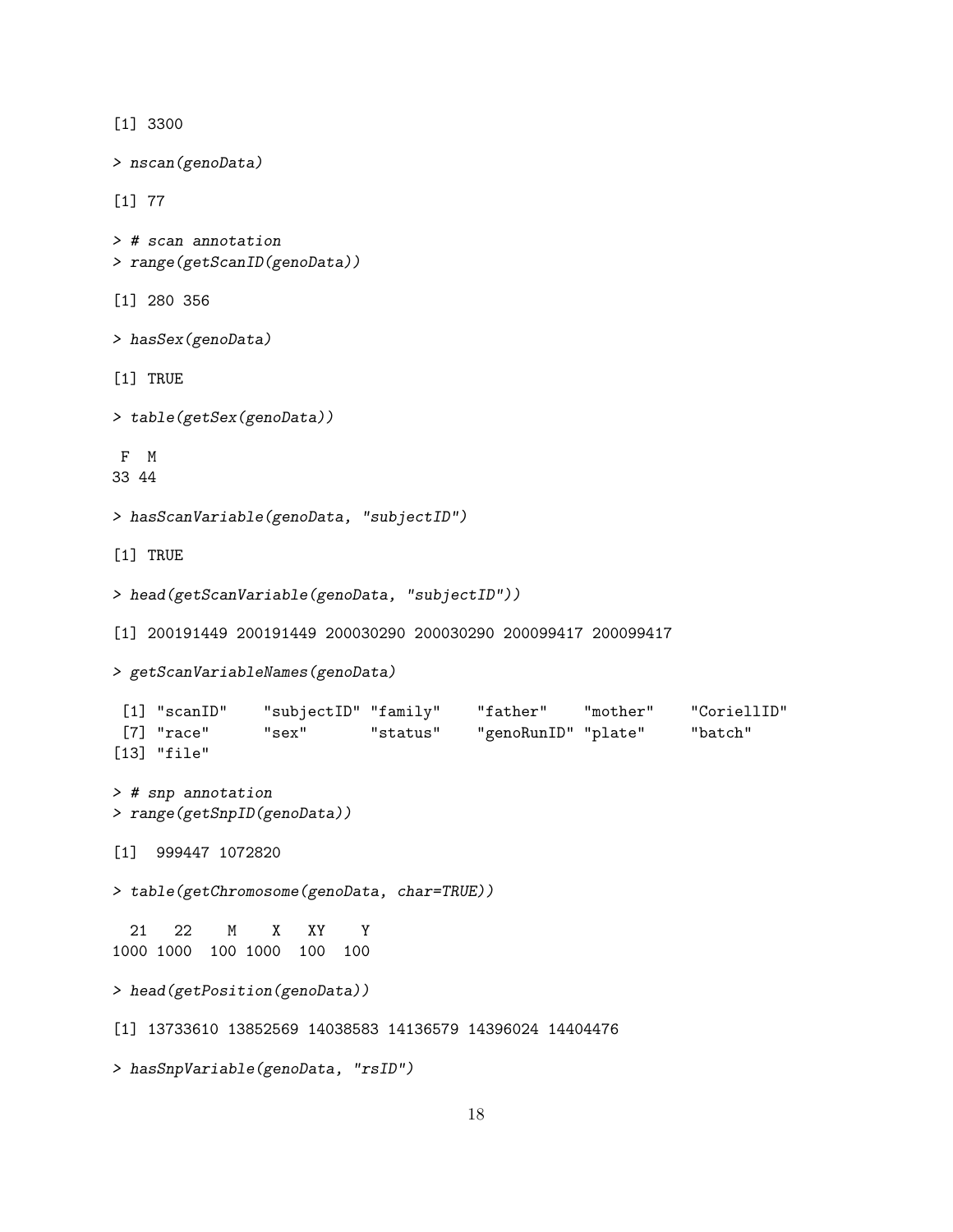```
[1] 3300

> nscan(genoData)

[1] 77

> # scan annotation
> range(getScanID(genoData))

[1] 280 356

> hasSex(genoData)

[1] TRUE

> table(getSex(genoData))

 F  M
33 44

> hasScanVariable(genoData, "subjectID")

[1] TRUE

> head(getScanVariable(genoData, "subjectID"))

[1] 200191449 200191449 200030290 200030290 200099417 200099417

> getScanVariableNames(genoData)

 [1] "scanID"    "subjectID" "family"    "father"    "mother"    "CoriellID"
 [7] "race"      "sex"       "status"    "genoRunID" "plate"     "batch"
[13] "file"

> # snp annotation
> range(getSnpID(genoData))

[1]  999447 1072820

> table(getChromosome(genoData, char=TRUE))

  21   22    M    X   XY    Y
1000 1000  100 1000  100  100

> head(getPosition(genoData))

[1] 13733610 13852569 14038583 14136579 14396024 14404476

> hasSnpVariable(genoData, "rsID")
```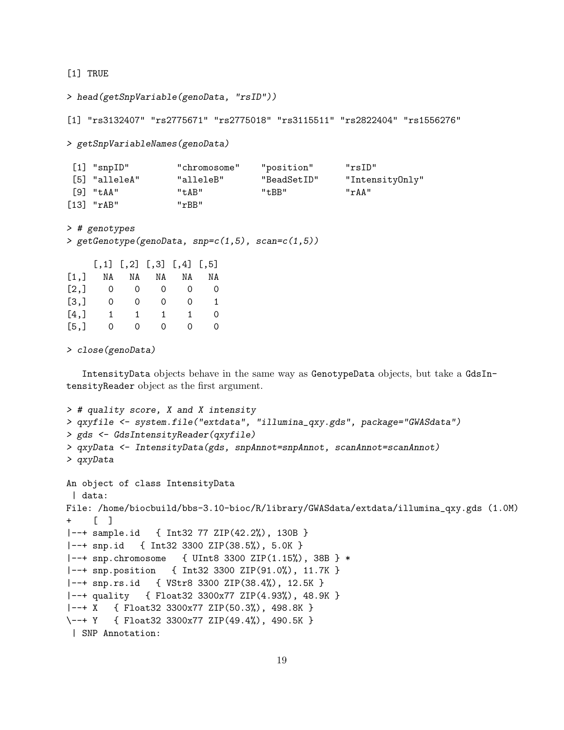```
[1] TRUE

> head(getSnpVariable(genoData, "rsID"))

[1] "rs3132407" "rs2775671" "rs2775018" "rs3115511" "rs2822404" "rs1556276"

> getSnpVariableNames(genoData)

 [1] "snpID"         "chromosome"    "position"      "rsID"
 [5] "alleleA"       "alleleB"       "BeadSetID"     "IntensityOnly"
 [9] "tAA"           "tAB"           "tBB"           "rAA"
[13] "rAB"           "rBB"

> # genotypes
> getGenotype(genoData, snp=c(1,5), scan=c(1,5))

     [,1] [,2] [,3] [,4] [,5]
[1,]   NA   NA   NA   NA   NA
[2,]    0    0    0    0    0
[3,]    0    0    0    0    1
[4,]    1    1    1    1    0
[5,]    0    0    0    0    0

> close(genoData)
```

IntensityData objects behave in the same way as GenotypeData objects, but take a GdsIntensityReader object as the first argument.

```
> # quality score, X and X intensity
> qxyfile <- system.file("extdata", "illumina_qxy.gds", package="GWASdata")
> gds <- GdsIntensityReader(qxyfile)
> qxyData <- IntensityData(gds, snpAnnot=snpAnnot, scanAnnot=scanAnnot)
> qxyData

An object of class IntensityData
 | data:
File: /home/biocbuild/bbs-3.10-bioc/R/library/GWASdata/extdata/illumina_qxy.gds (1.0M)
+    [  ]
|--+ sample.id   { Int32 77 ZIP(42.2%), 130B }
|--+ snp.id   { Int32 3300 ZIP(38.5%), 5.0K }
|--+ snp.chromosome   { UInt8 3300 ZIP(1.15%), 38B } *
|--+ snp.position   { Int32 3300 ZIP(91.0%), 11.7K }
|--+ snp.rs.id   { VStr8 3300 ZIP(38.4%), 12.5K }
|--+ quality   { Float32 3300x77 ZIP(4.93%), 48.9K }
|--+ X   { Float32 3300x77 ZIP(50.3%), 498.8K }
\--+ Y   { Float32 3300x77 ZIP(49.4%), 490.5K }
 | SNP Annotation:
```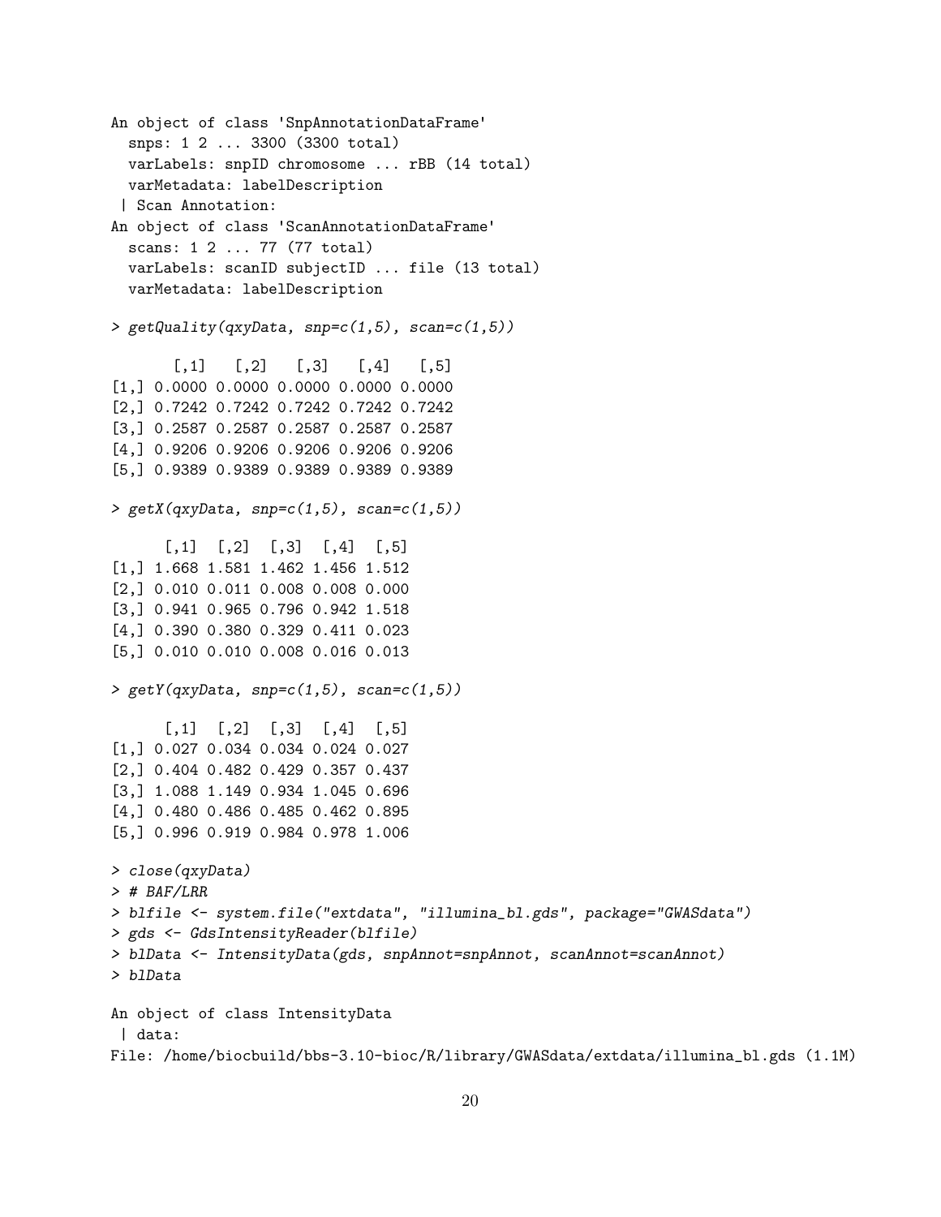```
An object of class 'SnpAnnotationDataFrame'
  snps: 1 2 ... 3300 (3300 total)
  varLabels: snpID chromosome ... rBB (14 total)
  varMetadata: labelDescription
 | Scan Annotation:
An object of class 'ScanAnnotationDataFrame'
  scans: 1 2 ... 77 (77 total)
  varLabels: scanID subjectID ... file (13 total)
  varMetadata: labelDescription

> getQuality(qxyData, snp=c(1,5), scan=c(1,5))

       [,1]   [,2]   [,3]   [,4]   [,5]
[1,] 0.0000 0.0000 0.0000 0.0000 0.0000
[2,] 0.7242 0.7242 0.7242 0.7242 0.7242
[3,] 0.2587 0.2587 0.2587 0.2587 0.2587
[4,] 0.9206 0.9206 0.9206 0.9206 0.9206
[5,] 0.9389 0.9389 0.9389 0.9389 0.9389

> getX(qxyData, snp=c(1,5), scan=c(1,5))

      [,1]  [,2]  [,3]  [,4]  [,5]
[1,] 1.668 1.581 1.462 1.456 1.512
[2,] 0.010 0.011 0.008 0.008 0.000
[3,] 0.941 0.965 0.796 0.942 1.518
[4,] 0.390 0.380 0.329 0.411 0.023
[5,] 0.010 0.010 0.008 0.016 0.013

> getY(qxyData, snp=c(1,5), scan=c(1,5))

      [,1]  [,2]  [,3]  [,4]  [,5]
[1,] 0.027 0.034 0.034 0.024 0.027
[2,] 0.404 0.482 0.429 0.357 0.437
[3,] 1.088 1.149 0.934 1.045 0.696
[4,] 0.480 0.486 0.485 0.462 0.895
[5,] 0.996 0.919 0.984 0.978 1.006

> close(qxyData)
> # BAF/LRR
> blfile <- system.file("extdata", "illumina_bl.gds", package="GWASdata")
> gds <- GdsIntensityReader(blfile)
> blData <- IntensityData(gds, snpAnnot=snpAnnot, scanAnnot=scanAnnot)
> blData

An object of class IntensityData
 | data:
File: /home/biocbuild/bbs-3.10-bioc/R/library/GWASdata/extdata/illumina_bl.gds (1.1M)
```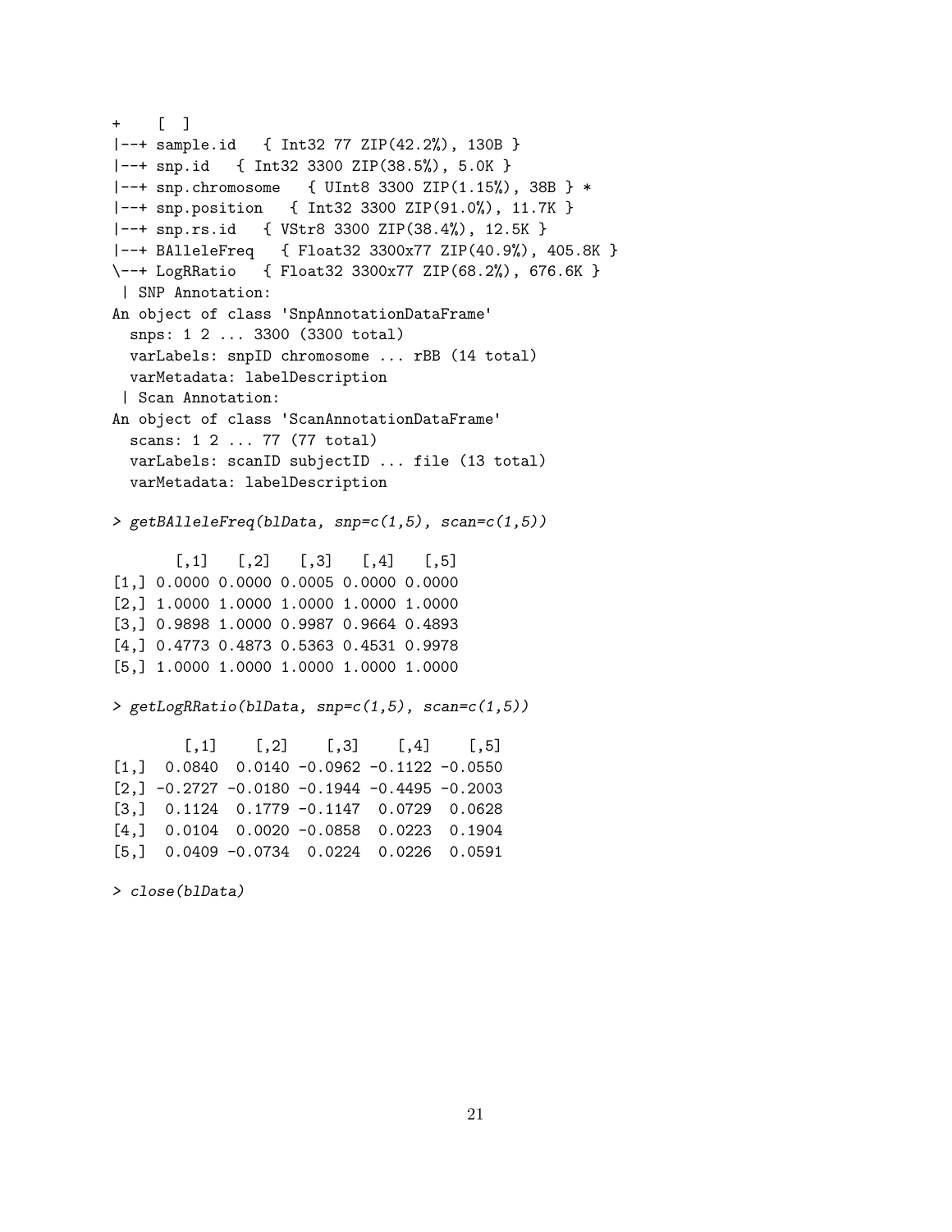```
+    [ ]
|--+ sample.id   { Int32 77 ZIP(42.2%), 130B }
|--+ snp.id   { Int32 3300 ZIP(38.5%), 5.0K }
|--+ snp.chromosome   { UInt8 3300 ZIP(1.15%), 38B } *
|--+ snp.position   { Int32 3300 ZIP(91.0%), 11.7K }
|--+ snp.rs.id   { VStr8 3300 ZIP(38.4%), 12.5K }
|--+ BAlleleFreq   { Float32 3300x77 ZIP(40.9%), 405.8K }
\--+ LogRRatio   { Float32 3300x77 ZIP(68.2%), 676.6K }
 | SNP Annotation:
An object of class 'SnpAnnotationDataFrame'
  snps: 1 2 ... 3300 (3300 total)
  varLabels: snpID chromosome ... rBB (14 total)
  varMetadata: labelDescription
 | Scan Annotation:
An object of class 'ScanAnnotationDataFrame'
  scans: 1 2 ... 77 (77 total)
  varLabels: scanID subjectID ... file (13 total)
  varMetadata: labelDescription

> getBAlleleFreq(blData, snp=c(1,5), scan=c(1,5))

       [,1]   [,2]   [,3]   [,4]   [,5]
[1,] 0.0000 0.0000 0.0005 0.0000 0.0000
[2,] 1.0000 1.0000 1.0000 1.0000 1.0000
[3,] 0.9898 1.0000 0.9987 0.9664 0.4893
[4,] 0.4773 0.4873 0.5363 0.4531 0.9978
[5,] 1.0000 1.0000 1.0000 1.0000 1.0000

> getLogRRatio(blData, snp=c(1,5), scan=c(1,5))

        [,1]    [,2]    [,3]    [,4]    [,5]
[1,]  0.0840  0.0140 -0.0962 -0.1122 -0.0550
[2,] -0.2727 -0.0180 -0.1944 -0.4495 -0.2003
[3,]  0.1124  0.1779 -0.1147  0.0729  0.0628
[4,]  0.0104  0.0020 -0.0858  0.0223  0.1904
[5,]  0.0409 -0.0734  0.0224  0.0226  0.0591

> close(blData)
```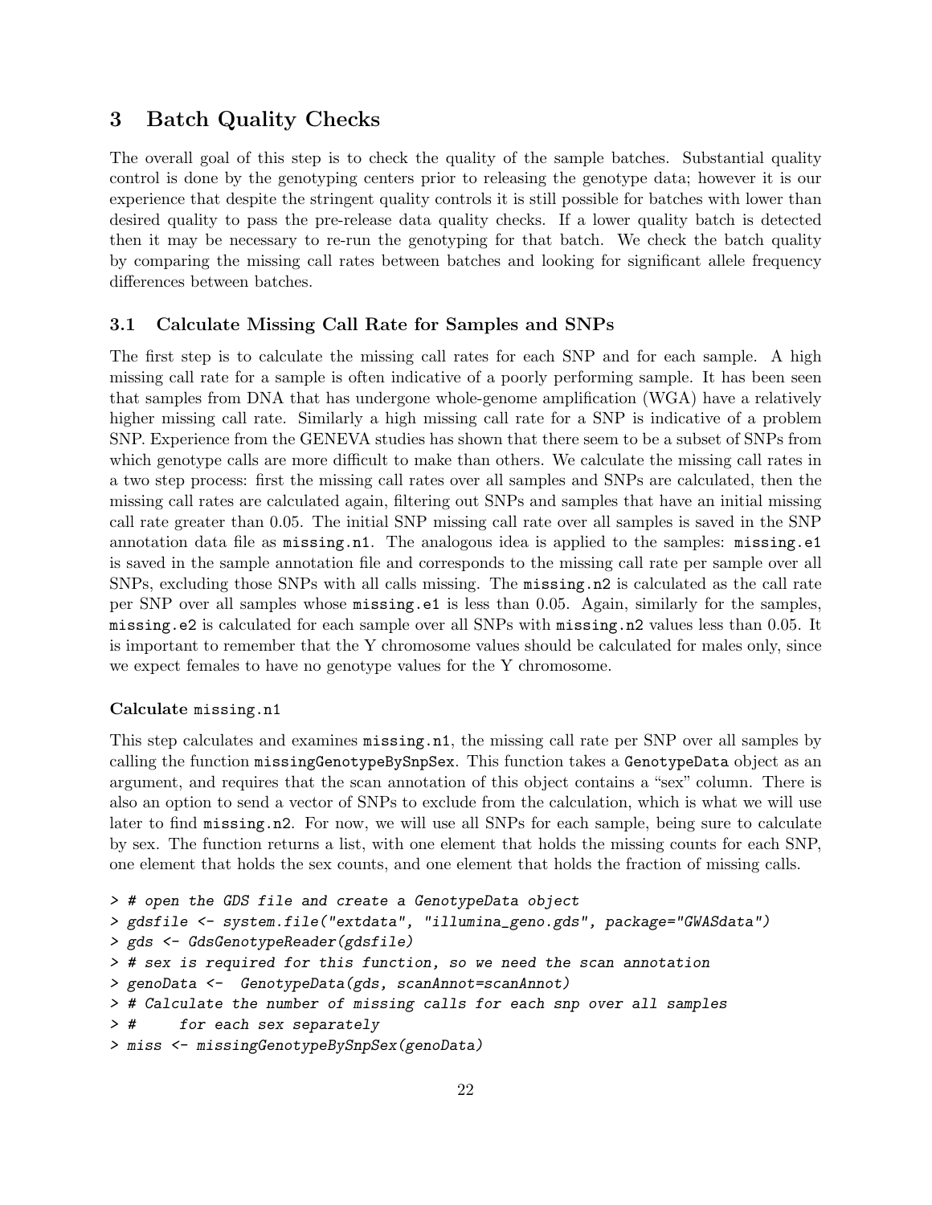## 3 Batch Quality Checks

The overall goal of this step is to check the quality of the sample batches. Substantial quality control is done by the genotyping centers prior to releasing the genotype data; however it is our experience that despite the stringent quality controls it is still possible for batches with lower than desired quality to pass the pre-release data quality checks. If a lower quality batch is detected then it may be necessary to re-run the genotyping for that batch. We check the batch quality by comparing the missing call rates between batches and looking for significant allele frequency differences between batches.

### 3.1 Calculate Missing Call Rate for Samples and SNPs

The first step is to calculate the missing call rates for each SNP and for each sample. A high missing call rate for a sample is often indicative of a poorly performing sample. It has been seen that samples from DNA that has undergone whole-genome amplification (WGA) have a relatively higher missing call rate. Similarly a high missing call rate for a SNP is indicative of a problem SNP. Experience from the GENEVA studies has shown that there seem to be a subset of SNPs from which genotype calls are more difficult to make than others. We calculate the missing call rates in a two step process: first the missing call rates over all samples and SNPs are calculated, then the missing call rates are calculated again, filtering out SNPs and samples that have an initial missing call rate greater than 0.05. The initial SNP missing call rate over all samples is saved in the SNP annotation data file as `missing.n1`. The analogous idea is applied to the samples: `missing.e1` is saved in the sample annotation file and corresponds to the missing call rate per sample over all SNPs, excluding those SNPs with all calls missing. The `missing.n2` is calculated as the call rate per SNP over all samples whose `missing.e1` is less than 0.05. Again, similarly for the samples, `missing.e2` is calculated for each sample over all SNPs with `missing.n2` values less than 0.05. It is important to remember that the Y chromosome values should be calculated for males only, since we expect females to have no genotype values for the Y chromosome.

#### Calculate `missing.n1`

This step calculates and examines `missing.n1`, the missing call rate per SNP over all samples by calling the function `missingGenotypeBySnpSex`. This function takes a `GenotypeData` object as an argument, and requires that the scan annotation of this object contains a "sex" column. There is also an option to send a vector of SNPs to exclude from the calculation, which is what we will use later to find `missing.n2`. For now, we will use all SNPs for each sample, being sure to calculate by sex. The function returns a list, with one element that holds the missing counts for each SNP, one element that holds the sex counts, and one element that holds the fraction of missing calls.

```
> # open the GDS file and create a GenotypeData object
> gdsfile <- system.file("extdata", "illumina_geno.gds", package="GWASdata")
> gds <- GdsGenotypeReader(gdsfile)
> # sex is required for this function, so we need the scan annotation
> genoData <-  GenotypeData(gds, scanAnnot=scanAnnot)
> # Calculate the number of missing calls for each snp over all samples
> #     for each sex separately
> miss <- missingGenotypeBySnpSex(genoData)
```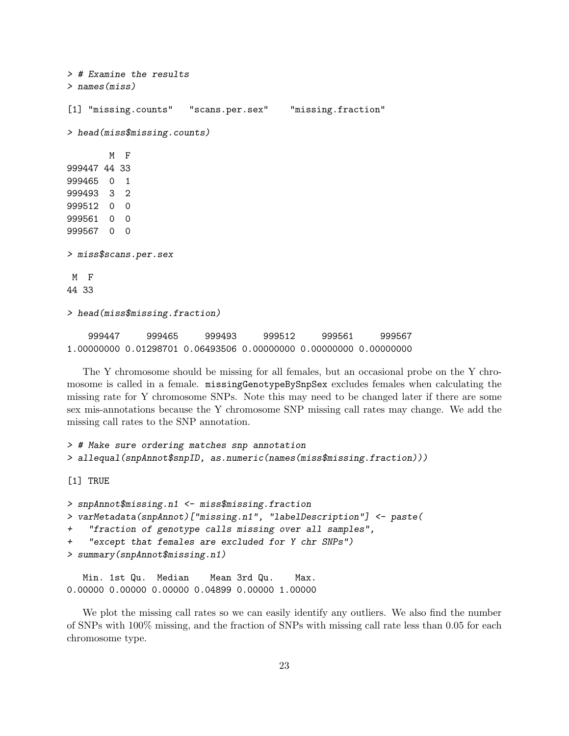```
> # Examine the results
> names(miss)

[1] "missing.counts"   "scans.per.sex"    "missing.fraction"

> head(miss$missing.counts)

        M  F
999447 44 33
999465  0  1
999493  3  2
999512  0  0
999561  0  0
999567  0  0

> miss$scans.per.sex

 M  F
44 33

> head(miss$missing.fraction)

    999447     999465     999493     999512     999561     999567
1.00000000 0.01298701 0.06493506 0.00000000 0.00000000 0.00000000
```

The Y chromosome should be missing for all females, but an occasional probe on the Y chromosome is called in a female. `missingGenotypeBySnpSex` excludes females when calculating the missing rate for Y chromosome SNPs. Note this may need to be changed later if there are some sex mis-annotations because the Y chromosome SNP missing call rates may change. We add the missing call rates to the SNP annotation.

```
> # Make sure ordering matches snp annotation
> allequal(snpAnnot$snpID, as.numeric(names(miss$missing.fraction)))

[1] TRUE

> snpAnnot$missing.n1 <- miss$missing.fraction
> varMetadata(snpAnnot)["missing.n1", "labelDescription"] <- paste(
+   "fraction of genotype calls missing over all samples",
+   "except that females are excluded for Y chr SNPs")
> summary(snpAnnot$missing.n1)

   Min. 1st Qu.  Median    Mean 3rd Qu.    Max.
0.00000 0.00000 0.00000 0.04899 0.00000 1.00000
```

We plot the missing call rates so we can easily identify any outliers. We also find the number of SNPs with 100% missing, and the fraction of SNPs with missing call rate less than 0.05 for each chromosome type.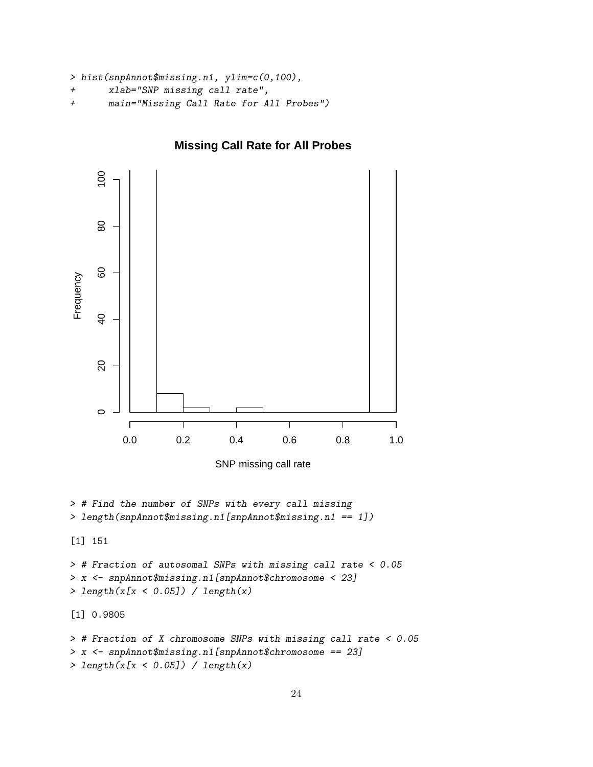```
> hist(snpAnnot$missing.n1, ylim=c(0,100),
+      xlab="SNP missing call rate",
+      main="Missing Call Rate for All Probes")
```

```
> # Find the number of SNPs with every call missing
> length(snpAnnot$missing.n1[snpAnnot$missing.n1 == 1])
```

```
[1] 151
```

```
> # Fraction of autosomal SNPs with missing call rate < 0.05
> x <- snpAnnot$missing.n1[snpAnnot$chromosome < 23]
> length(x[x < 0.05]) / length(x)
```

```
[1] 0.9805
```

```
> # Fraction of X chromosome SNPs with missing call rate < 0.05
> x <- snpAnnot$missing.n1[snpAnnot$chromosome == 23]
> length(x[x < 0.05]) / length(x)
```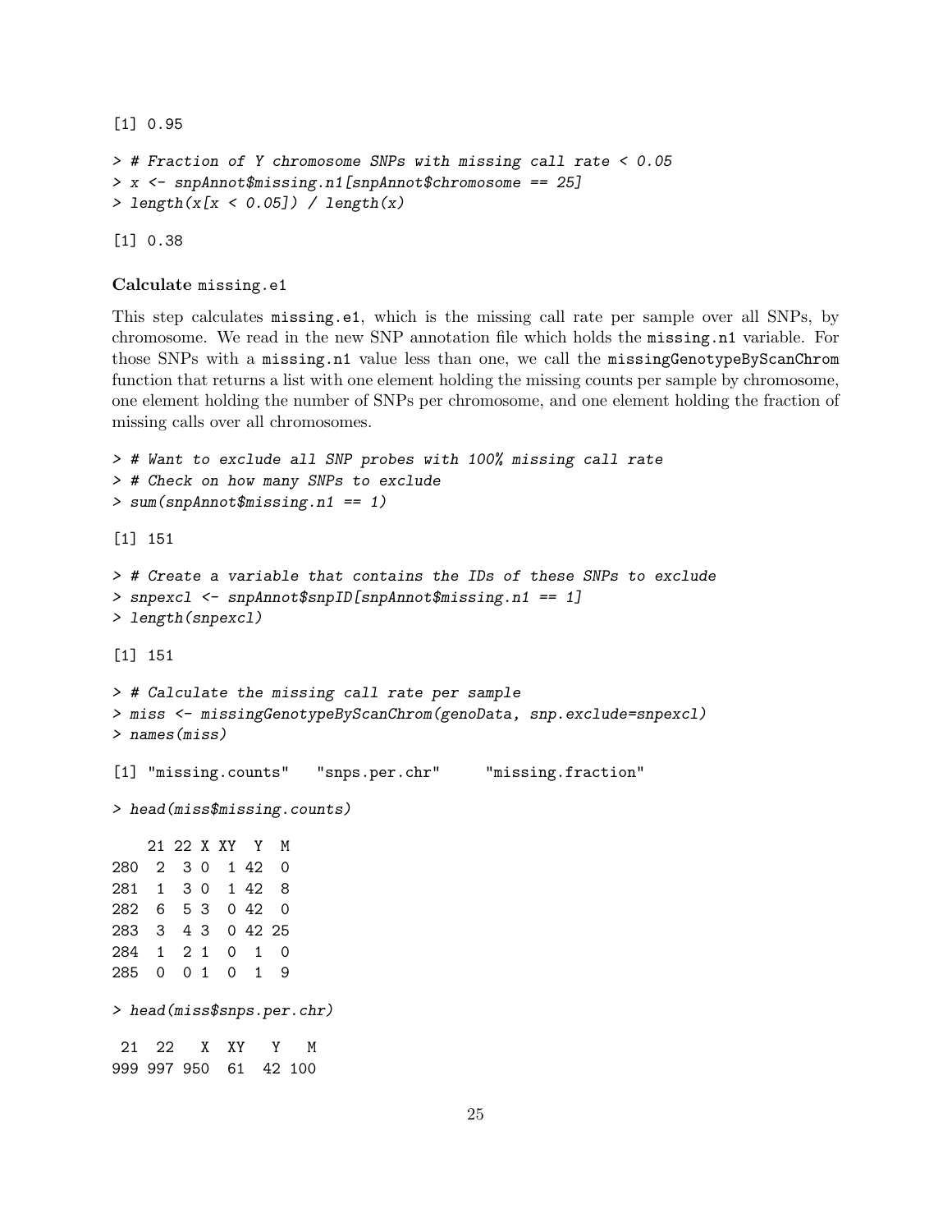```
[1] 0.95
```

```
> # Fraction of Y chromosome SNPs with missing call rate < 0.05
> x <- snpAnnot$missing.n1[snpAnnot$chromosome == 25]
> length(x[x < 0.05]) / length(x)
```

```
[1] 0.38
```

**Calculate** `missing.e1`

This step calculates `missing.e1`, which is the missing call rate per sample over all SNPs, by chromosome. We read in the new SNP annotation file which holds the `missing.n1` variable. For those SNPs with a `missing.n1` value less than one, we call the `missingGenotypeByScanChrom` function that returns a list with one element holding the missing counts per sample by chromosome, one element holding the number of SNPs per chromosome, and one element holding the fraction of missing calls over all chromosomes.

```
> # Want to exclude all SNP probes with 100% missing call rate
> # Check on how many SNPs to exclude
> sum(snpAnnot$missing.n1 == 1)
```

```
[1] 151
```

```
> # Create a variable that contains the IDs of these SNPs to exclude
> snpexcl <- snpAnnot$snpID[snpAnnot$missing.n1 == 1]
> length(snpexcl)
```

```
[1] 151
```

```
> # Calculate the missing call rate per sample
> miss <- missingGenotypeByScanChrom(genoData, snp.exclude=snpexcl)
> names(miss)
```

```
[1] "missing.counts"   "snps.per.chr"     "missing.fraction"
```

```
> head(miss$missing.counts)
```

```
    21 22 X XY  Y  M
280  2  3 0  1 42  0
281  1  3 0  1 42  8
282  6  5 3  0 42  0
283  3  4 3  0 42 25
284  1  2 1  0  1  0
285  0  0 1  0  1  9
```

```
> head(miss$snps.per.chr)
```

```
 21  22   X  XY   Y   M
999 997 950  61  42 100
```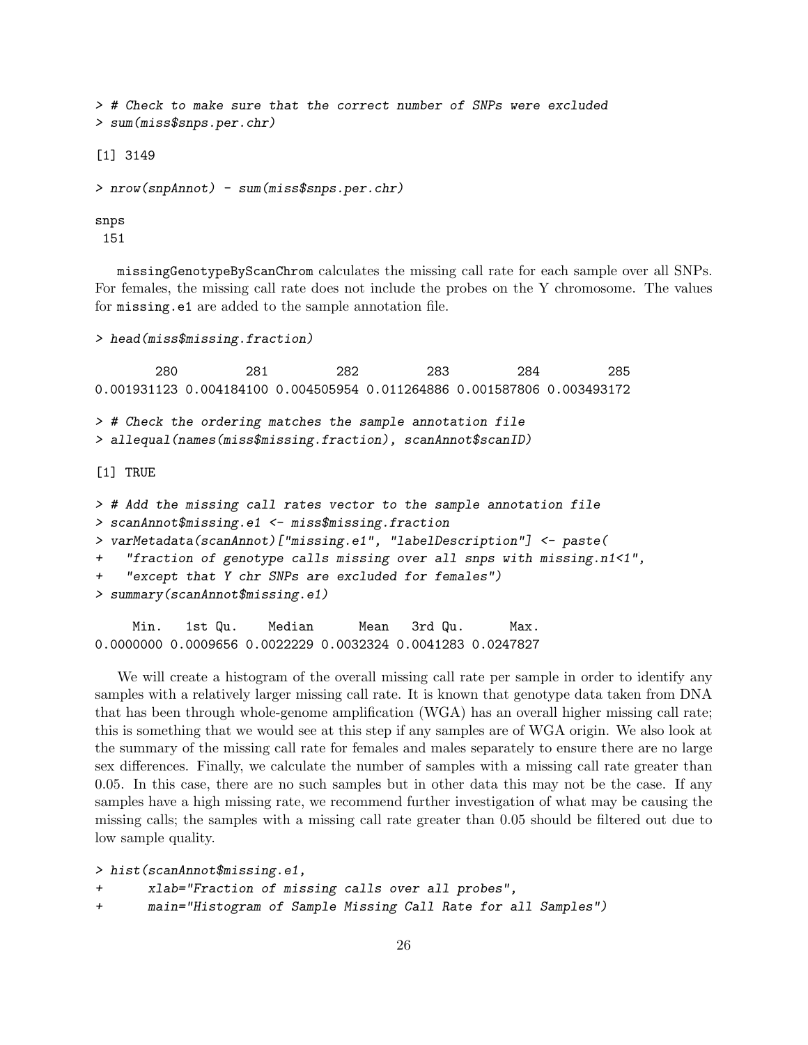```
> # Check to make sure that the correct number of SNPs were excluded
> sum(miss$snps.per.chr)

[1] 3149

> nrow(snpAnnot) - sum(miss$snps.per.chr)

snps
 151
```

missingGenotypeByScanChrom calculates the missing call rate for each sample over all SNPs. For females, the missing call rate does not include the probes on the Y chromosome. The values for missing.e1 are added to the sample annotation file.

```
> head(miss$missing.fraction)

        280         281         282         283         284         285
0.001931123 0.004184100 0.004505954 0.011264886 0.001587806 0.003493172

> # Check the ordering matches the sample annotation file
> allequal(names(miss$missing.fraction), scanAnnot$scanID)

[1] TRUE

> # Add the missing call rates vector to the sample annotation file
> scanAnnot$missing.e1 <- miss$missing.fraction
> varMetadata(scanAnnot)["missing.e1", "labelDescription"] <- paste(
+   "fraction of genotype calls missing over all snps with missing.n1<1",
+   "except that Y chr SNPs are excluded for females")
> summary(scanAnnot$missing.e1)

     Min.   1st Qu.    Median      Mean   3rd Qu.      Max.
0.0000000 0.0009656 0.0022229 0.0032324 0.0041283 0.0247827
```

We will create a histogram of the overall missing call rate per sample in order to identify any samples with a relatively larger missing call rate. It is known that genotype data taken from DNA that has been through whole-genome amplification (WGA) has an overall higher missing call rate; this is something that we would see at this step if any samples are of WGA origin. We also look at the summary of the missing call rate for females and males separately to ensure there are no large sex differences. Finally, we calculate the number of samples with a missing call rate greater than 0.05. In this case, there are no such samples but in other data this may not be the case. If any samples have a high missing rate, we recommend further investigation of what may be causing the missing calls; the samples with a missing call rate greater than 0.05 should be filtered out due to low sample quality.

```
> hist(scanAnnot$missing.e1,
+      xlab="Fraction of missing calls over all probes",
+      main="Histogram of Sample Missing Call Rate for all Samples")
```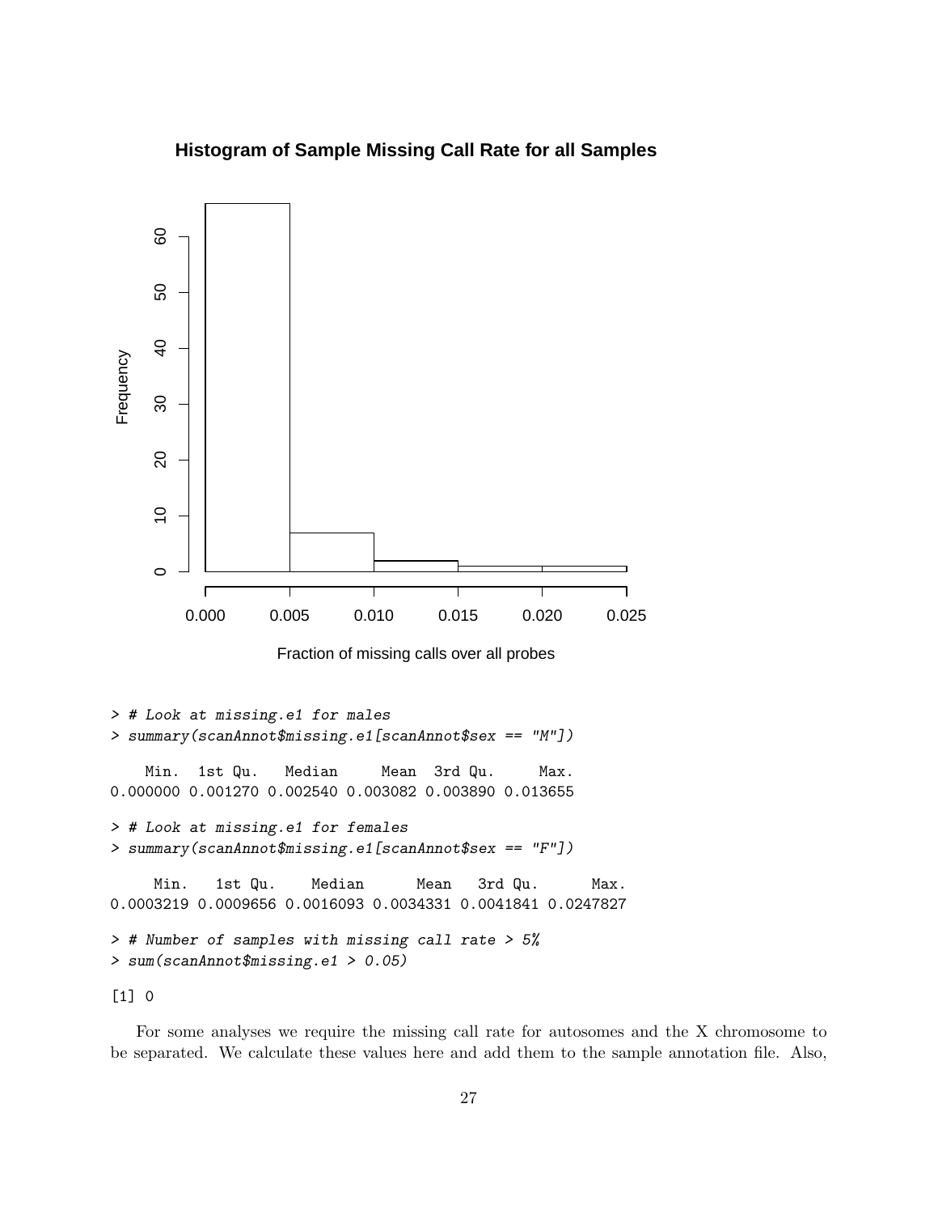```
> # Look at missing.e1 for males
> summary(scanAnnot$missing.e1[scanAnnot$sex == "M"])

    Min.  1st Qu.   Median     Mean  3rd Qu.     Max. 
0.000000 0.001270 0.002540 0.003082 0.003890 0.013655 

> # Look at missing.e1 for females
> summary(scanAnnot$missing.e1[scanAnnot$sex == "F"])

     Min.   1st Qu.    Median      Mean   3rd Qu.      Max. 
0.0003219 0.0009656 0.0016093 0.0034331 0.0041841 0.0247827 

> # Number of samples with missing call rate > 5%
> sum(scanAnnot$missing.e1 > 0.05)

[1] 0
```

For some analyses we require the missing call rate for autosomes and the X chromosome to be separated. We calculate these values here and add them to the sample annotation file. Also,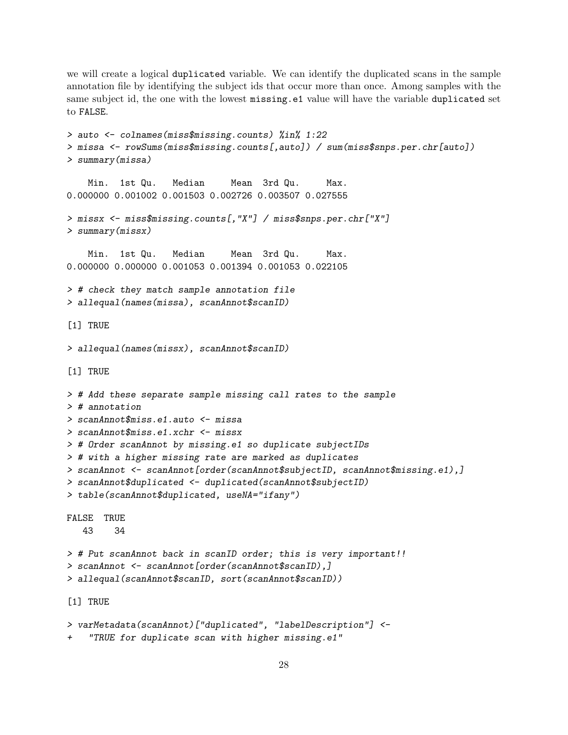we will create a logical duplicated variable. We can identify the duplicated scans in the sample annotation file by identifying the subject ids that occur more than once. Among samples with the same subject id, the one with the lowest missing.e1 value will have the variable duplicated set to FALSE.

```
> auto <- colnames(miss$missing.counts) %in% 1:22
> missa <- rowSums(miss$missing.counts[,auto]) / sum(miss$snps.per.chr[auto])
> summary(missa)

    Min.  1st Qu.   Median     Mean  3rd Qu.     Max.
0.000000 0.001002 0.001503 0.002726 0.003507 0.027555

> missx <- miss$missing.counts[,"X"] / miss$snps.per.chr["X"]
> summary(missx)

    Min.  1st Qu.   Median     Mean  3rd Qu.     Max.
0.000000 0.000000 0.001053 0.001394 0.001053 0.022105

> # check they match sample annotation file
> allequal(names(missa), scanAnnot$scanID)

[1] TRUE

> allequal(names(missx), scanAnnot$scanID)

[1] TRUE

> # Add these separate sample missing call rates to the sample
> # annotation
> scanAnnot$miss.e1.auto <- missa
> scanAnnot$miss.e1.xchr <- missx
> # Order scanAnnot by missing.e1 so duplicate subjectIDs
> # with a higher missing rate are marked as duplicates
> scanAnnot <- scanAnnot[order(scanAnnot$subjectID, scanAnnot$missing.e1),]
> scanAnnot$duplicated <- duplicated(scanAnnot$subjectID)
> table(scanAnnot$duplicated, useNA="ifany")

FALSE  TRUE
   43    34

> # Put scanAnnot back in scanID order; this is very important!!
> scanAnnot <- scanAnnot[order(scanAnnot$scanID),]
> allequal(scanAnnot$scanID, sort(scanAnnot$scanID))

[1] TRUE

> varMetadata(scanAnnot)["duplicated", "labelDescription"] <-
+   "TRUE for duplicate scan with higher missing.e1"
```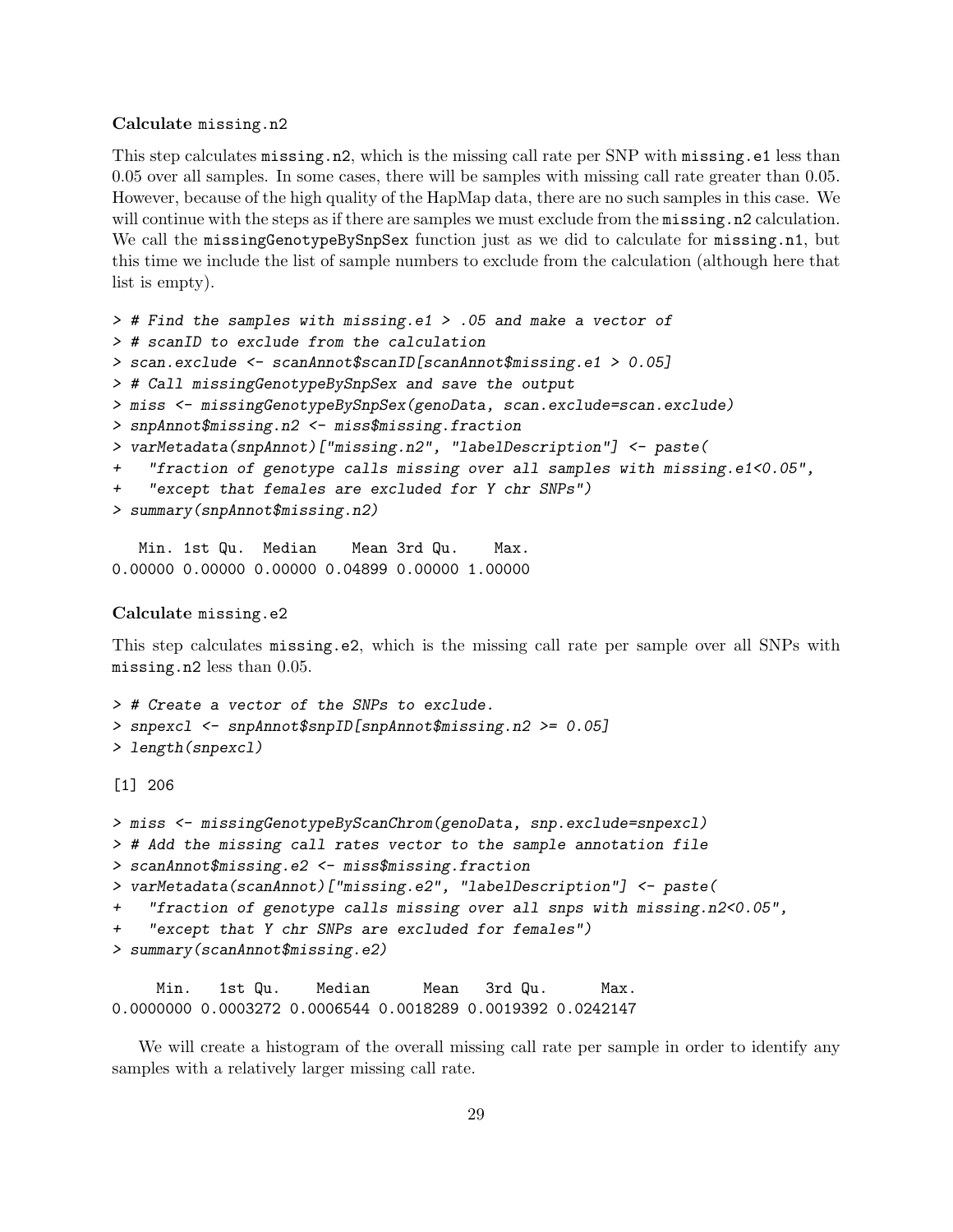**Calculate** `missing.n2`

This step calculates `missing.n2`, which is the missing call rate per SNP with `missing.e1` less than 0.05 over all samples. In some cases, there will be samples with missing call rate greater than 0.05. However, because of the high quality of the HapMap data, there are no such samples in this case. We will continue with the steps as if there are samples we must exclude from the `missing.n2` calculation. We call the `missingGenotypeBySnpSex` function just as we did to calculate for `missing.n1`, but this time we include the list of sample numbers to exclude from the calculation (although here that list is empty).

```
> # Find the samples with missing.e1 > .05 and make a vector of
> # scanID to exclude from the calculation
> scan.exclude <- scanAnnot$scanID[scanAnnot$missing.e1 > 0.05]
> # Call missingGenotypeBySnpSex and save the output
> miss <- missingGenotypeBySnpSex(genoData, scan.exclude=scan.exclude)
> snpAnnot$missing.n2 <- miss$missing.fraction
> varMetadata(snpAnnot)["missing.n2", "labelDescription"] <- paste(
+   "fraction of genotype calls missing over all samples with missing.e1<0.05",
+   "except that females are excluded for Y chr SNPs")
> summary(snpAnnot$missing.n2)

   Min. 1st Qu.  Median    Mean 3rd Qu.    Max.
0.00000 0.00000 0.00000 0.04899 0.00000 1.00000
```

**Calculate** `missing.e2`

This step calculates `missing.e2`, which is the missing call rate per sample over all SNPs with `missing.n2` less than 0.05.

```
> # Create a vector of the SNPs to exclude.
> snpexcl <- snpAnnot$snpID[snpAnnot$missing.n2 >= 0.05]
> length(snpexcl)

[1] 206

> miss <- missingGenotypeByScanChrom(genoData, snp.exclude=snpexcl)
> # Add the missing call rates vector to the sample annotation file
> scanAnnot$missing.e2 <- miss$missing.fraction
> varMetadata(scanAnnot)["missing.e2", "labelDescription"] <- paste(
+   "fraction of genotype calls missing over all snps with missing.n2<0.05",
+   "except that Y chr SNPs are excluded for females")
> summary(scanAnnot$missing.e2)

     Min.   1st Qu.    Median      Mean   3rd Qu.      Max.
0.0000000 0.0003272 0.0006544 0.0018289 0.0019392 0.0242147
```

We will create a histogram of the overall missing call rate per sample in order to identify any samples with a relatively larger missing call rate.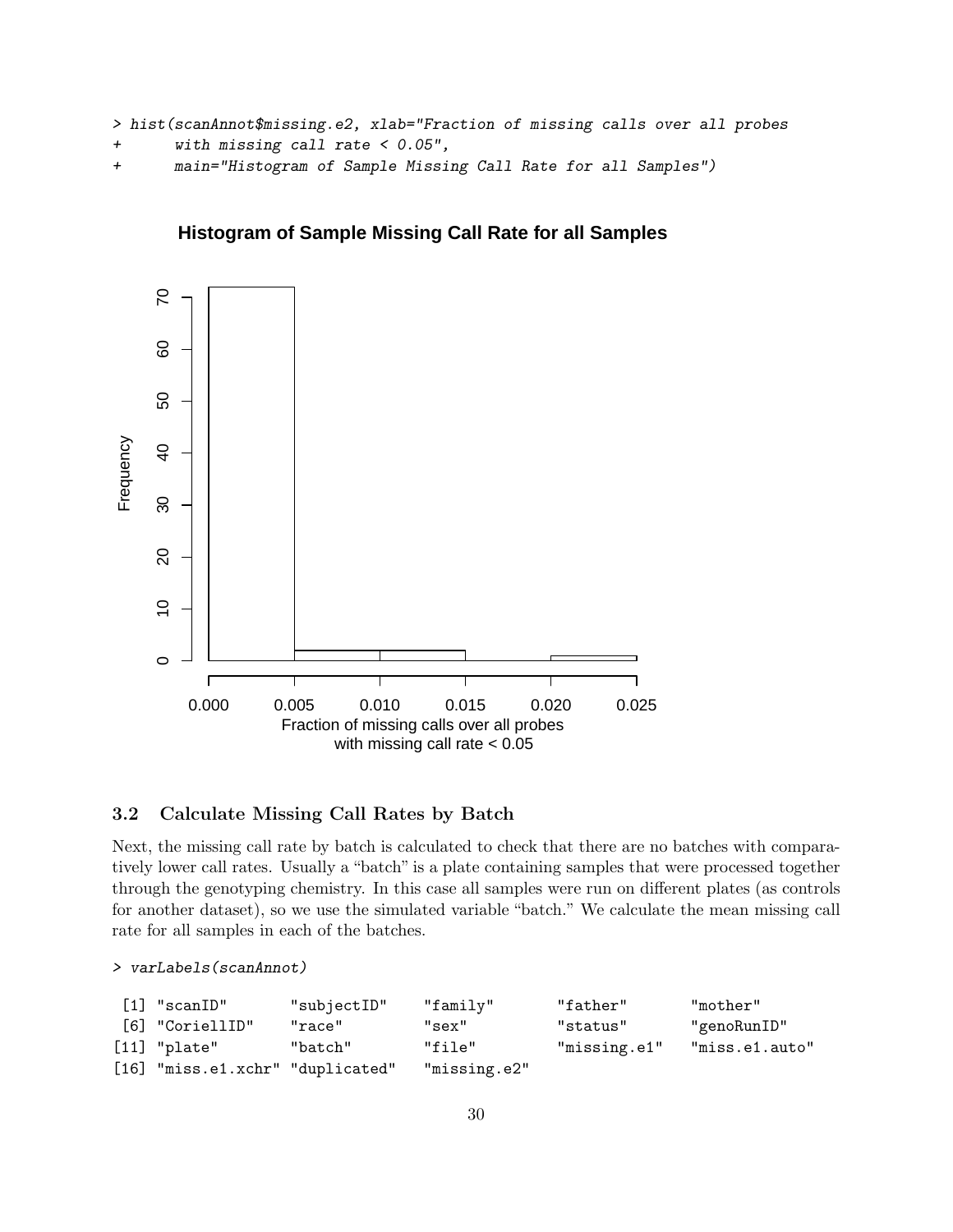```
> hist(scanAnnot$missing.e2, xlab="Fraction of missing calls over all probes
+      with missing call rate < 0.05",
+      main="Histogram of Sample Missing Call Rate for all Samples")
```

### 3.2 Calculate Missing Call Rates by Batch

Next, the missing call rate by batch is calculated to check that there are no batches with comparatively lower call rates. Usually a "batch" is a plate containing samples that were processed together through the genotyping chemistry. In this case all samples were run on different plates (as controls for another dataset), so we use the simulated variable "batch." We calculate the mean missing call rate for all samples in each of the batches.

```
> varLabels(scanAnnot)

 [1] "scanID"         "subjectID"     "family"        "father"        "mother"
 [6] "CoriellID"      "race"          "sex"           "status"        "genoRunID"
[11] "plate"          "batch"         "file"          "missing.e1"    "miss.e1.auto"
[16] "miss.e1.xchr"   "duplicated"    "missing.e2"
```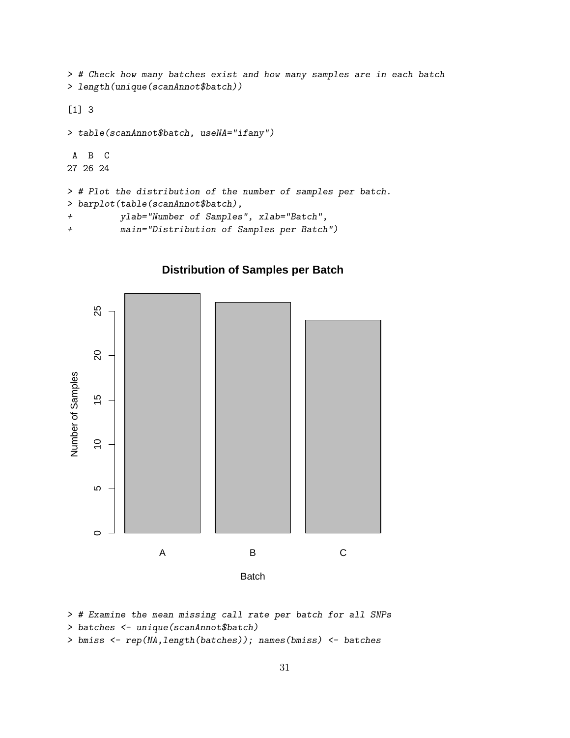```
> # Check how many batches exist and how many samples are in each batch
> length(unique(scanAnnot$batch))

[1] 3

> table(scanAnnot$batch, useNA="ifany")

 A  B  C
27 26 24

> # Plot the distribution of the number of samples per batch.
> barplot(table(scanAnnot$batch),
+         ylab="Number of Samples", xlab="Batch",
+         main="Distribution of Samples per Batch")
```

```
> # Examine the mean missing call rate per batch for all SNPs
> batches <- unique(scanAnnot$batch)
> bmiss <- rep(NA,length(batches)); names(bmiss) <- batches
```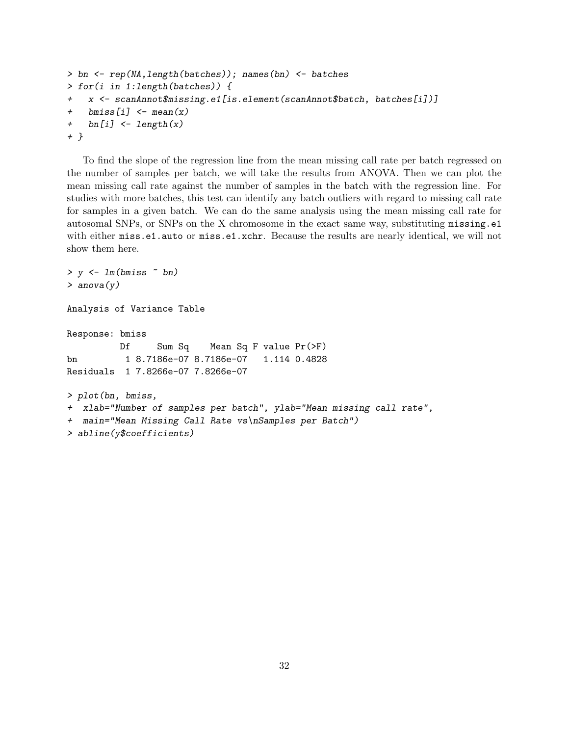```
> bn <- rep(NA,length(batches)); names(bn) <- batches
> for(i in 1:length(batches)) {
+   x <- scanAnnot$missing.e1[is.element(scanAnnot$batch, batches[i])]
+   bmiss[i] <- mean(x)
+   bn[i] <- length(x)
+ }
```

To find the slope of the regression line from the mean missing call rate per batch regressed on the number of samples per batch, we will take the results from ANOVA. Then we can plot the mean missing call rate against the number of samples in the batch with the regression line. For studies with more batches, this test can identify any batch outliers with regard to missing call rate for samples in a given batch. We can do the same analysis using the mean missing call rate for autosomal SNPs, or SNPs on the X chromosome in the exact same way, substituting `missing.e1` with either `miss.e1.auto` or `miss.e1.xchr`. Because the results are nearly identical, we will not show them here.

```
> y <- lm(bmiss ~ bn)
> anova(y)

Analysis of Variance Table

Response: bmiss
          Df     Sum Sq    Mean Sq F value Pr(>F)
bn         1 8.7186e-07 8.7186e-07   1.114 0.4828
Residuals  1 7.8266e-07 7.8266e-07

> plot(bn, bmiss,
+  xlab="Number of samples per batch", ylab="Mean missing call rate",
+  main="Mean Missing Call Rate vs\nSamples per Batch")
> abline(y$coefficients)
```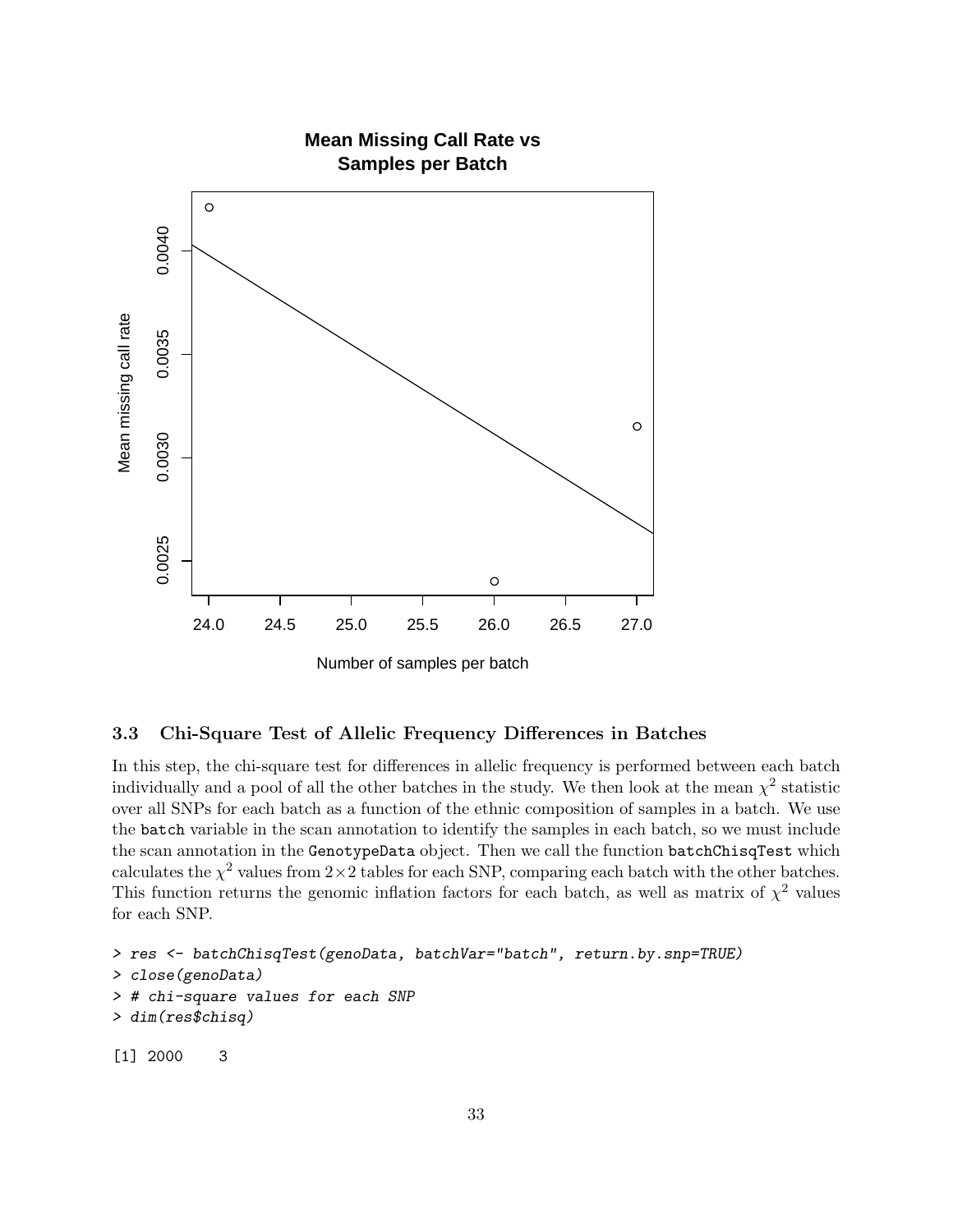### 3.3 Chi-Square Test of Allelic Frequency Differences in Batches

In this step, the chi-square test for differences in allelic frequency is performed between each batch individually and a pool of all the other batches in the study. We then look at the mean $\chi^2$ statistic over all SNPs for each batch as a function of the ethnic composition of samples in a batch. We use the batch variable in the scan annotation to identify the samples in each batch, so we must include the scan annotation in the GenotypeData object. Then we call the function batchChisqTest which calculates the $\chi^2$ values from $2\times2$ tables for each SNP, comparing each batch with the other batches. This function returns the genomic inflation factors for each batch, as well as matrix of $\chi^2$ values for each SNP.

```
> res <- batchChisqTest(genoData, batchVar="batch", return.by.snp=TRUE)
> close(genoData)
> # chi-square values for each SNP
> dim(res$chisq)

[1] 2000    3
```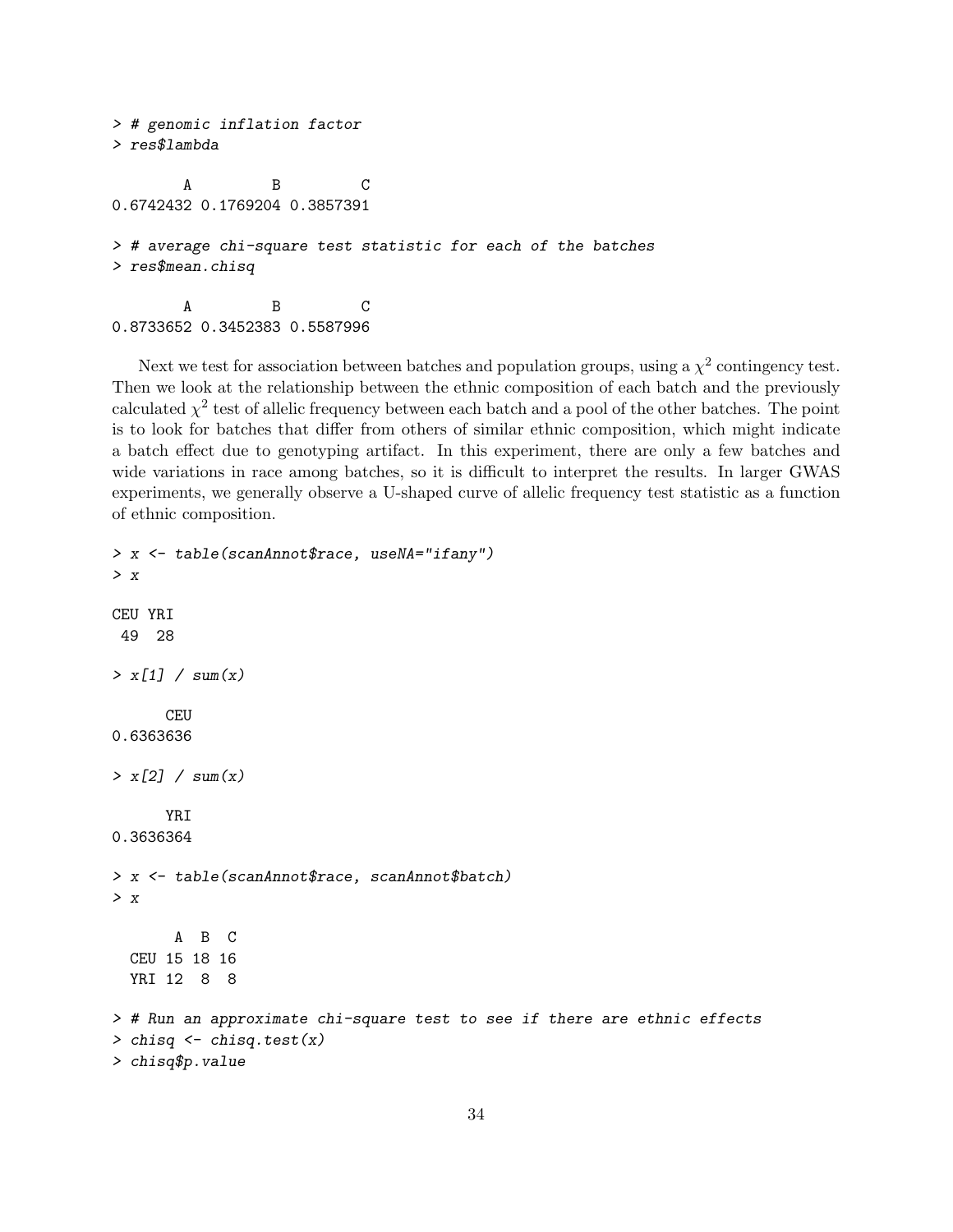```
> # genomic inflation factor
> res$lambda

        A         B         C
0.6742432 0.1769204 0.3857391

> # average chi-square test statistic for each of the batches
> res$mean.chisq

        A         B         C
0.8733652 0.3452383 0.5587996
```

Next we test for association between batches and population groups, using a $\chi^2$ contingency test. Then we look at the relationship between the ethnic composition of each batch and the previously calculated $\chi^2$ test of allelic frequency between each batch and a pool of the other batches. The point is to look for batches that differ from others of similar ethnic composition, which might indicate a batch effect due to genotyping artifact. In this experiment, there are only a few batches and wide variations in race among batches, so it is difficult to interpret the results. In larger GWAS experiments, we generally observe a U-shaped curve of allelic frequency test statistic as a function of ethnic composition.

```
> x <- table(scanAnnot$race, useNA="ifany")
> x

CEU YRI
 49  28

> x[1] / sum(x)

      CEU
0.6363636

> x[2] / sum(x)

      YRI
0.3636364

> x <- table(scanAnnot$race, scanAnnot$batch)
> x

       A  B  C
  CEU 15 18 16
  YRI 12  8  8

> # Run an approximate chi-square test to see if there are ethnic effects
> chisq <- chisq.test(x)
> chisq$p.value
```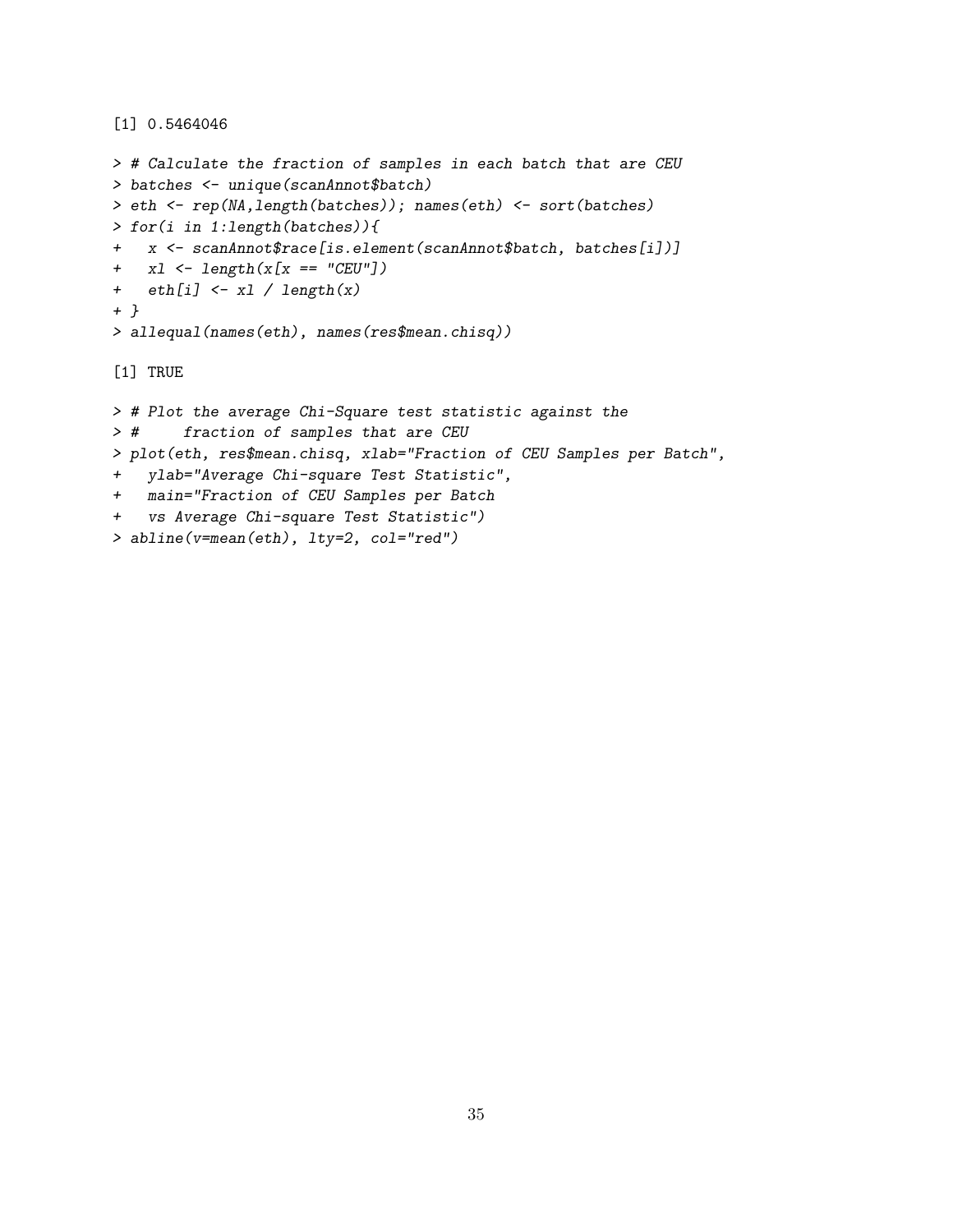```
[1] 0.5464046
```

```
> # Calculate the fraction of samples in each batch that are CEU
> batches <- unique(scanAnnot$batch)
> eth <- rep(NA,length(batches)); names(eth) <- sort(batches)
> for(i in 1:length(batches)){
+   x <- scanAnnot$race[is.element(scanAnnot$batch, batches[i])]
+   xl <- length(x[x == "CEU"])
+   eth[i] <- xl / length(x)
+ }
> allequal(names(eth), names(res$mean.chisq))
```

```
[1] TRUE
```

```
> # Plot the average Chi-Square test statistic against the
> #     fraction of samples that are CEU
> plot(eth, res$mean.chisq, xlab="Fraction of CEU Samples per Batch",
+   ylab="Average Chi-square Test Statistic",
+   main="Fraction of CEU Samples per Batch
+   vs Average Chi-square Test Statistic")
> abline(v=mean(eth), lty=2, col="red")
```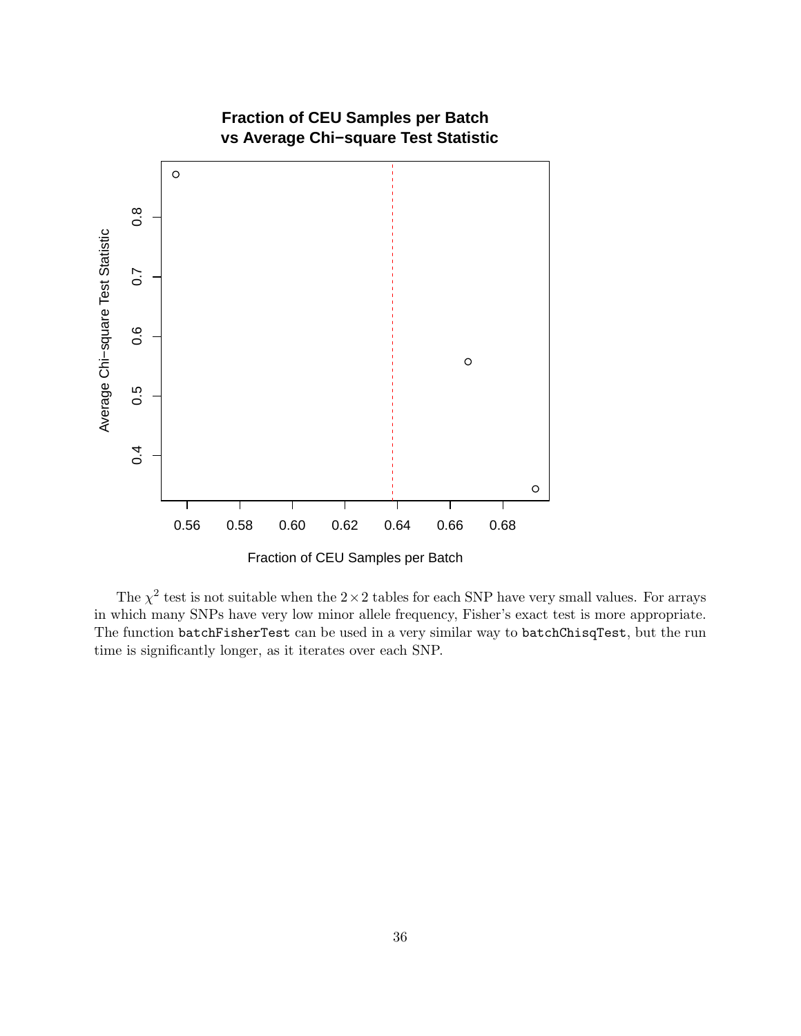The $\chi^2$ test is not suitable when the $2 \times 2$ tables for each SNP have very small values. For arrays in which many SNPs have very low minor allele frequency, Fisher's exact test is more appropriate. The function batchFisherTest can be used in a very similar way to batchChisqTest, but the run time is significantly longer, as it iterates over each SNP.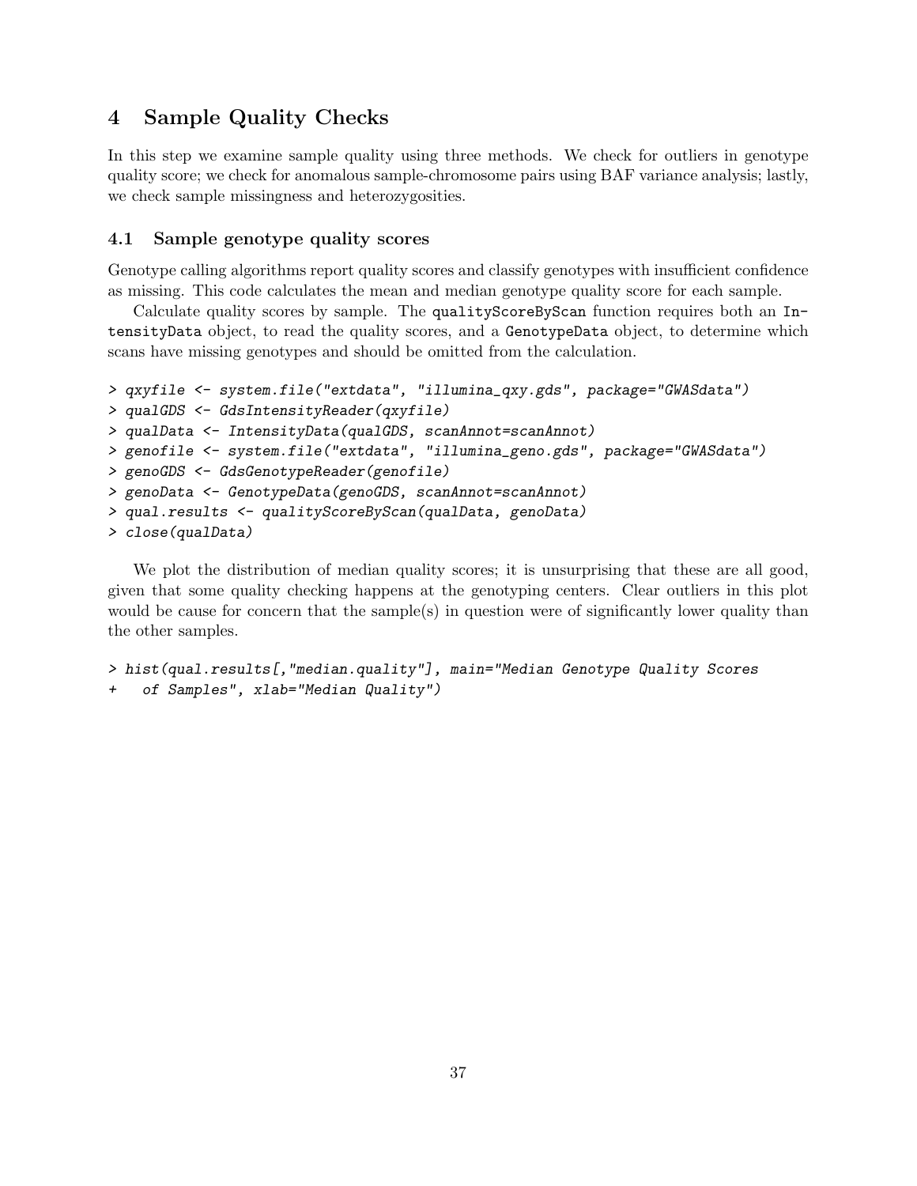# 4 Sample Quality Checks

In this step we examine sample quality using three methods. We check for outliers in genotype quality score; we check for anomalous sample-chromosome pairs using BAF variance analysis; lastly, we check sample missingness and heterozygosities.

## 4.1 Sample genotype quality scores

Genotype calling algorithms report quality scores and classify genotypes with insufficient confidence as missing. This code calculates the mean and median genotype quality score for each sample.

Calculate quality scores by sample. The `qualityScoreByScan` function requires both an `IntensityData` object, to read the quality scores, and a `GenotypeData` object, to determine which scans have missing genotypes and should be omitted from the calculation.

```
> qxyfile <- system.file("extdata", "illumina_qxy.gds", package="GWASdata")
> qualGDS <- GdsIntensityReader(qxyfile)
> qualData <- IntensityData(qualGDS, scanAnnot=scanAnnot)
> genofile <- system.file("extdata", "illumina_geno.gds", package="GWASdata")
> genoGDS <- GdsGenotypeReader(genofile)
> genoData <- GenotypeData(genoGDS, scanAnnot=scanAnnot)
> qual.results <- qualityScoreByScan(qualData, genoData)
> close(qualData)
```

We plot the distribution of median quality scores; it is unsurprising that these are all good, given that some quality checking happens at the genotyping centers. Clear outliers in this plot would be cause for concern that the sample(s) in question were of significantly lower quality than the other samples.

```
> hist(qual.results[,"median.quality"], main="Median Genotype Quality Scores
+   of Samples", xlab="Median Quality")
```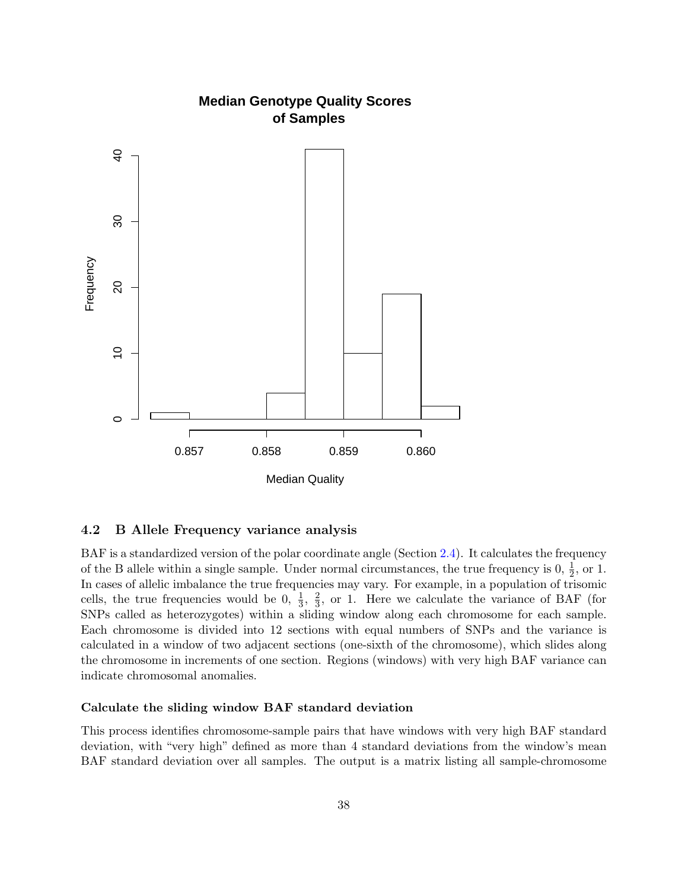### 4.2 B Allele Frequency variance analysis

BAF is a standardized version of the polar coordinate angle (Section 2.4). It calculates the frequency of the B allele within a single sample. Under normal circumstances, the true frequency is 0, $\frac{1}{2}$, or 1. In cases of allelic imbalance the true frequencies may vary. For example, in a population of trisomic cells, the true frequencies would be 0, $\frac{1}{3}$, $\frac{2}{3}$, or 1. Here we calculate the variance of BAF (for SNPs called as heterozygotes) within a sliding window along each chromosome for each sample. Each chromosome is divided into 12 sections with equal numbers of SNPs and the variance is calculated in a window of two adjacent sections (one-sixth of the chromosome), which slides along the chromosome in increments of one section. Regions (windows) with very high BAF variance can indicate chromosomal anomalies.

#### Calculate the sliding window BAF standard deviation

This process identifies chromosome-sample pairs that have windows with very high BAF standard deviation, with "very high" defined as more than 4 standard deviations from the window's mean BAF standard deviation over all samples. The output is a matrix listing all sample-chromosome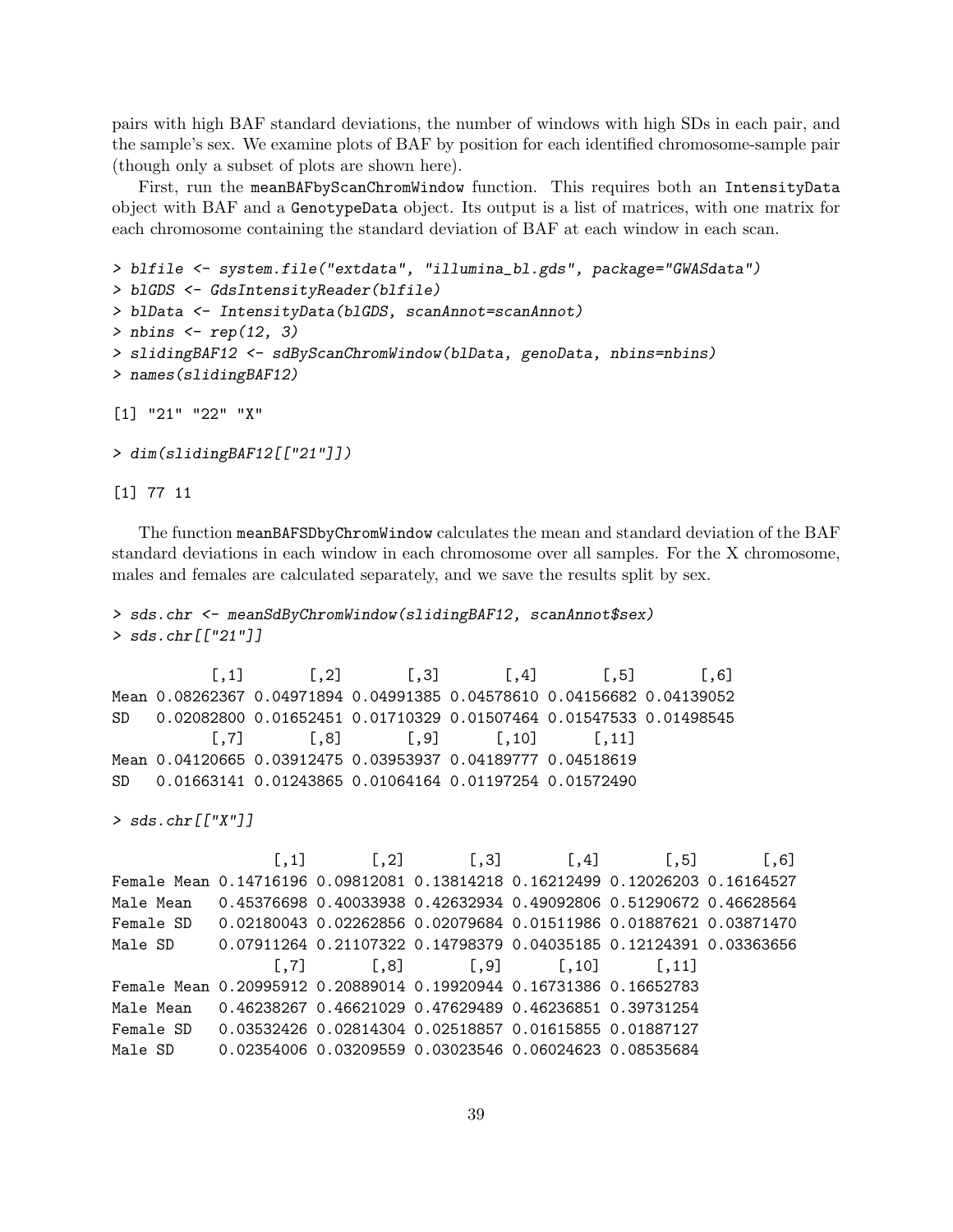pairs with high BAF standard deviations, the number of windows with high SDs in each pair, and the sample's sex. We examine plots of BAF by position for each identified chromosome-sample pair (though only a subset of plots are shown here).

First, run the `meanBAFbyScanChromWindow` function. This requires both an `IntensityData` object with BAF and a `GenotypeData` object. Its output is a list of matrices, with one matrix for each chromosome containing the standard deviation of BAF at each window in each scan.

```
> blfile <- system.file("extdata", "illumina_bl.gds", package="GWASdata")
> blGDS <- GdsIntensityReader(blfile)
> blData <- IntensityData(blGDS, scanAnnot=scanAnnot)
> nbins <- rep(12, 3)
> slidingBAF12 <- sdByScanChromWindow(blData, genoData, nbins=nbins)
> names(slidingBAF12)

[1] "21" "22" "X"

> dim(slidingBAF12[["21"]])

[1] 77 11
```

The function `meanBAFSDbyChromWindow` calculates the mean and standard deviation of the BAF standard deviations in each window in each chromosome over all samples. For the X chromosome, males and females are calculated separately, and we save the results split by sex.

```
> sds.chr <- meanSdByChromWindow(slidingBAF12, scanAnnot$sex)
> sds.chr[["21"]]

           [,1]       [,2]       [,3]       [,4]       [,5]       [,6]
Mean 0.08262367 0.04971894 0.04991385 0.04578610 0.04156682 0.04139052
SD   0.02082800 0.01652451 0.01710329 0.01507464 0.01547533 0.01498545
           [,7]       [,8]       [,9]      [,10]      [,11]
Mean 0.04120665 0.03912475 0.03953937 0.04189777 0.04518619
SD   0.01663141 0.01243865 0.01064164 0.01197254 0.01572490

> sds.chr[["X"]]

                  [,1]       [,2]       [,3]       [,4]       [,5]       [,6]
Female Mean 0.14716196 0.09812081 0.13814218 0.16212499 0.12026203 0.16164527
Male Mean   0.45376698 0.40033938 0.42632934 0.49092806 0.51290672 0.46628564
Female SD   0.02180043 0.02262856 0.02079684 0.01511986 0.01887621 0.03871470
Male SD     0.07911264 0.21107322 0.14798379 0.04035185 0.12124391 0.03363656
                  [,7]       [,8]       [,9]      [,10]      [,11]
Female Mean 0.20995912 0.20889014 0.19920944 0.16731386 0.16652783
Male Mean   0.46238267 0.46621029 0.47629489 0.46236851 0.39731254
Female SD   0.03532426 0.02814304 0.02518857 0.01615855 0.01887127
Male SD     0.02354006 0.03209559 0.03023546 0.06024623 0.08535684
```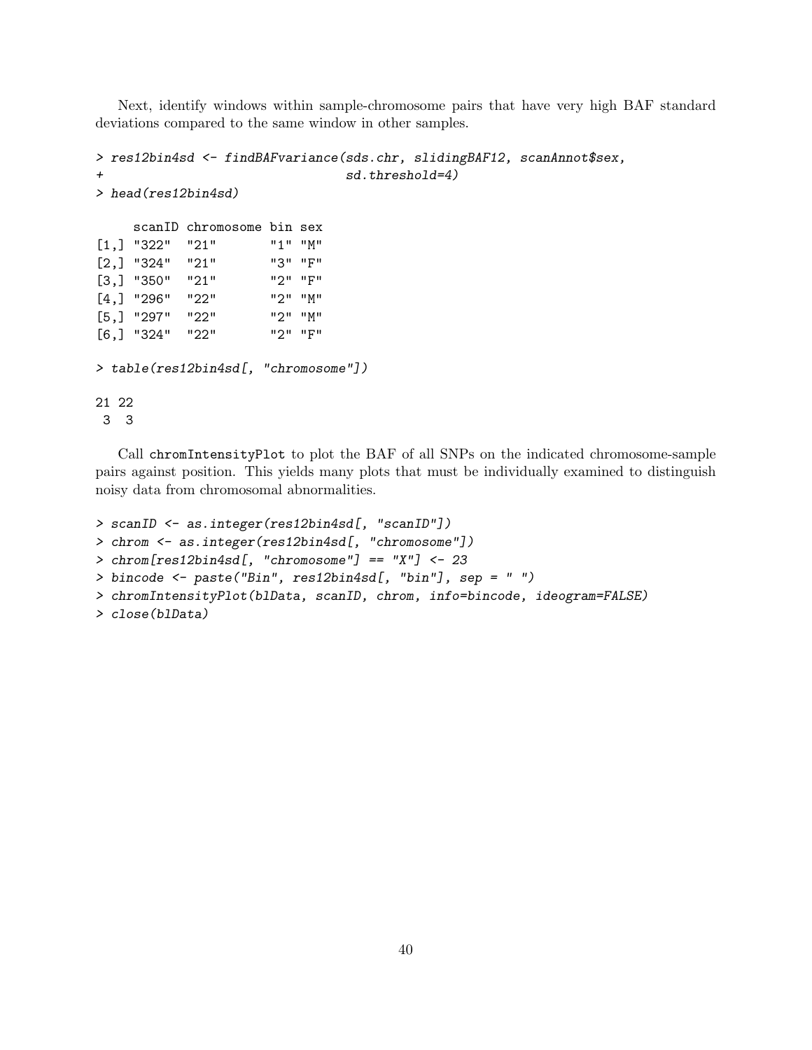Next, identify windows within sample-chromosome pairs that have very high BAF standard deviations compared to the same window in other samples.

```
> res12bin4sd <- findBAFvariance(sds.chr, slidingBAF12, scanAnnot$sex,
+                                sd.threshold=4)
> head(res12bin4sd)

     scanID chromosome bin sex
[1,] "322"  "21"       "1" "M"
[2,] "324"  "21"       "3" "F"
[3,] "350"  "21"       "2" "F"
[4,] "296"  "22"       "2" "M"
[5,] "297"  "22"       "2" "M"
[6,] "324"  "22"       "2" "F"

> table(res12bin4sd[, "chromosome"])

21 22
 3  3
```

Call `chromIntensityPlot` to plot the BAF of all SNPs on the indicated chromosome-sample pairs against position. This yields many plots that must be individually examined to distinguish noisy data from chromosomal abnormalities.

```
> scanID <- as.integer(res12bin4sd[, "scanID"])
> chrom <- as.integer(res12bin4sd[, "chromosome"])
> chrom[res12bin4sd[, "chromosome"] == "X"] <- 23
> bincode <- paste("Bin", res12bin4sd[, "bin"], sep = " ")
> chromIntensityPlot(blData, scanID, chrom, info=bincode, ideogram=FALSE)
> close(blData)
```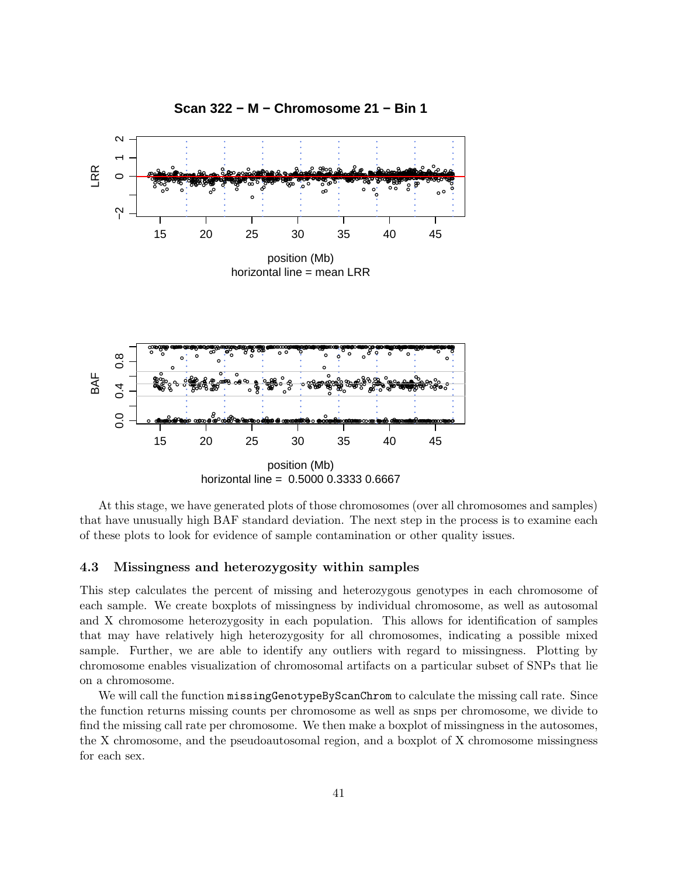At this stage, we have generated plots of those chromosomes (over all chromosomes and samples) that have unusually high BAF standard deviation. The next step in the process is to examine each of these plots to look for evidence of sample contamination or other quality issues.

### 4.3 Missingness and heterozygosity within samples

This step calculates the percent of missing and heterozygous genotypes in each chromosome of each sample. We create boxplots of missingness by individual chromosome, as well as autosomal and X chromosome heterozygosity in each population. This allows for identification of samples that may have relatively high heterozygosity for all chromosomes, indicating a possible mixed sample. Further, we are able to identify any outliers with regard to missingness. Plotting by chromosome enables visualization of chromosomal artifacts on a particular subset of SNPs that lie on a chromosome.

We will call the function `missingGenotypeByScanChrom` to calculate the missing call rate. Since the function returns missing counts per chromosome as well as snps per chromosome, we divide to find the missing call rate per chromosome. We then make a boxplot of missingness in the autosomes, the X chromosome, and the pseudoautosomal region, and a boxplot of X chromosome missingness for each sex.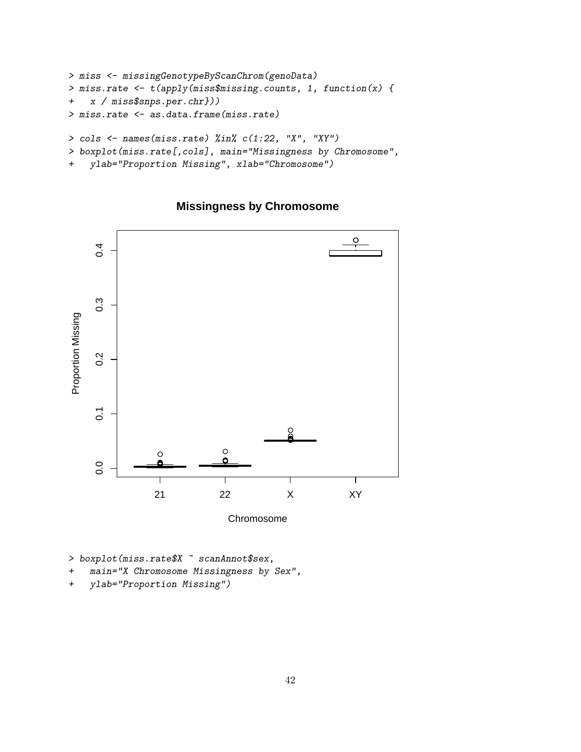```
> miss <- missingGenotypeByScanChrom(genoData)
> miss.rate <- t(apply(miss$missing.counts, 1, function(x) {
+   x / miss$snps.per.chr}))
> miss.rate <- as.data.frame(miss.rate)
```

```
> cols <- names(miss.rate) %in% c(1:22, "X", "XY")
> boxplot(miss.rate[,cols], main="Missingness by Chromosome",
+   ylab="Proportion Missing", xlab="Chromosome")
```

```
> boxplot(miss.rate$X ~ scanAnnot$sex,
+   main="X Chromosome Missingness by Sex",
+   ylab="Proportion Missing")
```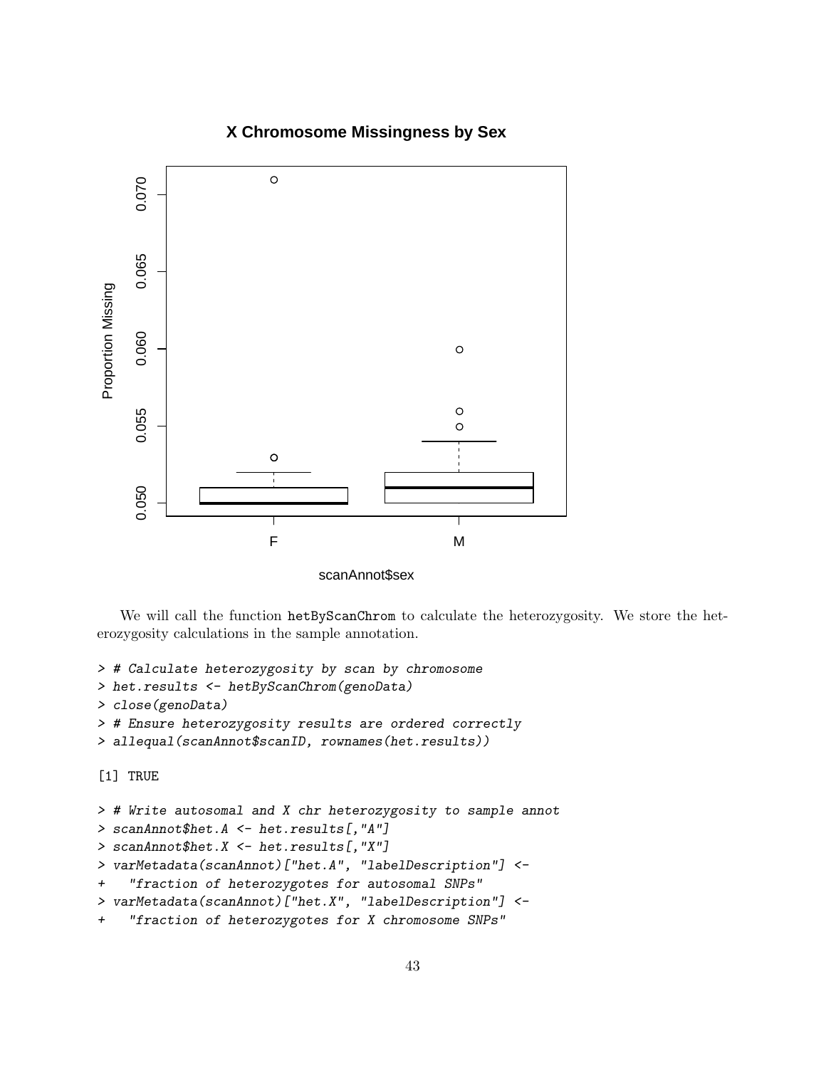We will call the function `hetByScanChrom` to calculate the heterozygosity. We store the heterozygosity calculations in the sample annotation.

```
> # Calculate heterozygosity by scan by chromosome
> het.results <- hetByScanChrom(genoData)
> close(genoData)
> # Ensure heterozygosity results are ordered correctly
> allequal(scanAnnot$scanID, rownames(het.results))

[1] TRUE

> # Write autosomal and X chr heterozygosity to sample annot
> scanAnnot$het.A <- het.results[,"A"]
> scanAnnot$het.X <- het.results[,"X"]
> varMetadata(scanAnnot)["het.A", "labelDescription"] <-
+   "fraction of heterozygotes for autosomal SNPs"
> varMetadata(scanAnnot)["het.X", "labelDescription"] <-
+   "fraction of heterozygotes for X chromosome SNPs"
```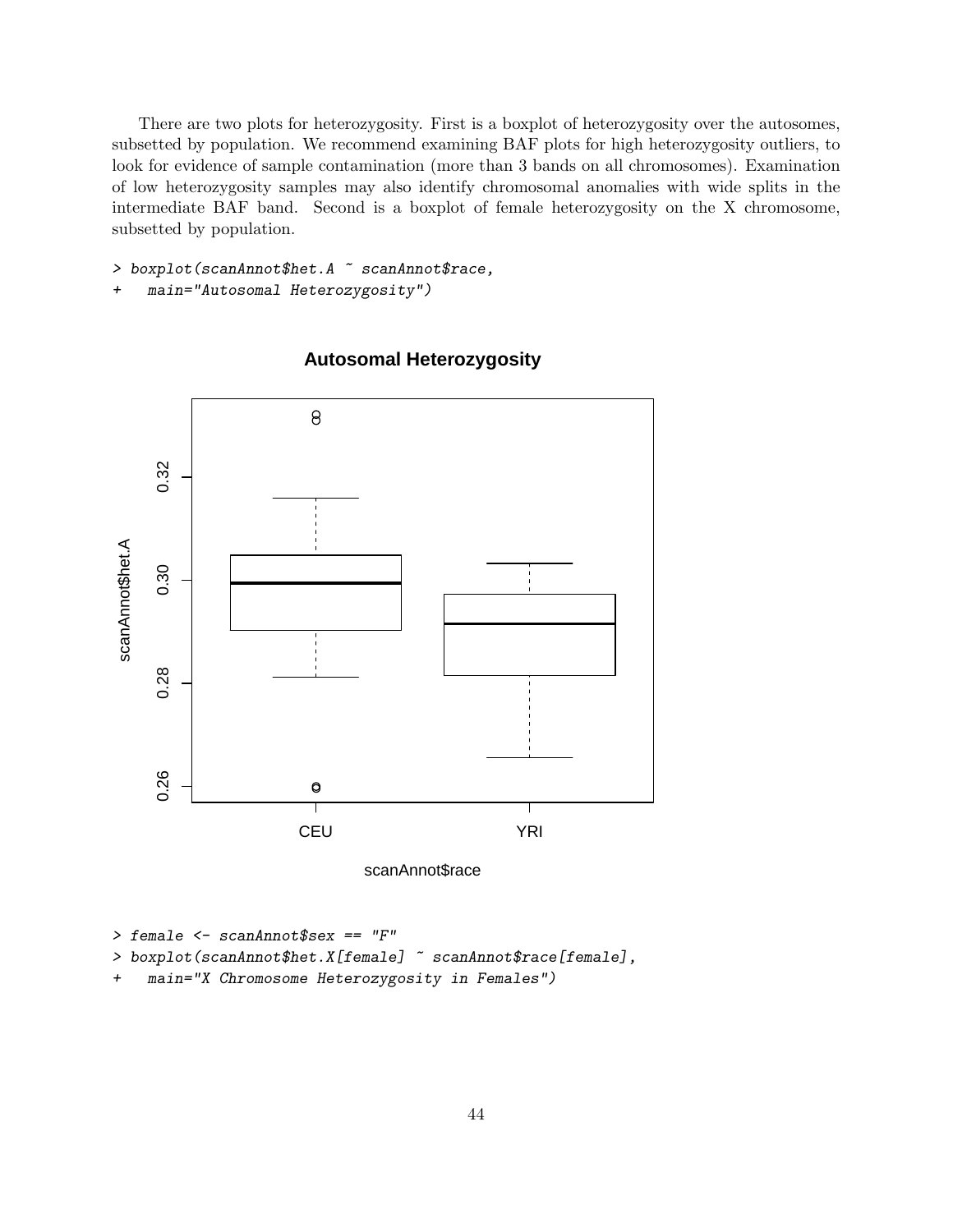There are two plots for heterozygosity. First is a boxplot of heterozygosity over the autosomes, subsetted by population. We recommend examining BAF plots for high heterozygosity outliers, to look for evidence of sample contamination (more than 3 bands on all chromosomes). Examination of low heterozygosity samples may also identify chromosomal anomalies with wide splits in the intermediate BAF band. Second is a boxplot of female heterozygosity on the X chromosome, subsetted by population.

```
> boxplot(scanAnnot$het.A ~ scanAnnot$race,
+   main="Autosomal Heterozygosity")
```

```
> female <- scanAnnot$sex == "F"
> boxplot(scanAnnot$het.X[female] ~ scanAnnot$race[female],
+   main="X Chromosome Heterozygosity in Females")
```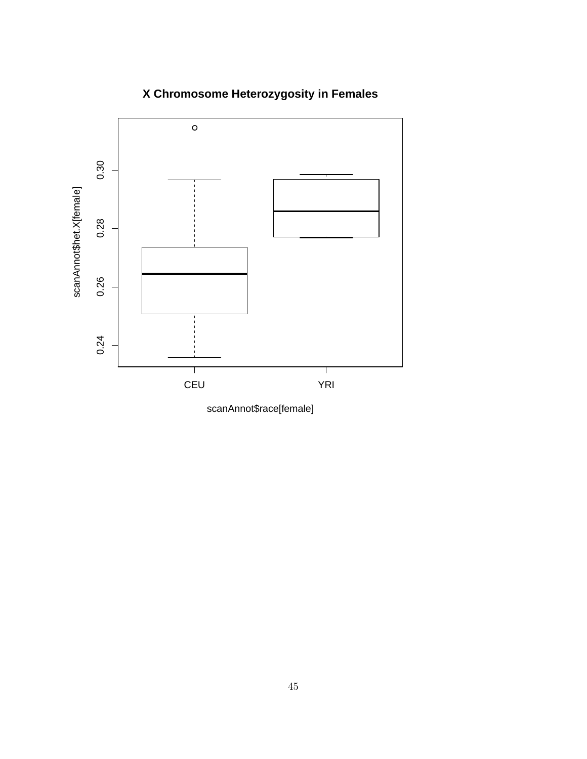**X Chromosome Heterozygosity in Females**

scanAnnot$het.X[female]

scanAnnot$race[female]

CEU YRI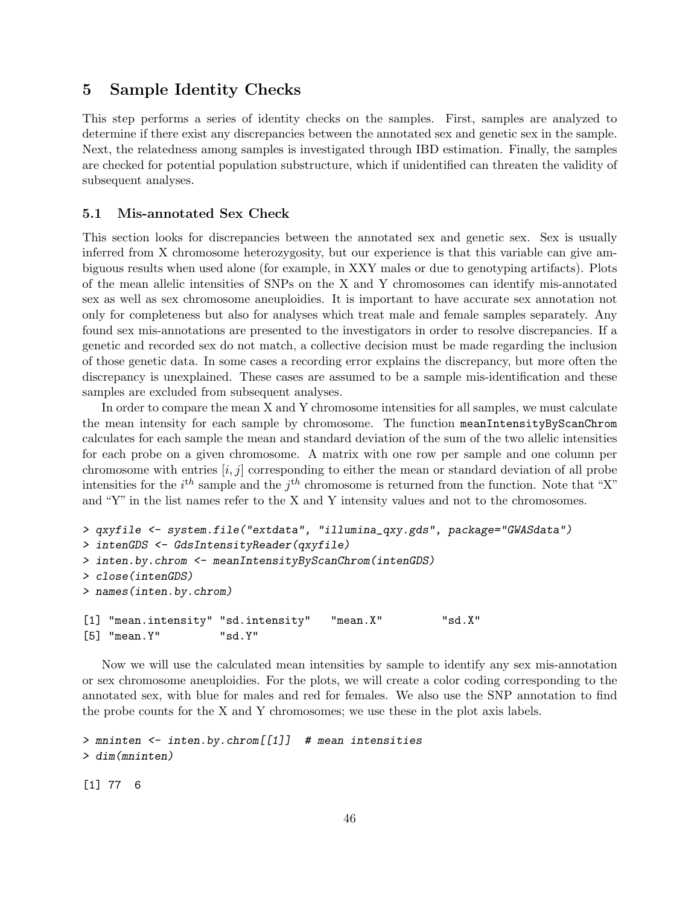# 5 Sample Identity Checks

This step performs a series of identity checks on the samples. First, samples are analyzed to determine if there exist any discrepancies between the annotated sex and genetic sex in the sample. Next, the relatedness among samples is investigated through IBD estimation. Finally, the samples are checked for potential population substructure, which if unidentified can threaten the validity of subsequent analyses.

## 5.1 Mis-annotated Sex Check

This section looks for discrepancies between the annotated sex and genetic sex. Sex is usually inferred from X chromosome heterozygosity, but our experience is that this variable can give ambiguous results when used alone (for example, in XXY males or due to genotyping artifacts). Plots of the mean allelic intensities of SNPs on the X and Y chromosomes can identify mis-annotated sex as well as sex chromosome aneuploidies. It is important to have accurate sex annotation not only for completeness but also for analyses which treat male and female samples separately. Any found sex mis-annotations are presented to the investigators in order to resolve discrepancies. If a genetic and recorded sex do not match, a collective decision must be made regarding the inclusion of those genetic data. In some cases a recording error explains the discrepancy, but more often the discrepancy is unexplained. These cases are assumed to be a sample mis-identification and these samples are excluded from subsequent analyses.

In order to compare the mean X and Y chromosome intensities for all samples, we must calculate the mean intensity for each sample by chromosome. The function `meanIntensityByScanChrom` calculates for each sample the mean and standard deviation of the sum of the two allelic intensities for each probe on a given chromosome. A matrix with one row per sample and one column per chromosome with entries $[i, j]$ corresponding to either the mean or standard deviation of all probe intensities for the $i^{th}$ sample and the $j^{th}$ chromosome is returned from the function. Note that "X" and "Y" in the list names refer to the X and Y intensity values and not to the chromosomes.

```
> qxyfile <- system.file("extdata", "illumina_qxy.gds", package="GWASdata")
> intenGDS <- GdsIntensityReader(qxyfile)
> inten.by.chrom <- meanIntensityByScanChrom(intenGDS)
> close(intenGDS)
> names(inten.by.chrom)

[1] "mean.intensity" "sd.intensity"   "mean.X"         "sd.X"
[5] "mean.Y"         "sd.Y"
```

Now we will use the calculated mean intensities by sample to identify any sex mis-annotation or sex chromosome aneuploidies. For the plots, we will create a color coding corresponding to the annotated sex, with blue for males and red for females. We also use the SNP annotation to find the probe counts for the X and Y chromosomes; we use these in the plot axis labels.

```
> mninten <- inten.by.chrom[[1]]  # mean intensities
> dim(mninten)

[1] 77  6
```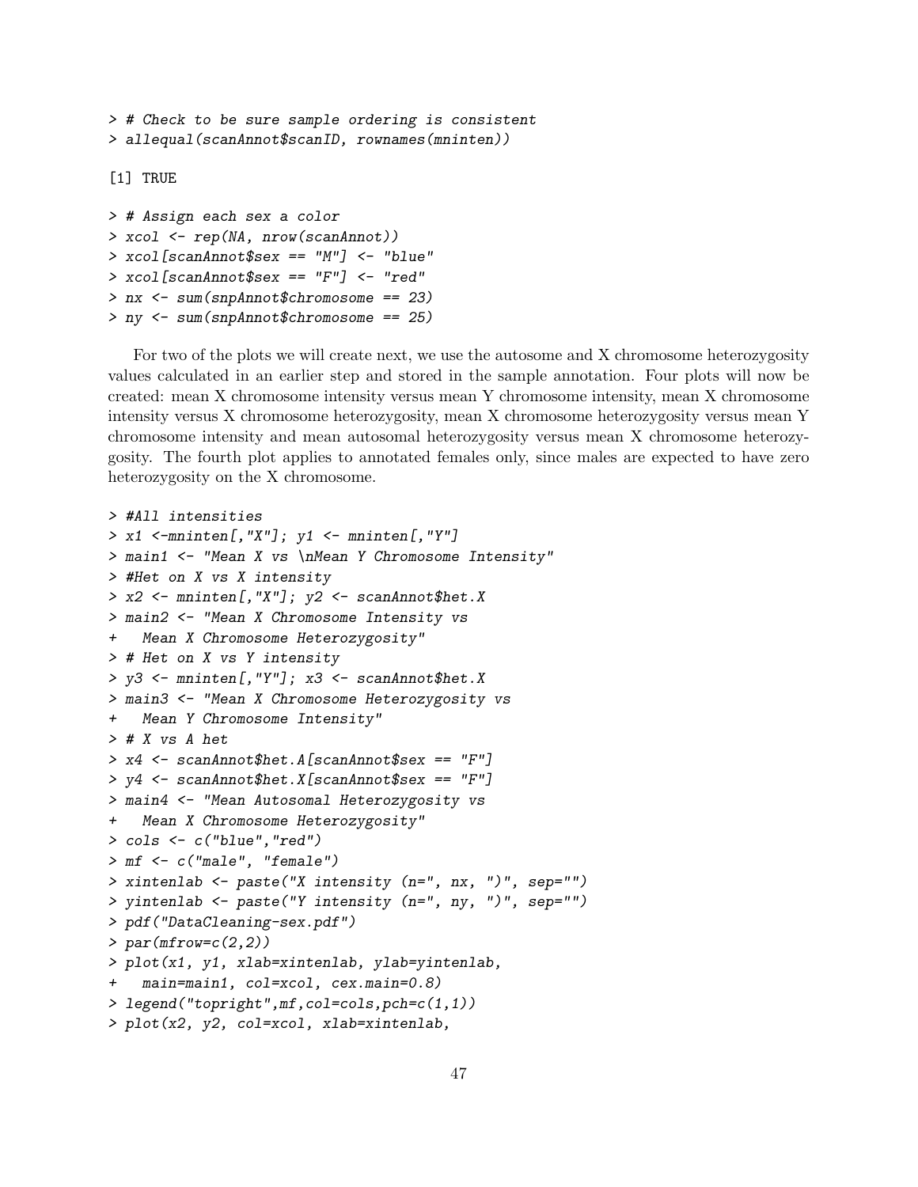```
> # Check to be sure sample ordering is consistent
> allequal(scanAnnot$scanID, rownames(mninten))

[1] TRUE

> # Assign each sex a color
> xcol <- rep(NA, nrow(scanAnnot))
> xcol[scanAnnot$sex == "M"] <- "blue"
> xcol[scanAnnot$sex == "F"] <- "red"
> nx <- sum(snpAnnot$chromosome == 23)
> ny <- sum(snpAnnot$chromosome == 25)
```

For two of the plots we will create next, we use the autosome and X chromosome heterozygosity values calculated in an earlier step and stored in the sample annotation. Four plots will now be created: mean X chromosome intensity versus mean Y chromosome intensity, mean X chromosome intensity versus X chromosome heterozygosity, mean X chromosome heterozygosity versus mean Y chromosome intensity and mean autosomal heterozygosity versus mean X chromosome heterozygosity. The fourth plot applies to annotated females only, since males are expected to have zero heterozygosity on the X chromosome.

```
> #All intensities
> x1 <-mninten[,"X"]; y1 <- mninten[,"Y"]
> main1 <- "Mean X vs \nMean Y Chromosome Intensity"
> #Het on X vs X intensity
> x2 <- mninten[,"X"]; y2 <- scanAnnot$het.X
> main2 <- "Mean X Chromosome Intensity vs
+   Mean X Chromosome Heterozygosity"
> # Het on X vs Y intensity
> y3 <- mninten[,"Y"]; x3 <- scanAnnot$het.X
> main3 <- "Mean X Chromosome Heterozygosity vs
+   Mean Y Chromosome Intensity"
> # X vs A het
> x4 <- scanAnnot$het.A[scanAnnot$sex == "F"]
> y4 <- scanAnnot$het.X[scanAnnot$sex == "F"]
> main4 <- "Mean Autosomal Heterozygosity vs
+   Mean X Chromosome Heterozygosity"
> cols <- c("blue","red")
> mf <- c("male", "female")
> xintenlab <- paste("X intensity (n=", nx, ")", sep="")
> yintenlab <- paste("Y intensity (n=", ny, ")", sep="")
> pdf("DataCleaning-sex.pdf")
> par(mfrow=c(2,2))
> plot(x1, y1, xlab=xintenlab, ylab=yintenlab,
+   main=main1, col=xcol, cex.main=0.8)
> legend("topright",mf,col=cols,pch=c(1,1))
> plot(x2, y2, col=xcol, xlab=xintenlab,
```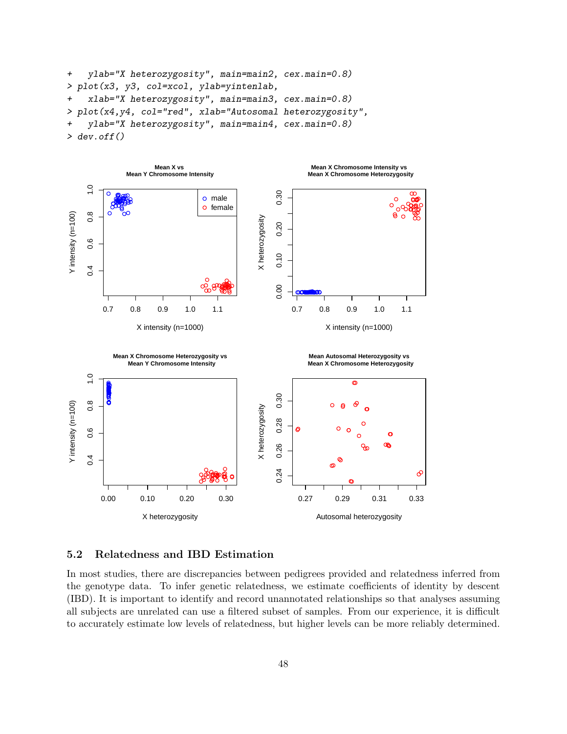```
+   ylab="X heterozygosity", main=main2, cex.main=0.8)
> plot(x3, y3, col=xcol, ylab=yintenlab,
+   xlab="X heterozygosity", main=main3, cex.main=0.8)
> plot(x4,y4, col="red", xlab="Autosomal heterozygosity",
+   ylab="X heterozygosity", main=main4, cex.main=0.8)
> dev.off()
```

## 5.2 Relatedness and IBD Estimation

In most studies, there are discrepancies between pedigrees provided and relatedness inferred from the genotype data. To infer genetic relatedness, we estimate coefficients of identity by descent (IBD). It is important to identify and record unannotated relationships so that analyses assuming all subjects are unrelated can use a filtered subset of samples. From our experience, it is difficult to accurately estimate low levels of relatedness, but higher levels can be more reliably determined.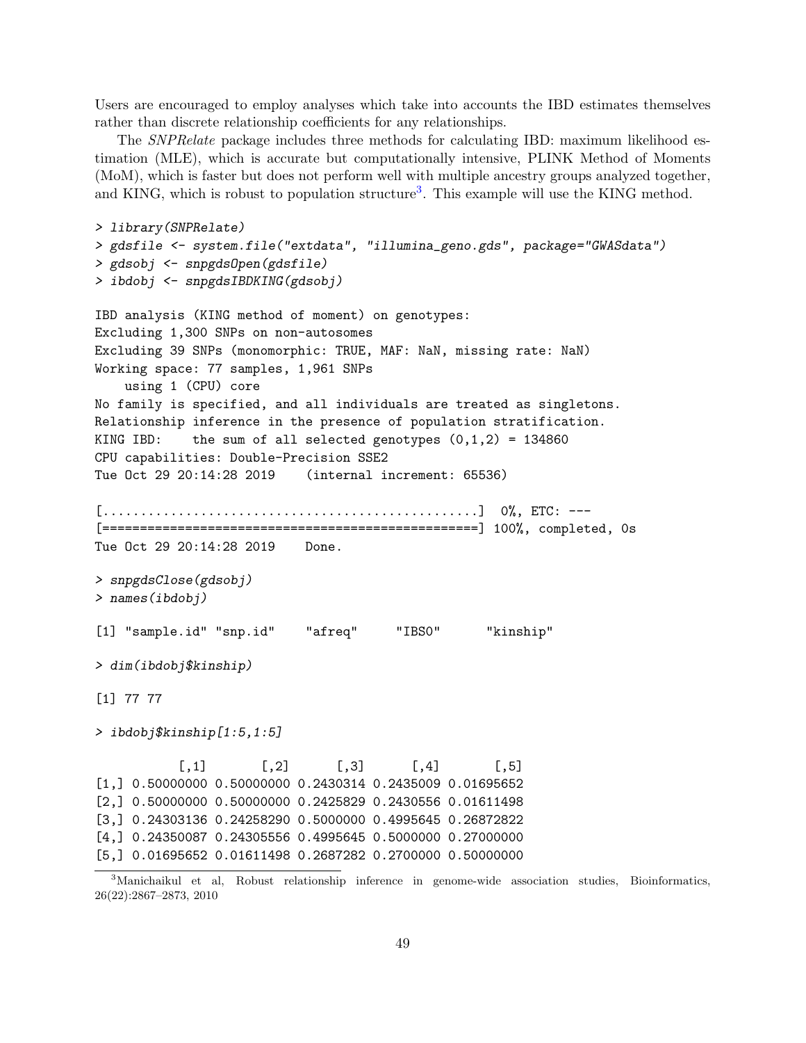Users are encouraged to employ analyses which take into accounts the IBD estimates themselves rather than discrete relationship coefficients for any relationships.

The *SNPRelate* package includes three methods for calculating IBD: maximum likelihood estimation (MLE), which is accurate but computationally intensive, PLINK Method of Moments (MoM), which is faster but does not perform well with multiple ancestry groups analyzed together, and KING, which is robust to population structure[3]. This example will use the KING method.

```
> library(SNPRelate)
> gdsfile <- system.file("extdata", "illumina_geno.gds", package="GWASdata")
> gdsobj <- snpgdsOpen(gdsfile)
> ibdobj <- snpgdsIBDKING(gdsobj)

IBD analysis (KING method of moment) on genotypes:
Excluding 1,300 SNPs on non-autosomes
Excluding 39 SNPs (monomorphic: TRUE, MAF: NaN, missing rate: NaN)
Working space: 77 samples, 1,961 SNPs
    using 1 (CPU) core
No family is specified, and all individuals are treated as singletons.
Relationship inference in the presence of population stratification.
KING IBD:    the sum of all selected genotypes (0,1,2) = 134860
CPU capabilities: Double-Precision SSE2
Tue Oct 29 20:14:28 2019    (internal increment: 65536)

[..................................................]  0%, ETC: ---
[==================================================] 100%, completed, 0s
Tue Oct 29 20:14:28 2019    Done.

> snpgdsClose(gdsobj)
> names(ibdobj)

[1] "sample.id" "snp.id"    "afreq"     "IBS0"      "kinship"

> dim(ibdobj$kinship)

[1] 77 77

> ibdobj$kinship[1:5,1:5]

           [,1]       [,2]      [,3]      [,4]       [,5]
[1,] 0.50000000 0.50000000 0.2430314 0.2435009 0.01695652
[2,] 0.50000000 0.50000000 0.2425829 0.2430556 0.01611498
[3,] 0.24303136 0.24258290 0.5000000 0.4995645 0.26872822
[4,] 0.24350087 0.24305556 0.4995645 0.5000000 0.27000000
[5,] 0.01695652 0.01611498 0.2687282 0.2700000 0.50000000
```

[3] Manichaikul et al, Robust relationship inference in genome-wide association studies, Bioinformatics, 26(22):2867–2873, 2010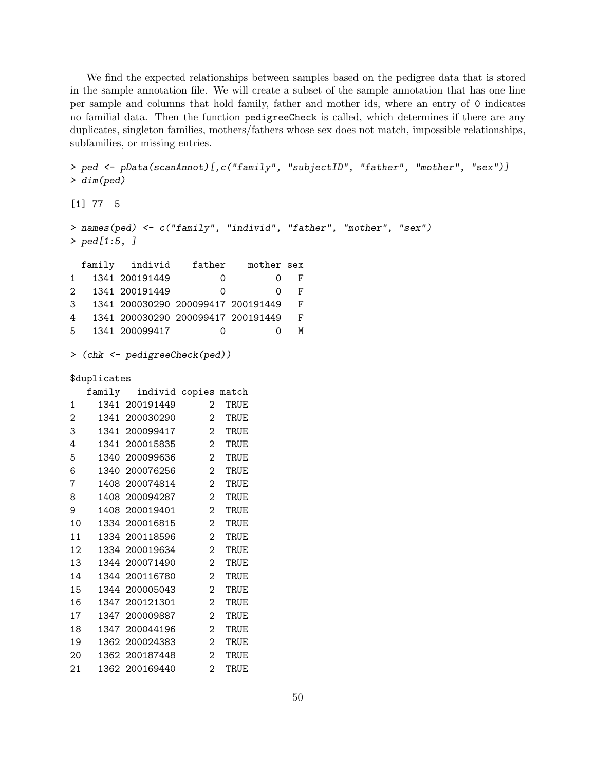We find the expected relationships between samples based on the pedigree data that is stored in the sample annotation file. We will create a subset of the sample annotation that has one line per sample and columns that hold family, father and mother ids, where an entry of 0 indicates no familial data. Then the function `pedigreeCheck` is called, which determines if there are any duplicates, singleton families, mothers/fathers whose sex does not match, impossible relationships, subfamilies, or missing entries.

```
> ped <- pData(scanAnnot)[,c("family", "subjectID", "father", "mother", "sex")]
> dim(ped)

[1] 77  5

> names(ped) <- c("family", "individ", "father", "mother", "sex")
> ped[1:5, ]

  family   individ    father    mother sex
1   1341 200191449         0         0   F
2   1341 200191449         0         0   F
3   1341 200030290 200099417 200191449   F
4   1341 200030290 200099417 200191449   F
5   1341 200099417         0         0   M

> (chk <- pedigreeCheck(ped))

$duplicates
   family   individ copies match
1    1341 200191449      2  TRUE
2    1341 200030290      2  TRUE
3    1341 200099417      2  TRUE
4    1341 200015835      2  TRUE
5    1340 200099636      2  TRUE
6    1340 200076256      2  TRUE
7    1408 200074814      2  TRUE
8    1408 200094287      2  TRUE
9    1408 200019401      2  TRUE
10   1334 200016815      2  TRUE
11   1334 200118596      2  TRUE
12   1334 200019634      2  TRUE
13   1344 200071490      2  TRUE
14   1344 200116780      2  TRUE
15   1344 200005043      2  TRUE
16   1347 200121301      2  TRUE
17   1347 200009887      2  TRUE
18   1347 200044196      2  TRUE
19   1362 200024383      2  TRUE
20   1362 200187448      2  TRUE
21   1362 200169440      2  TRUE
```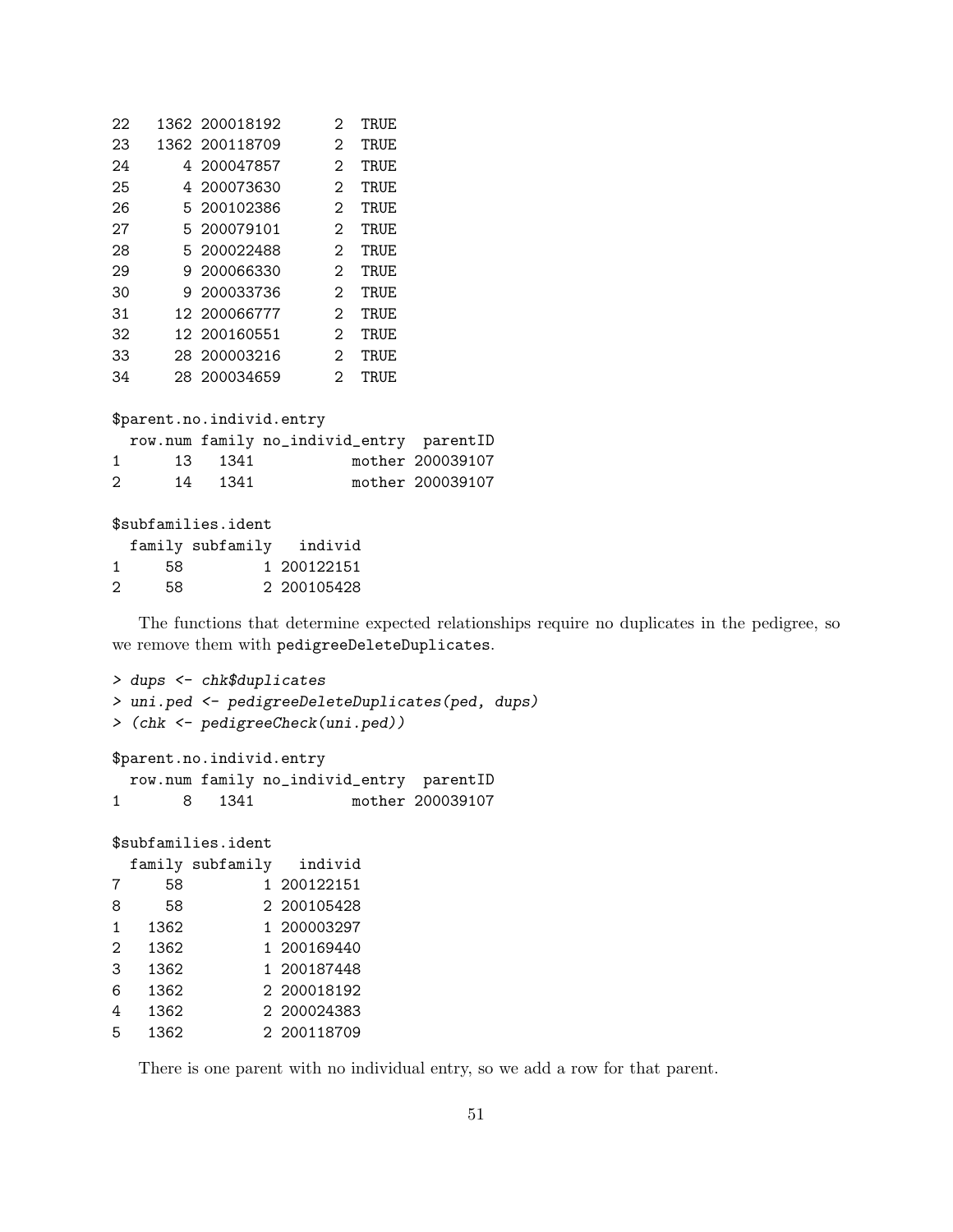```
22    1362 200018192      2  TRUE
23    1362 200118709      2  TRUE
24       4 200047857      2  TRUE
25       4 200073630      2  TRUE
26       5 200102386      2  TRUE
27       5 200079101      2  TRUE
28       5 200022488      2  TRUE
29       9 200066330      2  TRUE
30       9 200033736      2  TRUE
31      12 200066777      2  TRUE
32      12 200160551      2  TRUE
33      28 200003216      2  TRUE
34      28 200034659      2  TRUE

$parent.no.individ.entry
  row.num family no_individ_entry  parentID
1      13   1341           mother 200039107
2      14   1341           mother 200039107

$subfamilies.ident
  family subfamily   individ
1     58         1 200122151
2     58         2 200105428
```

The functions that determine expected relationships require no duplicates in the pedigree, so we remove them with `pedigreeDeleteDuplicates`.

```
> dups <- chk$duplicates
> uni.ped <- pedigreeDeleteDuplicates(ped, dups)
> (chk <- pedigreeCheck(uni.ped))

$parent.no.individ.entry
  row.num family no_individ_entry  parentID
1       8   1341           mother 200039107

$subfamilies.ident
  family subfamily   individ
7     58         1 200122151
8     58         2 200105428
1   1362         1 200003297
2   1362         1 200169440
3   1362         1 200187448
6   1362         2 200018192
4   1362         2 200024383
5   1362         2 200118709
```

There is one parent with no individual entry, so we add a row for that parent.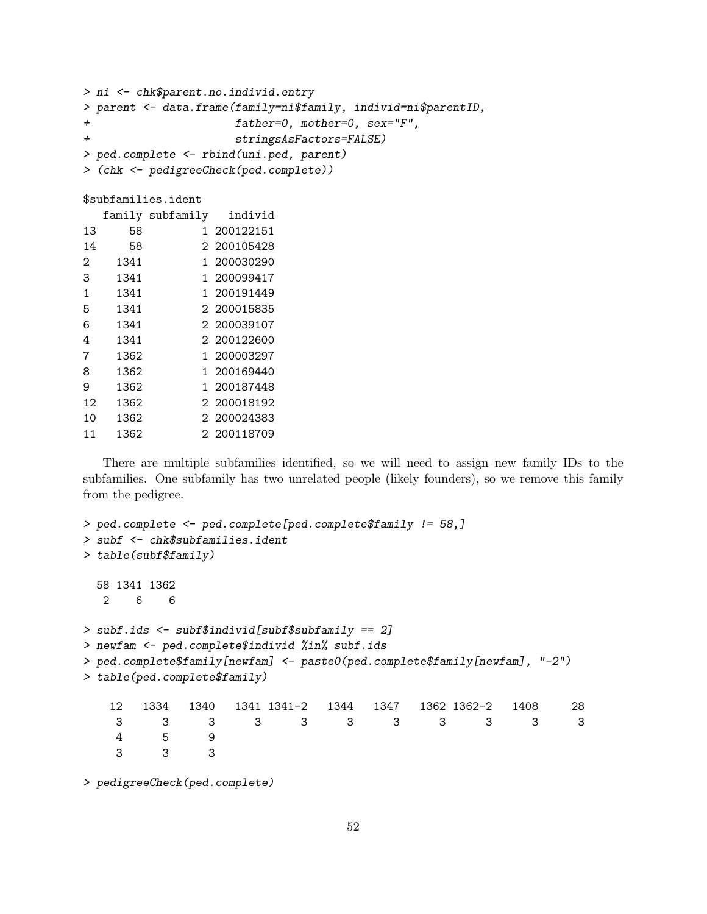```
> ni <- chk$parent.no.individ.entry
> parent <- data.frame(family=ni$family, individ=ni$parentID,
+                      father=0, mother=0, sex="F",
+                      stringsAsFactors=FALSE)
> ped.complete <- rbind(uni.ped, parent)
> (chk <- pedigreeCheck(ped.complete))

$subfamilies.ident
   family subfamily   individ
13     58         1 200122151
14     58         2 200105428
2    1341         1 200030290
3    1341         1 200099417
1    1341         1 200191449
5    1341         2 200015835
6    1341         2 200039107
4    1341         2 200122600
7    1362         1 200003297
8    1362         1 200169440
9    1362         1 200187448
12   1362         2 200018192
10   1362         2 200024383
11   1362         2 200118709
```

There are multiple subfamilies identified, so we will need to assign new family IDs to the subfamilies. One subfamily has two unrelated people (likely founders), so we remove this family from the pedigree.

```
> ped.complete <- ped.complete[ped.complete$family != 58,]
> subf <- chk$subfamilies.ident
> table(subf$family)

  58 1341 1362
   2    6    6

> subf.ids <- subf$individ[subf$subfamily == 2]
> newfam <- ped.complete$individ %in% subf.ids
> ped.complete$family[newfam] <- paste0(ped.complete$family[newfam], "-2")
> table(ped.complete$family)

    12   1334   1340   1341 1341-2   1344   1347   1362 1362-2   1408     28
     3      3      3      3      3      3      3      3      3      3      3
     4      5      9
     3      3      3

> pedigreeCheck(ped.complete)
```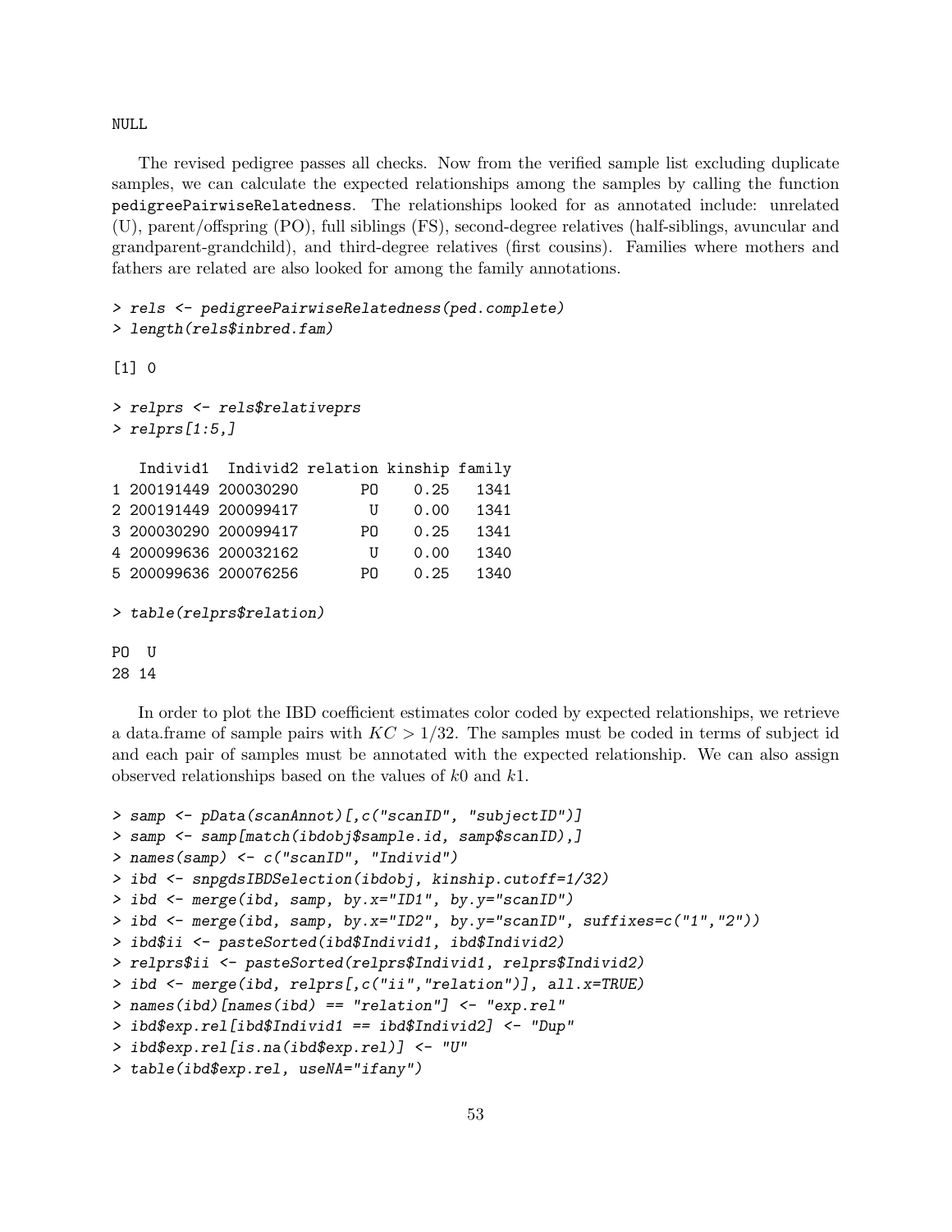```
NULL
```

The revised pedigree passes all checks. Now from the verified sample list excluding duplicate samples, we can calculate the expected relationships among the samples by calling the function `pedigreePairwiseRelatedness`. The relationships looked for as annotated include: unrelated (U), parent/offspring (PO), full siblings (FS), second-degree relatives (half-siblings, avuncular and grandparent-grandchild), and third-degree relatives (first cousins). Families where mothers and fathers are related are also looked for among the family annotations.

```
> rels <- pedigreePairwiseRelatedness(ped.complete)
> length(rels$inbred.fam)

[1] 0

> relprs <- rels$relativeprs
> relprs[1:5,]

   Individ1  Individ2 relation kinship family
1 200191449 200030290       PO    0.25   1341
2 200191449 200099417        U    0.00   1341
3 200030290 200099417       PO    0.25   1341
4 200099636 200032162        U    0.00   1340
5 200099636 200076256       PO    0.25   1340

> table(relprs$relation)

PO  U
28 14
```

In order to plot the IBD coefficient estimates color coded by expected relationships, we retrieve a data.frame of sample pairs with $KC > 1/32$. The samples must be coded in terms of subject id and each pair of samples must be annotated with the expected relationship. We can also assign observed relationships based on the values of $k0$ and $k1$.

```
> samp <- pData(scanAnnot)[,c("scanID", "subjectID")]
> samp <- samp[match(ibdobj$sample.id, samp$scanID),]
> names(samp) <- c("scanID", "Individ")
> ibd <- snpgdsIBDSelection(ibdobj, kinship.cutoff=1/32)
> ibd <- merge(ibd, samp, by.x="ID1", by.y="scanID")
> ibd <- merge(ibd, samp, by.x="ID2", by.y="scanID", suffixes=c("1","2"))
> ibd$ii <- pasteSorted(ibd$Individ1, ibd$Individ2)
> relprs$ii <- pasteSorted(relprs$Individ1, relprs$Individ2)
> ibd <- merge(ibd, relprs[,c("ii","relation")], all.x=TRUE)
> names(ibd)[names(ibd) == "relation"] <- "exp.rel"
> ibd$exp.rel[ibd$Individ1 == ibd$Individ2] <- "Dup"
> ibd$exp.rel[is.na(ibd$exp.rel)] <- "U"
> table(ibd$exp.rel, useNA="ifany")
```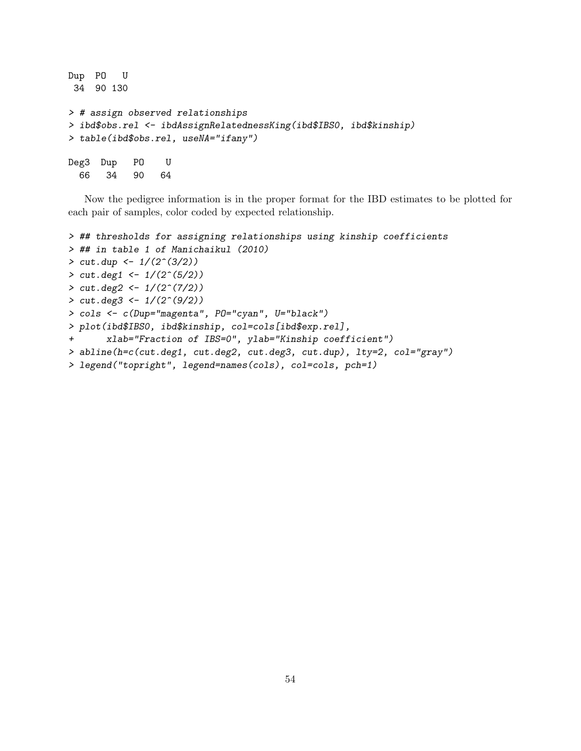```
Dup  PO   U
 34  90 130
```

```
> # assign observed relationships
> ibd$obs.rel <- ibdAssignRelatednessKing(ibd$IBS0, ibd$kinship)
> table(ibd$obs.rel, useNA="ifany")

Deg3  Dup   PO    U
  66   34   90   64
```

Now the pedigree information is in the proper format for the IBD estimates to be plotted for each pair of samples, color coded by expected relationship.

```
> ## thresholds for assigning relationships using kinship coefficients
> ## in table 1 of Manichaikul (2010)
> cut.dup <- 1/(2^(3/2))
> cut.deg1 <- 1/(2^(5/2))
> cut.deg2 <- 1/(2^(7/2))
> cut.deg3 <- 1/(2^(9/2))
> cols <- c(Dup="magenta", PO="cyan", U="black")
> plot(ibd$IBS0, ibd$kinship, col=cols[ibd$exp.rel],
+      xlab="Fraction of IBS=0", ylab="Kinship coefficient")
> abline(h=c(cut.deg1, cut.deg2, cut.deg3, cut.dup), lty=2, col="gray")
> legend("topright", legend=names(cols), col=cols, pch=1)
```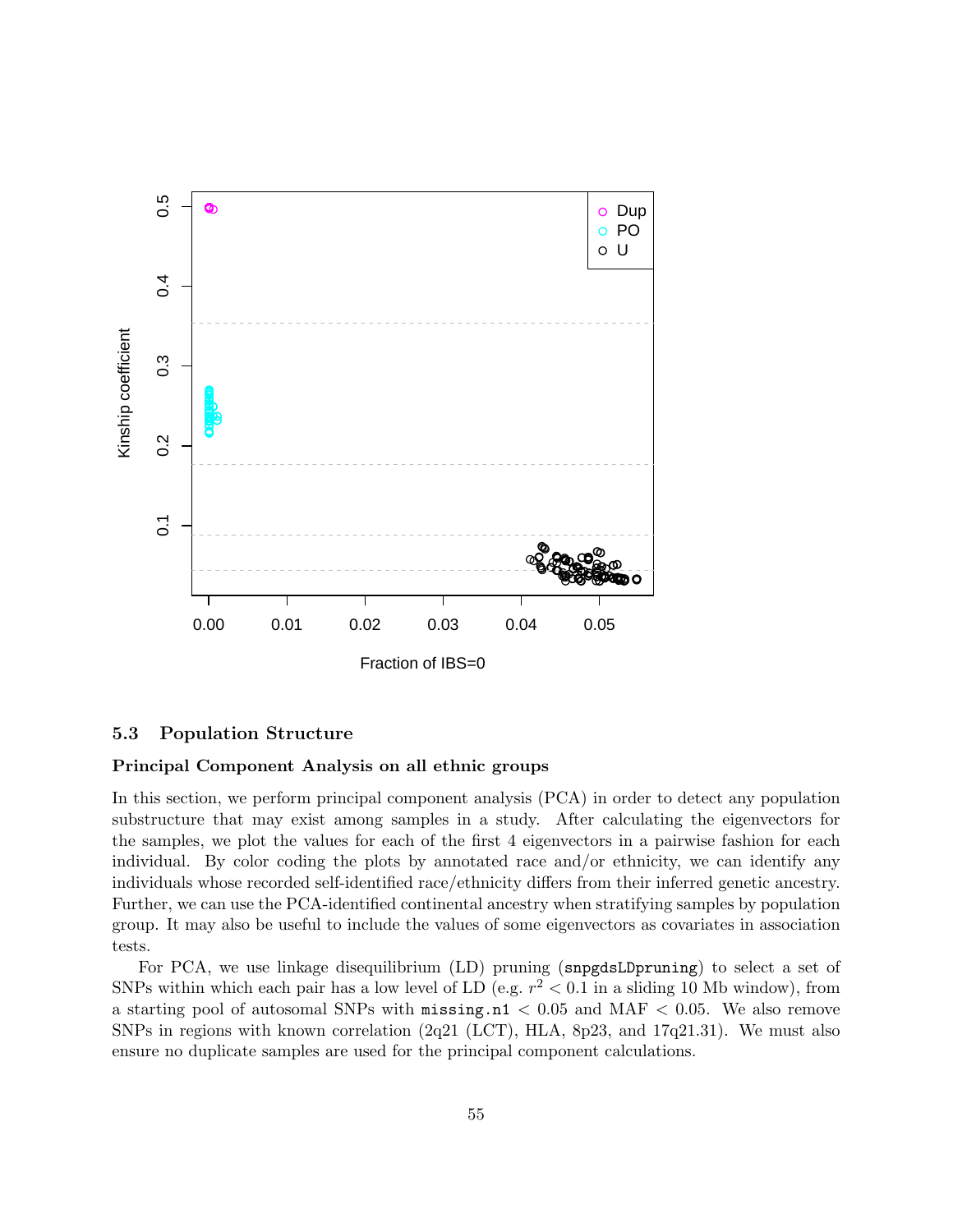### 5.3 Population Structure

**Principal Component Analysis on all ethnic groups**

In this section, we perform principal component analysis (PCA) in order to detect any population substructure that may exist among samples in a study. After calculating the eigenvectors for the samples, we plot the values for each of the first 4 eigenvectors in a pairwise fashion for each individual. By color coding the plots by annotated race and/or ethnicity, we can identify any individuals whose recorded self-identified race/ethnicity differs from their inferred genetic ancestry. Further, we can use the PCA-identified continental ancestry when stratifying samples by population group. It may also be useful to include the values of some eigenvectors as covariates in association tests.

For PCA, we use linkage disequilibrium (LD) pruning (`snpgdsLDpruning`) to select a set of SNPs within which each pair has a low level of LD (e.g. $r^2 < 0.1$ in a sliding 10 Mb window), from a starting pool of autosomal SNPs with `missing.n1` $< 0.05$ and MAF $< 0.05$. We also remove SNPs in regions with known correlation (2q21 (LCT), HLA, 8p23, and 17q21.31). We must also ensure no duplicate samples are used for the principal component calculations.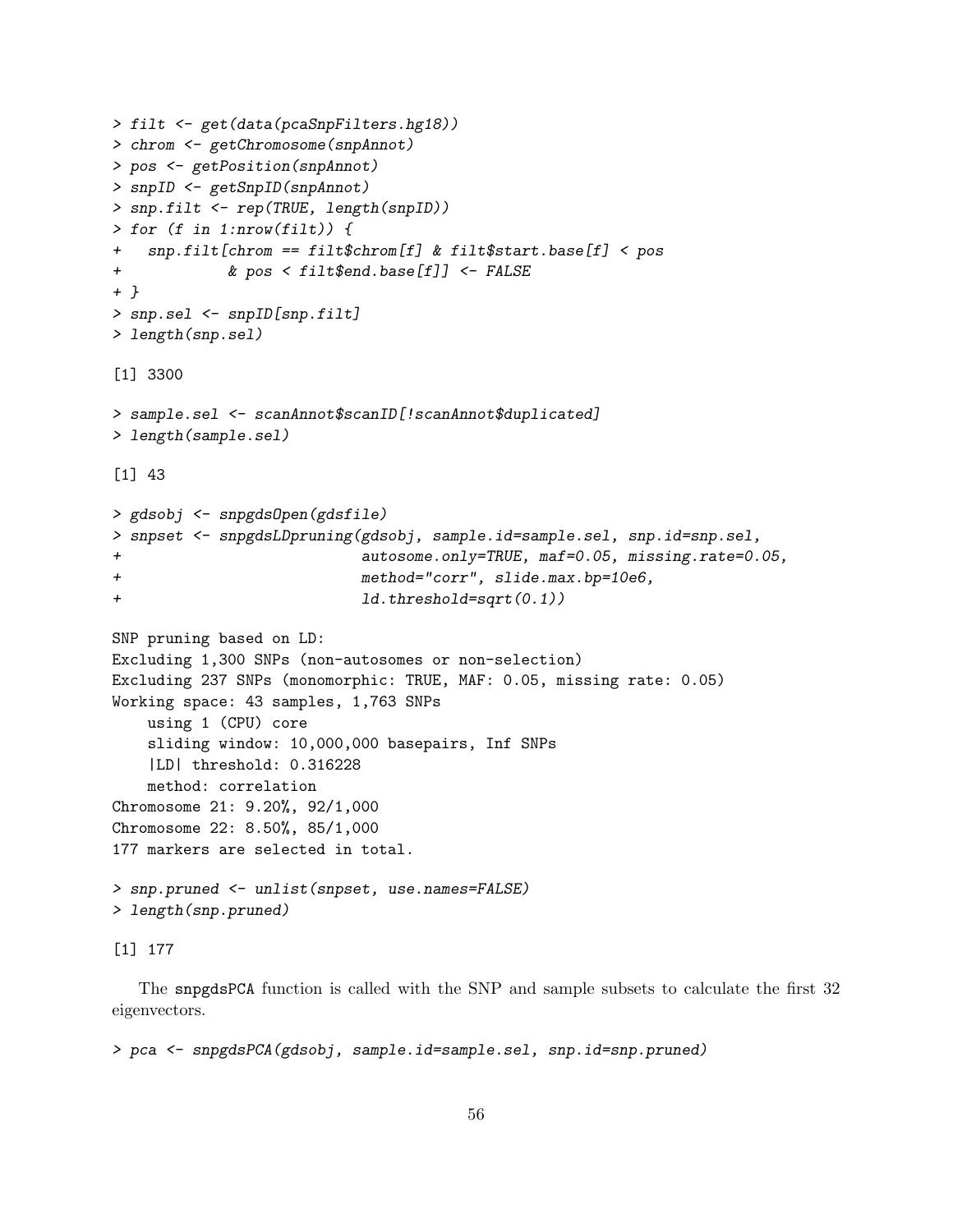```
> filt <- get(data(pcaSnpFilters.hg18))
> chrom <- getChromosome(snpAnnot)
> pos <- getPosition(snpAnnot)
> snpID <- getSnpID(snpAnnot)
> snp.filt <- rep(TRUE, length(snpID))
> for (f in 1:nrow(filt)) {
+   snp.filt[chrom == filt$chrom[f] & filt$start.base[f] < pos
+            & pos < filt$end.base[f]] <- FALSE
+ }
> snp.sel <- snpID[snp.filt]
> length(snp.sel)

[1] 3300

> sample.sel <- scanAnnot$scanID[!scanAnnot$duplicated]
> length(sample.sel)

[1] 43

> gdsobj <- snpgdsOpen(gdsfile)
> snpset <- snpgdsLDpruning(gdsobj, sample.id=sample.sel, snp.id=snp.sel,
+                           autosome.only=TRUE, maf=0.05, missing.rate=0.05,
+                           method="corr", slide.max.bp=10e6,
+                           ld.threshold=sqrt(0.1))

SNP pruning based on LD:
Excluding 1,300 SNPs (non-autosomes or non-selection)
Excluding 237 SNPs (monomorphic: TRUE, MAF: 0.05, missing rate: 0.05)
Working space: 43 samples, 1,763 SNPs
    using 1 (CPU) core
    sliding window: 10,000,000 basepairs, Inf SNPs
    |LD| threshold: 0.316228
    method: correlation
Chromosome 21: 9.20%, 92/1,000
Chromosome 22: 8.50%, 85/1,000
177 markers are selected in total.

> snp.pruned <- unlist(snpset, use.names=FALSE)
> length(snp.pruned)

[1] 177
```

The snpgdsPCA function is called with the SNP and sample subsets to calculate the first 32 eigenvectors.

```
> pca <- snpgdsPCA(gdsobj, sample.id=sample.sel, snp.id=snp.pruned)
```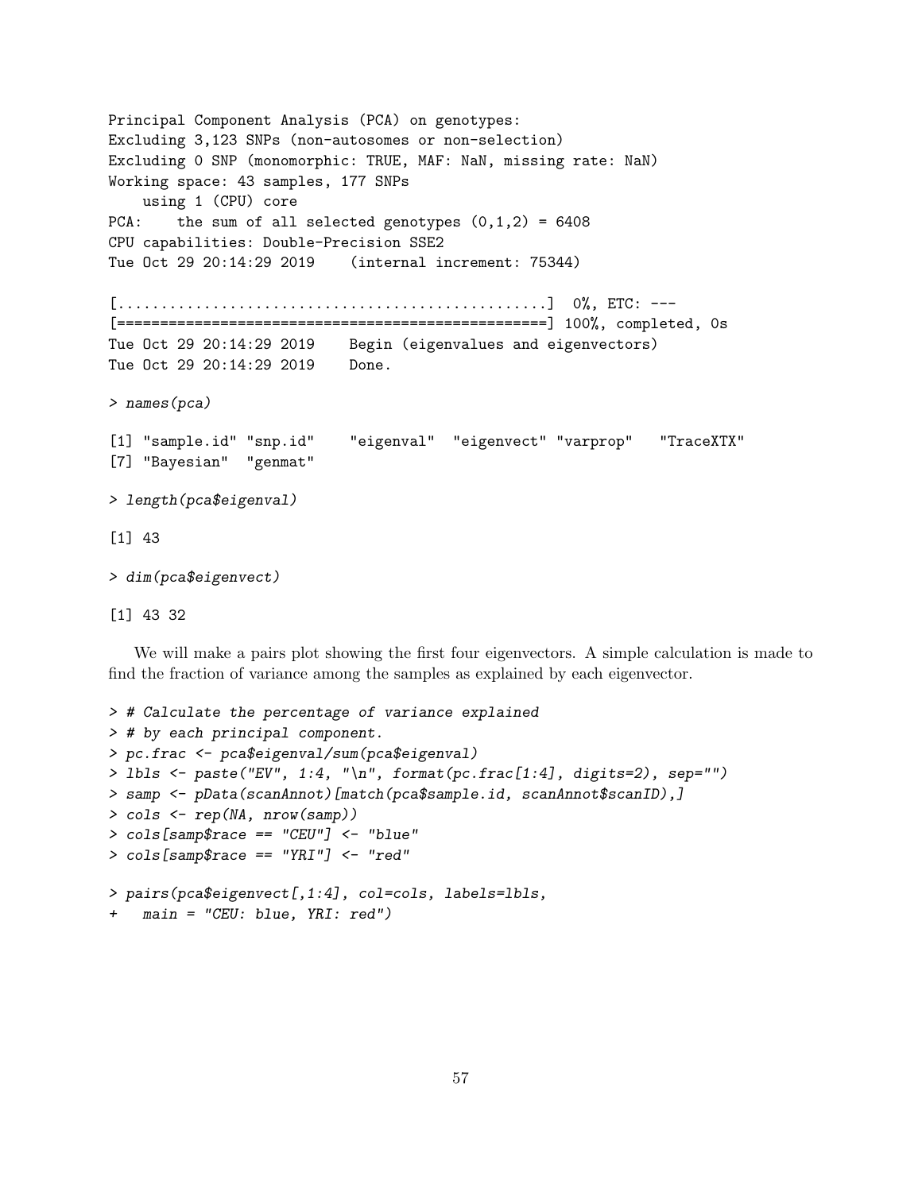```
Principal Component Analysis (PCA) on genotypes:
Excluding 3,123 SNPs (non-autosomes or non-selection)
Excluding 0 SNP (monomorphic: TRUE, MAF: NaN, missing rate: NaN)
Working space: 43 samples, 177 SNPs
    using 1 (CPU) core
PCA:    the sum of all selected genotypes (0,1,2) = 6408
CPU capabilities: Double-Precision SSE2
Tue Oct 29 20:14:29 2019    (internal increment: 75344)

[..................................................]  0%, ETC: ---
[==================================================] 100%, completed, 0s
Tue Oct 29 20:14:29 2019    Begin (eigenvalues and eigenvectors)
Tue Oct 29 20:14:29 2019    Done.
```

```
> names(pca)
```

```
[1] "sample.id" "snp.id"    "eigenval"  "eigenvect" "varprop"   "TraceXTX"
[7] "Bayesian"  "genmat"
```

```
> length(pca$eigenval)
```

```
[1] 43
```

```
> dim(pca$eigenvect)
```

```
[1] 43 32
```

We will make a pairs plot showing the first four eigenvectors. A simple calculation is made to find the fraction of variance among the samples as explained by each eigenvector.

```
> # Calculate the percentage of variance explained
> # by each principal component.
> pc.frac <- pca$eigenval/sum(pca$eigenval)
> lbls <- paste("EV", 1:4, "\n", format(pc.frac[1:4], digits=2), sep="")
> samp <- pData(scanAnnot)[match(pca$sample.id, scanAnnot$scanID),]
> cols <- rep(NA, nrow(samp))
> cols[samp$race == "CEU"] <- "blue"
> cols[samp$race == "YRI"] <- "red"
```

```
> pairs(pca$eigenvect[,1:4], col=cols, labels=lbls,
+   main = "CEU: blue, YRI: red")
```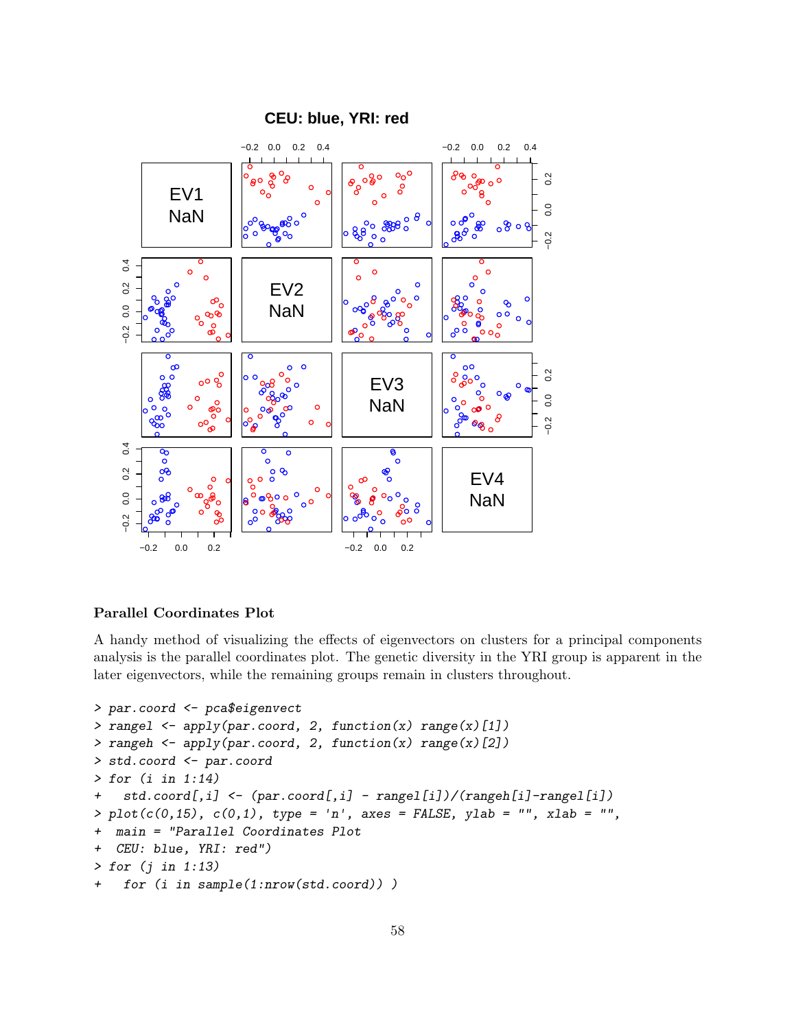### Parallel Coordinates Plot

A handy method of visualizing the effects of eigenvectors on clusters for a principal components analysis is the parallel coordinates plot. The genetic diversity in the YRI group is apparent in the later eigenvectors, while the remaining groups remain in clusters throughout.

```
> par.coord <- pca$eigenvect
> rangel <- apply(par.coord, 2, function(x) range(x)[1])
> rangeh <- apply(par.coord, 2, function(x) range(x)[2])
> std.coord <- par.coord
> for (i in 1:14)
+   std.coord[,i] <- (par.coord[,i] - rangel[i])/(rangeh[i]-rangel[i])
> plot(c(0,15), c(0,1), type = 'n', axes = FALSE, ylab = "", xlab = "",
+  main = "Parallel Coordinates Plot
+  CEU: blue, YRI: red")
> for (j in 1:13)
+   for (i in sample(1:nrow(std.coord)) )
```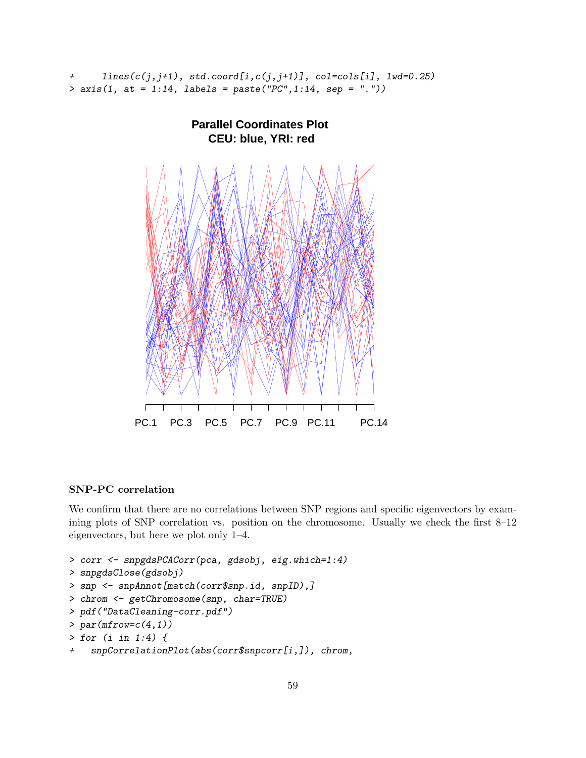```
+     lines(c(j,j+1), std.coord[i,c(j,j+1)], col=cols[i], lwd=0.25)
> axis(1, at = 1:14, labels = paste("PC",1:14, sep = "."))
```

### SNP-PC correlation

We confirm that there are no correlations between SNP regions and specific eigenvectors by examining plots of SNP correlation vs. position on the chromosome. Usually we check the first 8–12 eigenvectors, but here we plot only 1–4.

```
> corr <- snpgdsPCACorr(pca, gdsobj, eig.which=1:4)
> snpgdsClose(gdsobj)
> snp <- snpAnnot[match(corr$snp.id, snpID),]
> chrom <- getChromosome(snp, char=TRUE)
> pdf("DataCleaning-corr.pdf")
> par(mfrow=c(4,1))
> for (i in 1:4) {
+   snpCorrelationPlot(abs(corr$snpcorr[i,]), chrom,
```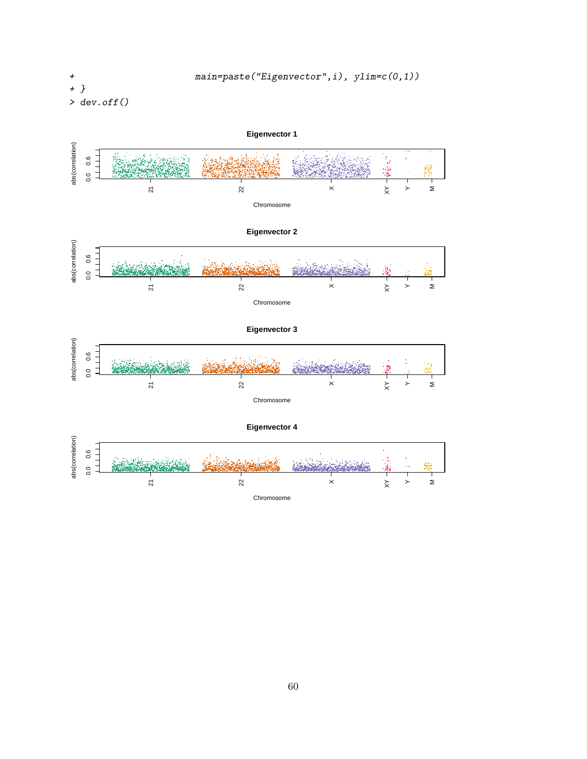```
+                       main=paste("Eigenvector",i), ylim=c(0,1))
+ }
> dev.off()
```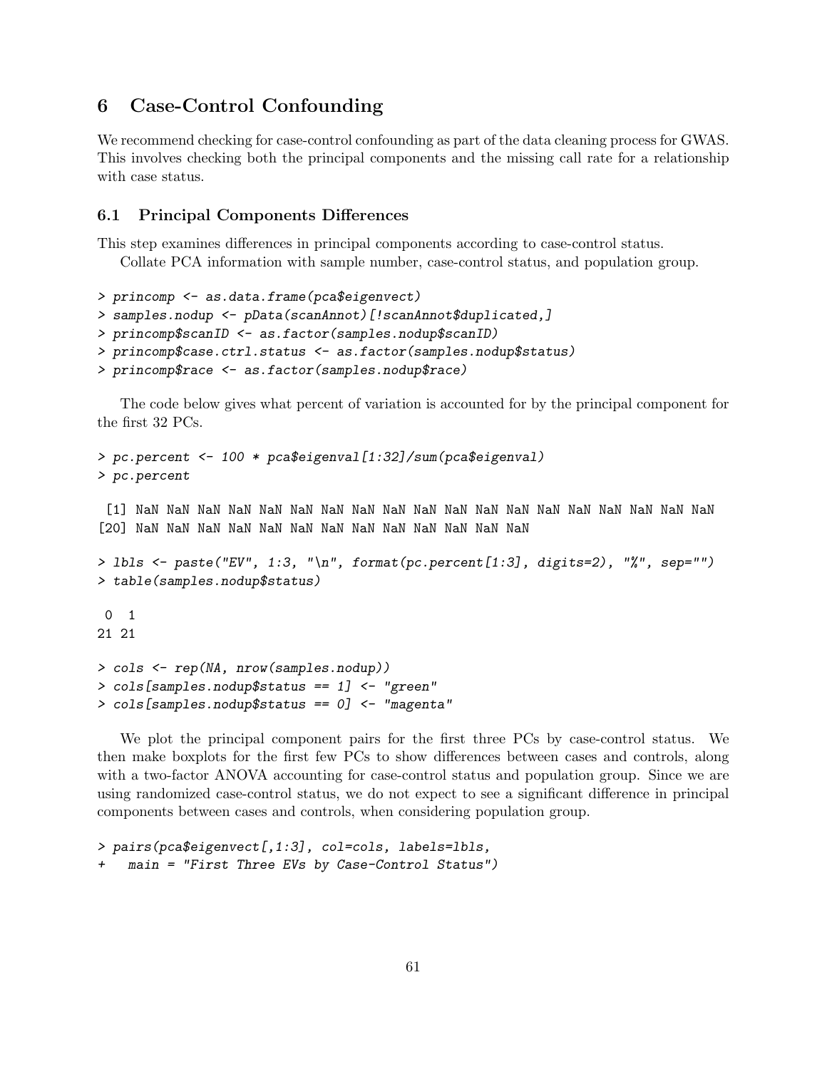## 6 Case-Control Confounding

We recommend checking for case-control confounding as part of the data cleaning process for GWAS. This involves checking both the principal components and the missing call rate for a relationship with case status.

### 6.1 Principal Components Differences

This step examines differences in principal components according to case-control status.

Collate PCA information with sample number, case-control status, and population group.

```
> princomp <- as.data.frame(pca$eigenvect)
> samples.nodup <- pData(scanAnnot)[!scanAnnot$duplicated,]
> princomp$scanID <- as.factor(samples.nodup$scanID)
> princomp$case.ctrl.status <- as.factor(samples.nodup$status)
> princomp$race <- as.factor(samples.nodup$race)
```

The code below gives what percent of variation is accounted for by the principal component for the first 32 PCs.

```
> pc.percent <- 100 * pca$eigenval[1:32]/sum(pca$eigenval)
> pc.percent

 [1] NaN NaN NaN NaN NaN NaN NaN NaN NaN NaN NaN NaN NaN NaN NaN NaN NaN NaN NaN
[20] NaN NaN NaN NaN NaN NaN NaN NaN NaN NaN NaN NaN NaN

> lbls <- paste("EV", 1:3, "\n", format(pc.percent[1:3], digits=2), "%", sep="")
> table(samples.nodup$status)

 0  1
21 21

> cols <- rep(NA, nrow(samples.nodup))
> cols[samples.nodup$status == 1] <- "green"
> cols[samples.nodup$status == 0] <- "magenta"
```

We plot the principal component pairs for the first three PCs by case-control status. We then make boxplots for the first few PCs to show differences between cases and controls, along with a two-factor ANOVA accounting for case-control status and population group. Since we are using randomized case-control status, we do not expect to see a significant difference in principal components between cases and controls, when considering population group.

```
> pairs(pca$eigenvect[,1:3], col=cols, labels=lbls,
+   main = "First Three EVs by Case-Control Status")
```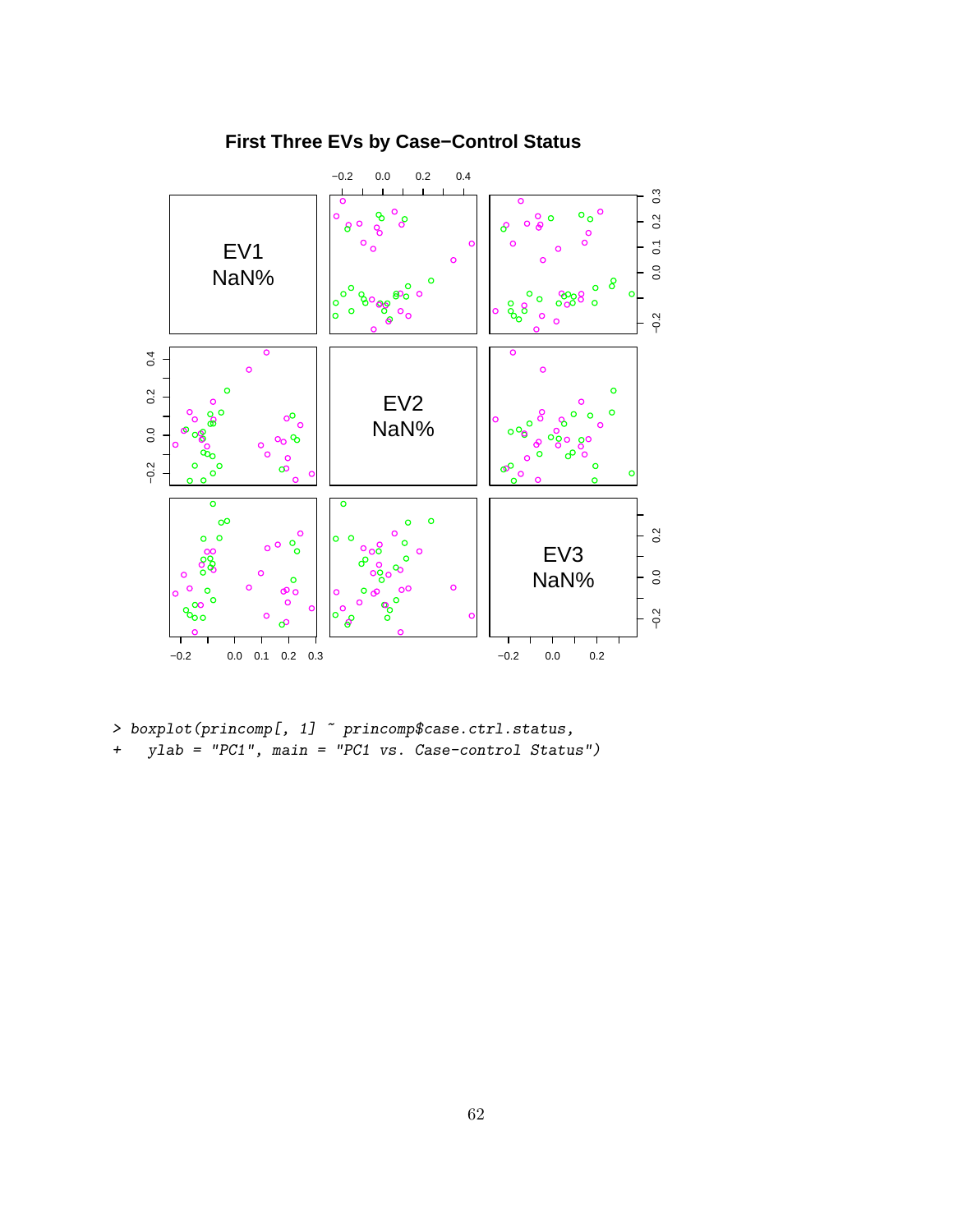**First Three EVs by Case−Control Status**

```
> boxplot(princomp[, 1] ~ princomp$case.ctrl.status,
+   ylab = "PC1", main = "PC1 vs. Case-control Status")
```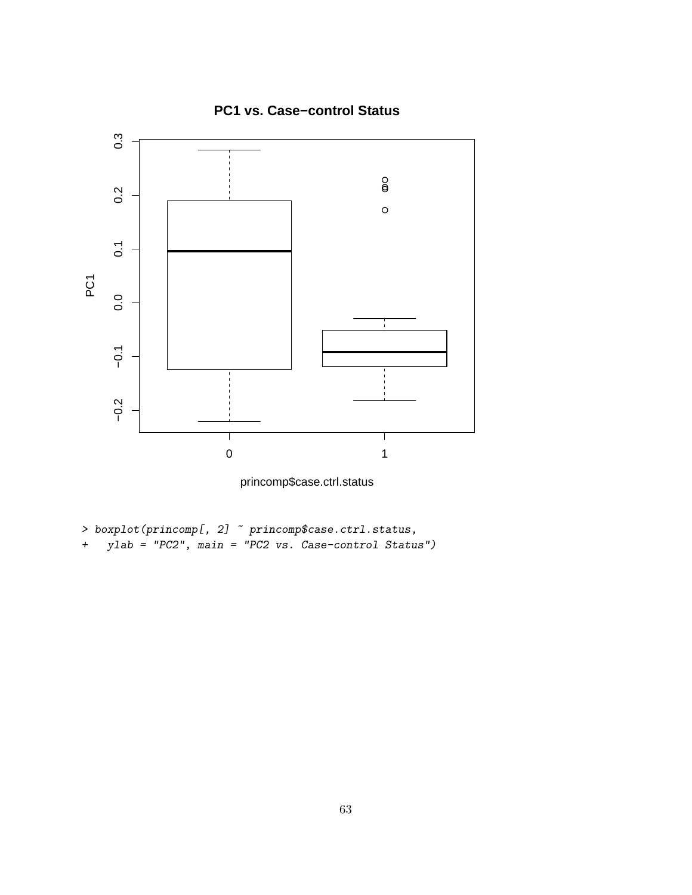```
> boxplot(princomp[, 2] ~ princomp$case.ctrl.status,
+   ylab = "PC2", main = "PC2 vs. Case-control Status")
```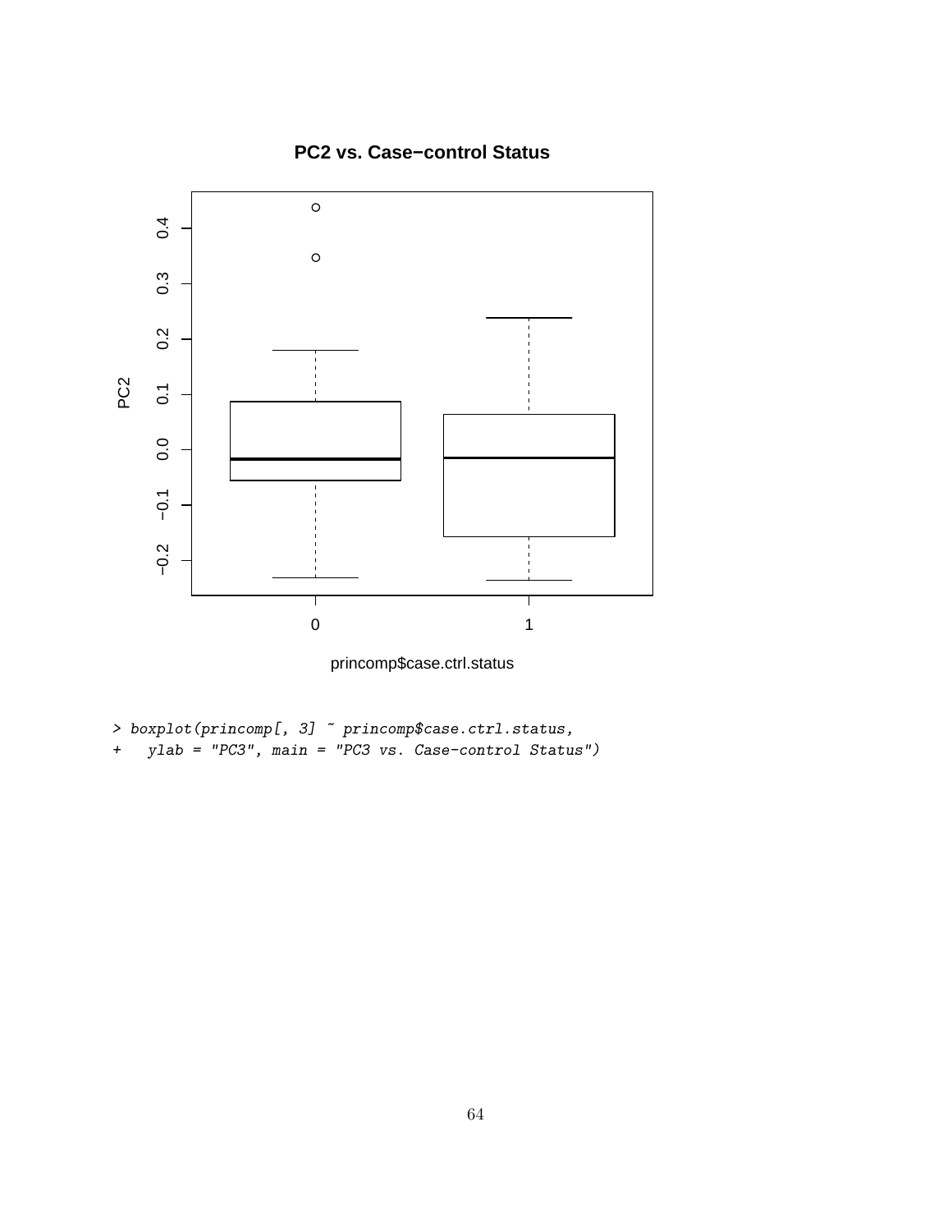```
> boxplot(princomp[, 3] ~ princomp$case.ctrl.status,
+   ylab = "PC3", main = "PC3 vs. Case-control Status")
```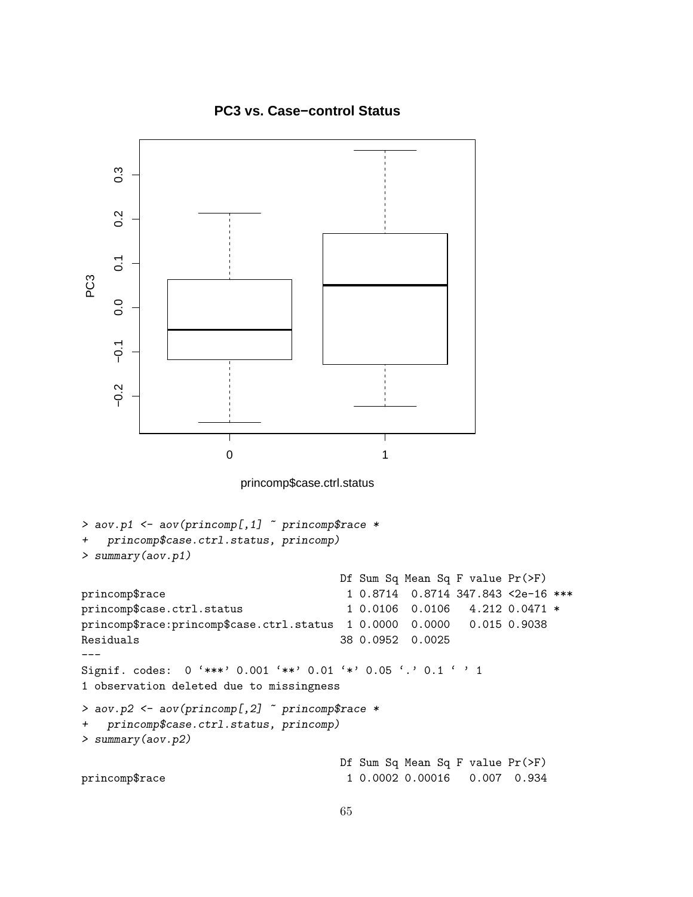```
> aov.p1 <- aov(princomp[,1] ~ princomp$race *
+   princomp$case.ctrl.status, princomp)
> summary(aov.p1)

                                        Df Sum Sq Mean Sq F value Pr(>F)    
princomp$race                            1 0.8714  0.8714 347.843 <2e-16 ***
princomp$case.ctrl.status                1 0.0106  0.0106   4.212 0.0471 *  
princomp$race:princomp$case.ctrl.status  1 0.0000  0.0000   0.015 0.9038    
Residuals                               38 0.0952  0.0025                   
---
Signif. codes:  0 '***' 0.001 '**' 0.01 '*' 0.05 '.' 0.1 ' ' 1
1 observation deleted due to missingness

> aov.p2 <- aov(princomp[,2] ~ princomp$race *
+   princomp$case.ctrl.status, princomp)
> summary(aov.p2)

                                        Df Sum Sq Mean Sq F value Pr(>F)
princomp$race                            1 0.0002 0.00016   0.007  0.934
```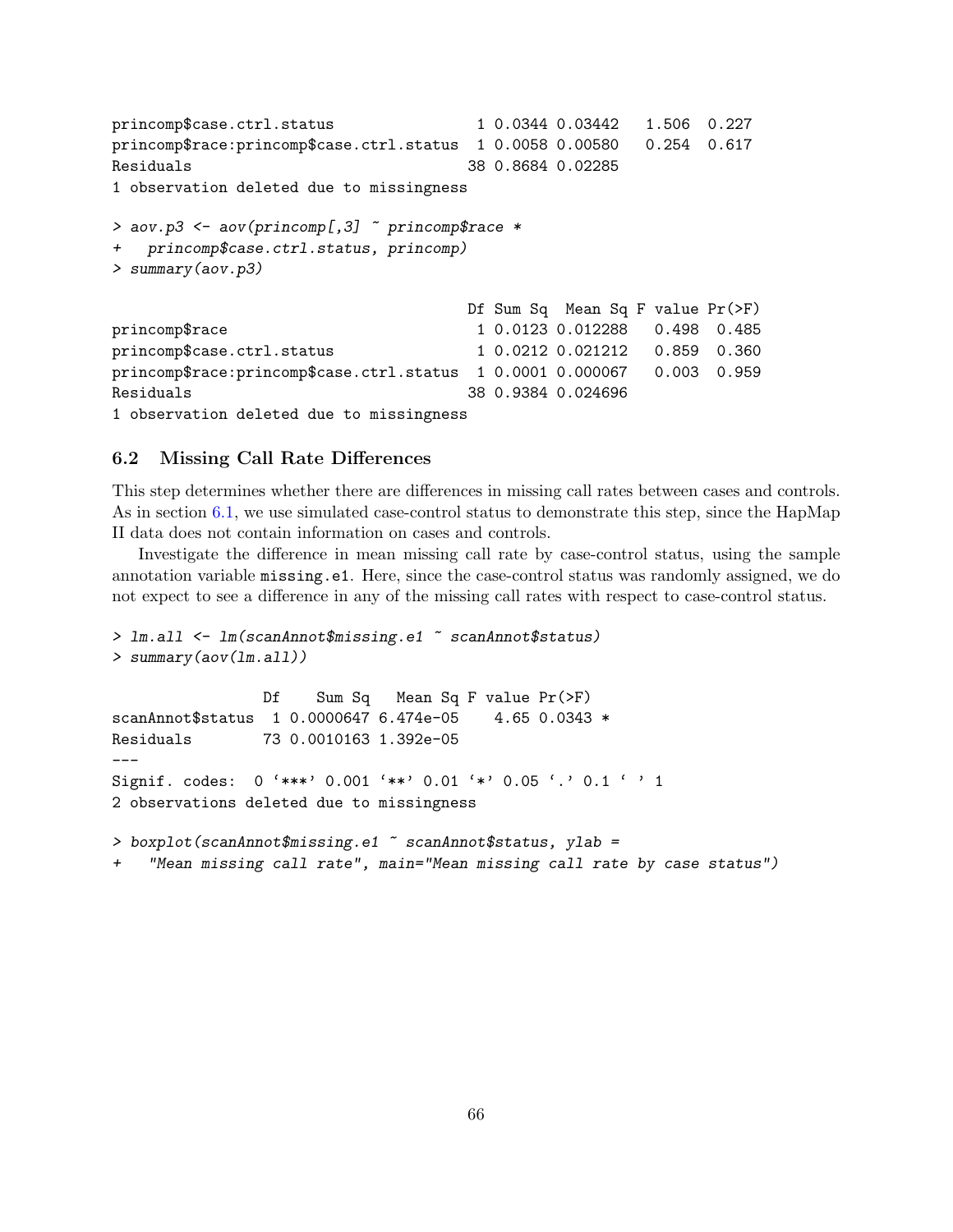```
princomp$case.ctrl.status                1 0.0344 0.03442   1.506  0.227
princomp$race:princomp$case.ctrl.status  1 0.0058 0.00580   0.254  0.617
Residuals                               38 0.8684 0.02285
1 observation deleted due to missingness
```

```
> aov.p3 <- aov(princomp[,3] ~ princomp$race *
+   princomp$case.ctrl.status, princomp)
> summary(aov.p3)
```

```
                                        Df Sum Sq  Mean Sq F value Pr(>F)
princomp$race                            1 0.0123 0.012288   0.498  0.485
princomp$case.ctrl.status                1 0.0212 0.021212   0.859  0.360
princomp$race:princomp$case.ctrl.status  1 0.0001 0.000067   0.003  0.959
Residuals                               38 0.9384 0.024696
1 observation deleted due to missingness
```

### 6.2 Missing Call Rate Differences

This step determines whether there are differences in missing call rates between cases and controls. As in section 6.1, we use simulated case-control status to demonstrate this step, since the HapMap II data does not contain information on cases and controls.

Investigate the difference in mean missing call rate by case-control status, using the sample annotation variable `missing.e1`. Here, since the case-control status was randomly assigned, we do not expect to see a difference in any of the missing call rates with respect to case-control status.

```
> lm.all <- lm(scanAnnot$missing.e1 ~ scanAnnot$status)
> summary(aov(lm.all))
```

```
                 Df    Sum Sq   Mean Sq F value Pr(>F)
scanAnnot$status  1 0.0000647 6.474e-05    4.65 0.0343 *
Residuals        73 0.0010163 1.392e-05
---
Signif. codes:  0 '***' 0.001 '**' 0.01 '*' 0.05 '.' 0.1 ' ' 1
2 observations deleted due to missingness
```

```
> boxplot(scanAnnot$missing.e1 ~ scanAnnot$status, ylab =
+   "Mean missing call rate", main="Mean missing call rate by case status")
```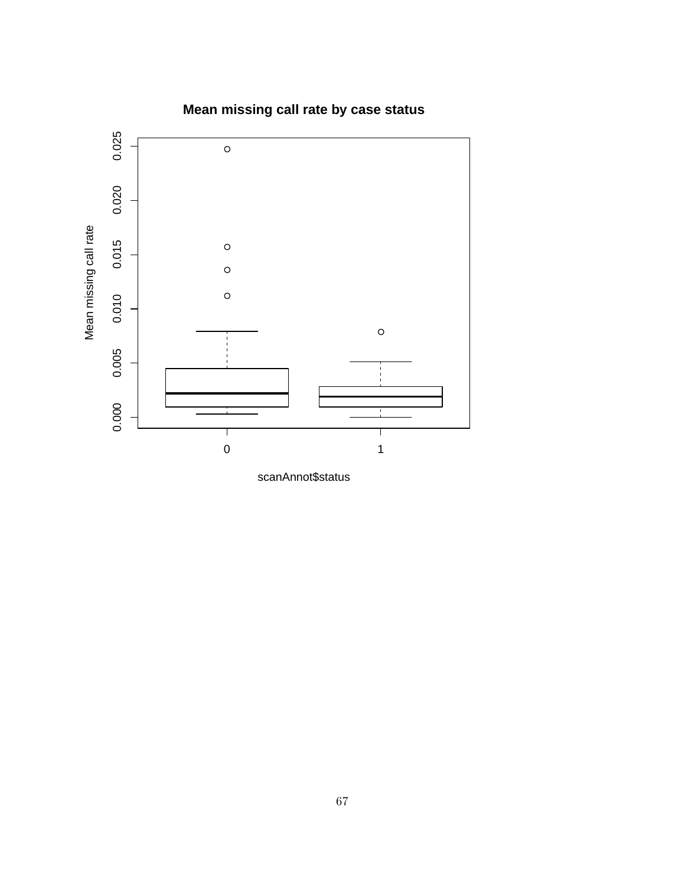**Mean missing call rate by case status**

Mean missing call rate

0.000 0.005 0.010 0.015 0.020 0.025

0 1

scanAnnot$status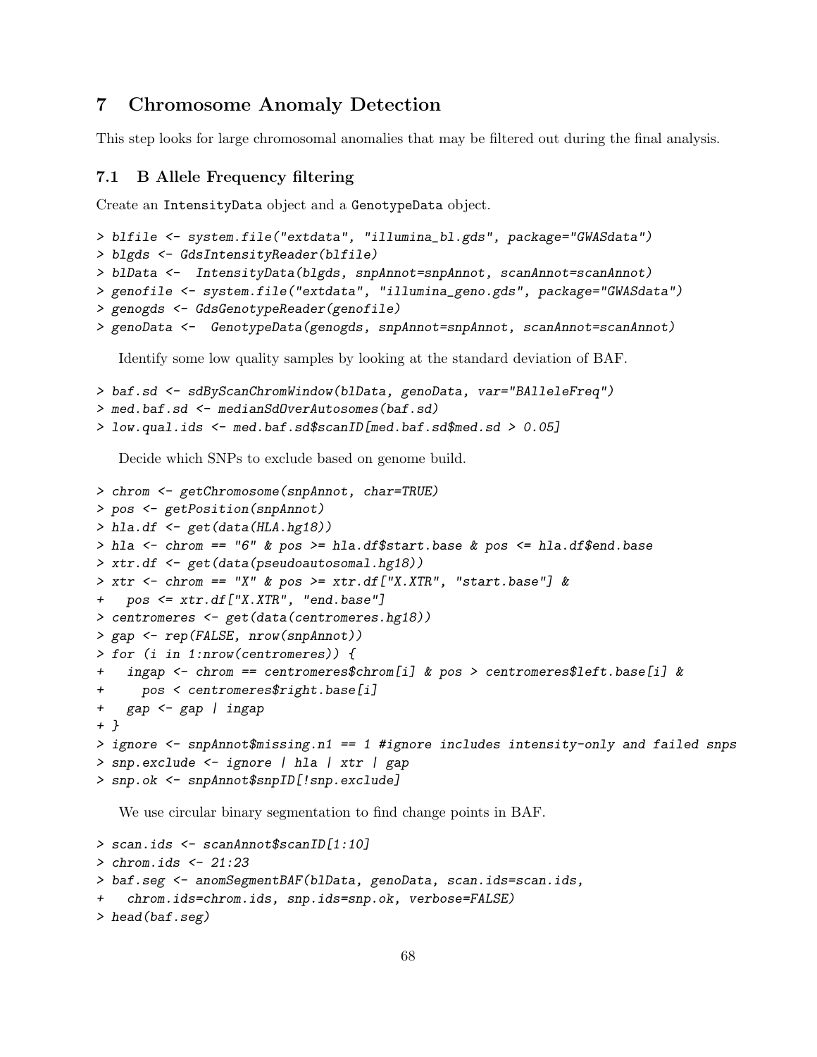## 7 Chromosome Anomaly Detection

This step looks for large chromosomal anomalies that may be filtered out during the final analysis.

### 7.1 B Allele Frequency filtering

Create an IntensityData object and a GenotypeData object.

```
> blfile <- system.file("extdata", "illumina_bl.gds", package="GWASdata")
> blgds <- GdsIntensityReader(blfile)
> blData <-  IntensityData(blgds, snpAnnot=snpAnnot, scanAnnot=scanAnnot)
> genofile <- system.file("extdata", "illumina_geno.gds", package="GWASdata")
> genogds <- GdsGenotypeReader(genofile)
> genoData <-  GenotypeData(genogds, snpAnnot=snpAnnot, scanAnnot=scanAnnot)
```

Identify some low quality samples by looking at the standard deviation of BAF.

```
> baf.sd <- sdByScanChromWindow(blData, genoData, var="BAlleleFreq")
> med.baf.sd <- medianSdOverAutosomes(baf.sd)
> low.qual.ids <- med.baf.sd$scanID[med.baf.sd$med.sd > 0.05]
```

Decide which SNPs to exclude based on genome build.

```
> chrom <- getChromosome(snpAnnot, char=TRUE)
> pos <- getPosition(snpAnnot)
> hla.df <- get(data(HLA.hg18))
> hla <- chrom == "6" & pos >= hla.df$start.base & pos <= hla.df$end.base
> xtr.df <- get(data(pseudoautosomal.hg18))
> xtr <- chrom == "X" & pos >= xtr.df["X.XTR", "start.base"] &
+   pos <= xtr.df["X.XTR", "end.base"]
> centromeres <- get(data(centromeres.hg18))
> gap <- rep(FALSE, nrow(snpAnnot))
> for (i in 1:nrow(centromeres)) {
+   ingap <- chrom == centromeres$chrom[i] & pos > centromeres$left.base[i] &
+     pos < centromeres$right.base[i]
+   gap <- gap | ingap
+ }
> ignore <- snpAnnot$missing.n1 == 1 #ignore includes intensity-only and failed snps
> snp.exclude <- ignore | hla | xtr | gap
> snp.ok <- snpAnnot$snpID[!snp.exclude]
```

We use circular binary segmentation to find change points in BAF.

```
> scan.ids <- scanAnnot$scanID[1:10]
> chrom.ids <- 21:23
> baf.seg <- anomSegmentBAF(blData, genoData, scan.ids=scan.ids,
+   chrom.ids=chrom.ids, snp.ids=snp.ok, verbose=FALSE)
> head(baf.seg)
```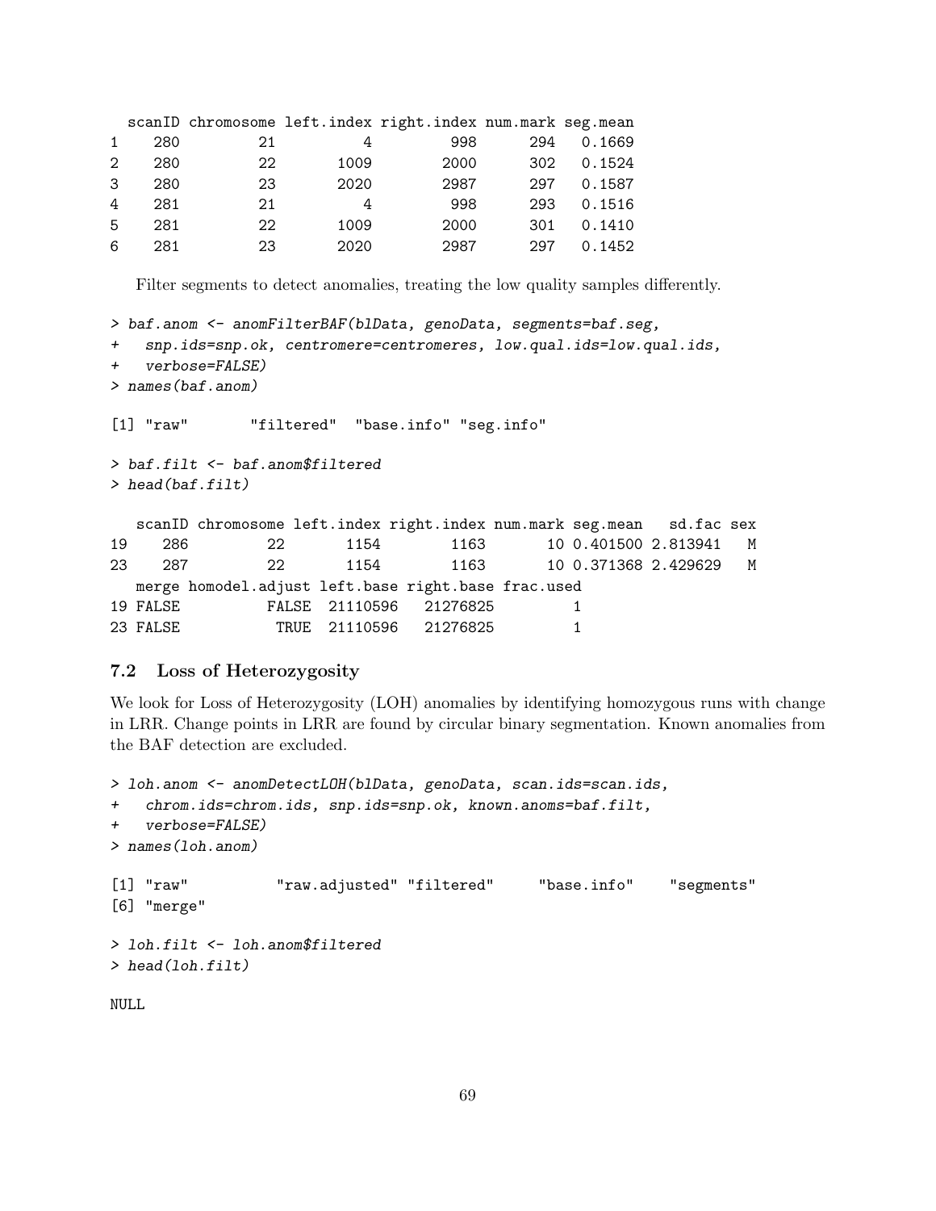```
  scanID chromosome left.index right.index num.mark seg.mean
1    280         21          4         998      294   0.1669
2    280         22       1009        2000      302   0.1524
3    280         23       2020        2987      297   0.1587
4    281         21          4         998      293   0.1516
5    281         22       1009        2000      301   0.1410
6    281         23       2020        2987      297   0.1452
```

Filter segments to detect anomalies, treating the low quality samples differently.

```
> baf.anom <- anomFilterBAF(blData, genoData, segments=baf.seg,
+   snp.ids=snp.ok, centromere=centromeres, low.qual.ids=low.qual.ids,
+   verbose=FALSE)
> names(baf.anom)

[1] "raw"       "filtered"  "base.info" "seg.info"

> baf.filt <- baf.anom$filtered
> head(baf.filt)

   scanID chromosome left.index right.index num.mark seg.mean   sd.fac sex
19    286         22       1154        1163       10 0.401500 2.813941   M
23    287         22       1154        1163       10 0.371368 2.429629   M
   merge homodel.adjust left.base right.base frac.used
19 FALSE          FALSE  21110596   21276825         1
23 FALSE           TRUE  21110596   21276825         1
```

### 7.2 Loss of Heterozygosity

We look for Loss of Heterozygosity (LOH) anomalies by identifying homozygous runs with change in LRR. Change points in LRR are found by circular binary segmentation. Known anomalies from the BAF detection are excluded.

```
> loh.anom <- anomDetectLOH(blData, genoData, scan.ids=scan.ids,
+   chrom.ids=chrom.ids, snp.ids=snp.ok, known.anoms=baf.filt,
+   verbose=FALSE)
> names(loh.anom)

[1] "raw"          "raw.adjusted" "filtered"     "base.info"    "segments"
[6] "merge"

> loh.filt <- loh.anom$filtered
> head(loh.filt)

NULL
```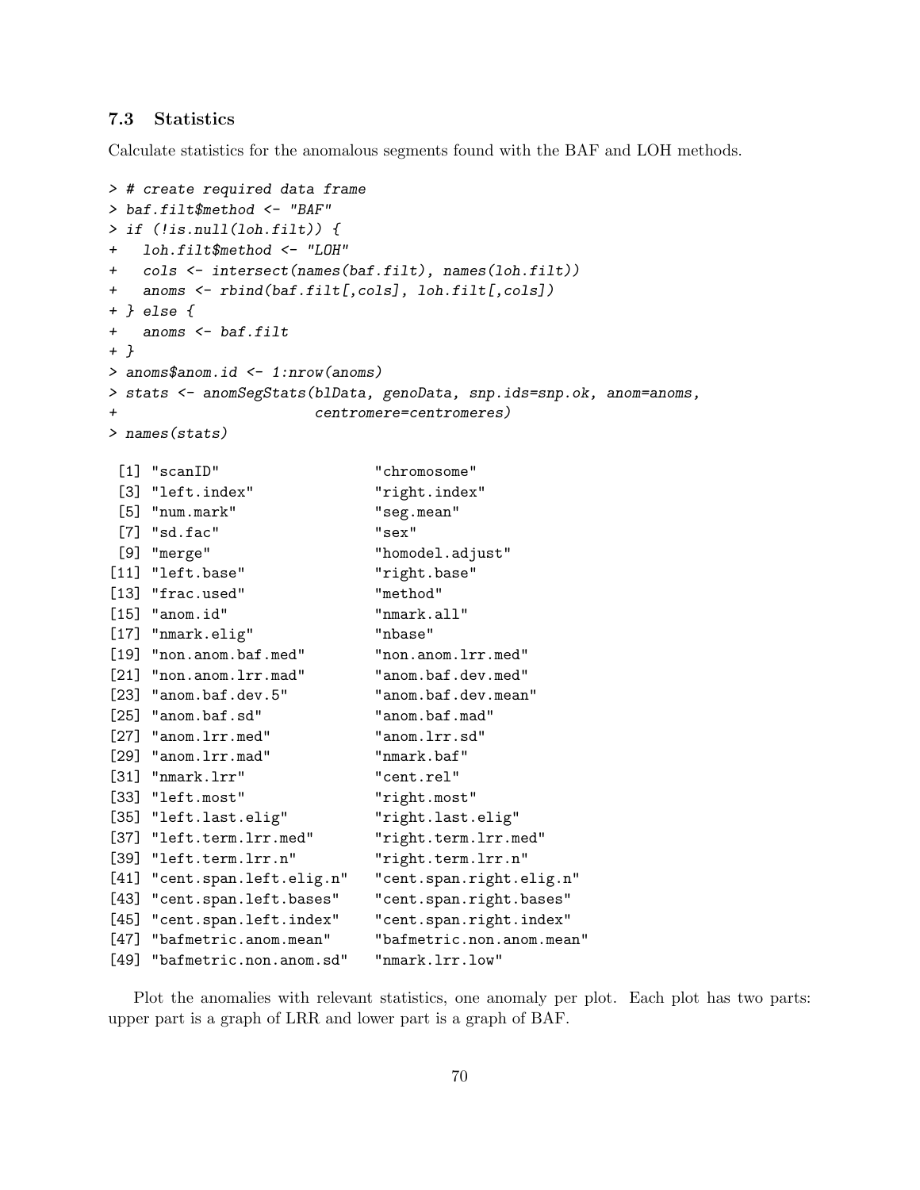### 7.3 Statistics

Calculate statistics for the anomalous segments found with the BAF and LOH methods.

```
> # create required data frame
> baf.filt$method <- "BAF"
> if (!is.null(loh.filt)) {
+   loh.filt$method <- "LOH"
+   cols <- intersect(names(baf.filt), names(loh.filt))
+   anoms <- rbind(baf.filt[,cols], loh.filt[,cols])
+ } else {
+   anoms <- baf.filt
+ }
> anoms$anom.id <- 1:nrow(anoms)
> stats <- anomSegStats(blData, genoData, snp.ids=snp.ok, anom=anoms,
+                       centromere=centromeres)
> names(stats)

 [1] "scanID"                   "chromosome"
 [3] "left.index"               "right.index"
 [5] "num.mark"                 "seg.mean"
 [7] "sd.fac"                   "sex"
 [9] "merge"                    "homodel.adjust"
[11] "left.base"                "right.base"
[13] "frac.used"                "method"
[15] "anom.id"                  "nmark.all"
[17] "nmark.elig"               "nbase"
[19] "non.anom.baf.med"         "non.anom.lrr.med"
[21] "non.anom.lrr.mad"         "anom.baf.dev.med"
[23] "anom.baf.dev.5"           "anom.baf.dev.mean"
[25] "anom.baf.sd"              "anom.baf.mad"
[27] "anom.lrr.med"             "anom.lrr.sd"
[29] "anom.lrr.mad"             "nmark.baf"
[31] "nmark.lrr"                "cent.rel"
[33] "left.most"                "right.most"
[35] "left.last.elig"           "right.last.elig"
[37] "left.term.lrr.med"        "right.term.lrr.med"
[39] "left.term.lrr.n"          "right.term.lrr.n"
[41] "cent.span.left.elig.n"    "cent.span.right.elig.n"
[43] "cent.span.left.bases"     "cent.span.right.bases"
[45] "cent.span.left.index"     "cent.span.right.index"
[47] "bafmetric.anom.mean"      "bafmetric.non.anom.mean"
[49] "bafmetric.non.anom.sd"    "nmark.lrr.low"
```

Plot the anomalies with relevant statistics, one anomaly per plot. Each plot has two parts: upper part is a graph of LRR and lower part is a graph of BAF.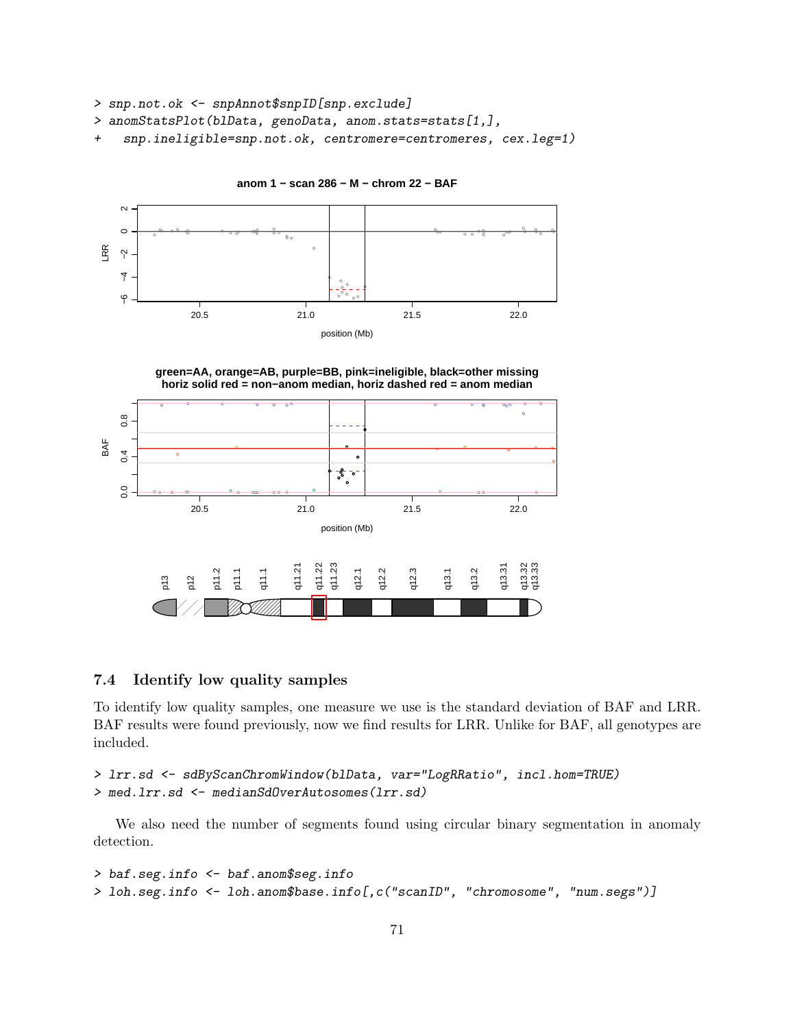```
> snp.not.ok <- snpAnnot$snpID[snp.exclude]
> anomStatsPlot(blData, genoData, anom.stats=stats[1,],
+   snp.ineligible=snp.not.ok, centromere=centromeres, cex.leg=1)
```

## 7.4 Identify low quality samples

To identify low quality samples, one measure we use is the standard deviation of BAF and LRR. BAF results were found previously, now we find results for LRR. Unlike for BAF, all genotypes are included.

```
> lrr.sd <- sdByScanChromWindow(blData, var="LogRRatio", incl.hom=TRUE)
> med.lrr.sd <- medianSdOverAutosomes(lrr.sd)
```

We also need the number of segments found using circular binary segmentation in anomaly detection.

```
> baf.seg.info <- baf.anom$seg.info
> loh.seg.info <- loh.anom$base.info[,c("scanID", "chromosome", "num.segs")]
```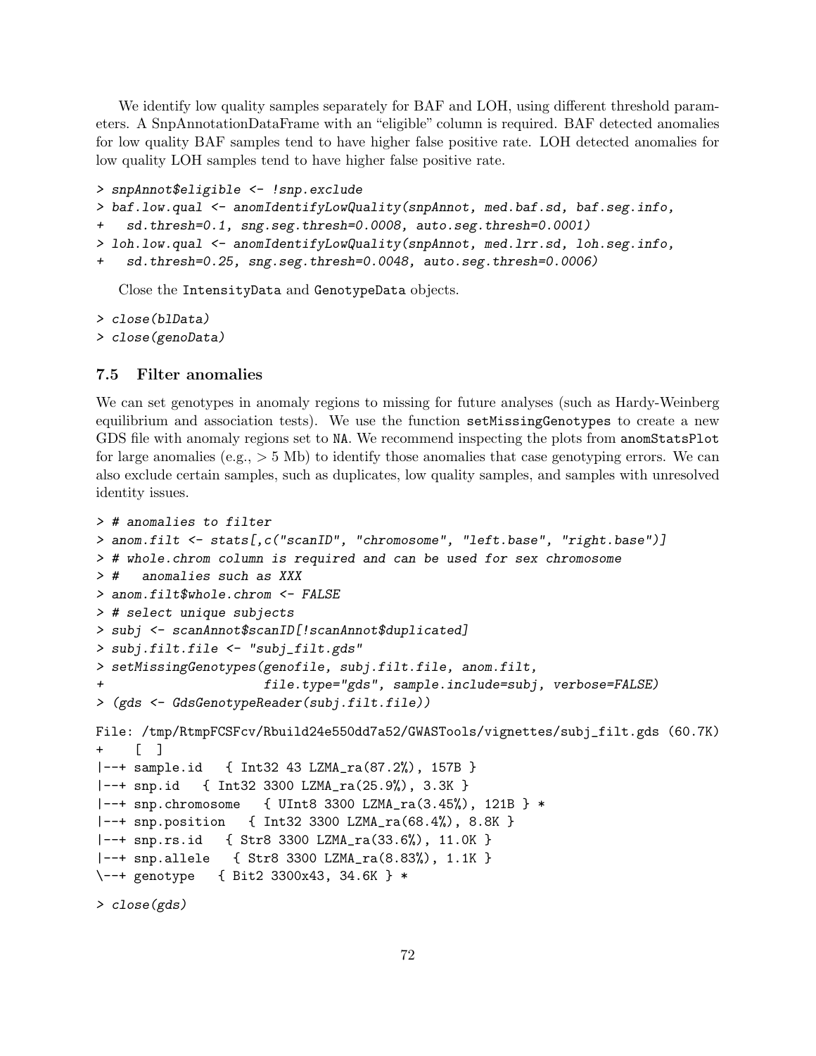We identify low quality samples separately for BAF and LOH, using different threshold parameters. A SnpAnnotationDataFrame with an "eligible" column is required. BAF detected anomalies for low quality BAF samples tend to have higher false positive rate. LOH detected anomalies for low quality LOH samples tend to have higher false positive rate.

```
> snpAnnot$eligible <- !snp.exclude
> baf.low.qual <- anomIdentifyLowQuality(snpAnnot, med.baf.sd, baf.seg.info,
+   sd.thresh=0.1, sng.seg.thresh=0.0008, auto.seg.thresh=0.0001)
> loh.low.qual <- anomIdentifyLowQuality(snpAnnot, med.lrr.sd, loh.seg.info,
+   sd.thresh=0.25, sng.seg.thresh=0.0048, auto.seg.thresh=0.0006)
```

Close the IntensityData and GenotypeData objects.

```
> close(blData)
> close(genoData)
```

### 7.5 Filter anomalies

We can set genotypes in anomaly regions to missing for future analyses (such as Hardy-Weinberg equilibrium and association tests). We use the function setMissingGenotypes to create a new GDS file with anomaly regions set to NA. We recommend inspecting the plots from anomStatsPlot for large anomalies (e.g., > 5 Mb) to identify those anomalies that case genotyping errors. We can also exclude certain samples, such as duplicates, low quality samples, and samples with unresolved identity issues.

```
> # anomalies to filter
> anom.filt <- stats[,c("scanID", "chromosome", "left.base", "right.base")]
> # whole.chrom column is required and can be used for sex chromosome
> #   anomalies such as XXX
> anom.filt$whole.chrom <- FALSE
> # select unique subjects
> subj <- scanAnnot$scanID[!scanAnnot$duplicated]
> subj.filt.file <- "subj_filt.gds"
> setMissingGenotypes(genofile, subj.filt.file, anom.filt,
+                     file.type="gds", sample.include=subj, verbose=FALSE)
> (gds <- GdsGenotypeReader(subj.filt.file))
```

```
File: /tmp/RtmpFCSFcv/Rbuild24e550dd7a52/GWASTools/vignettes/subj_filt.gds (60.7K)
+    [  ]
|--+ sample.id   { Int32 43 LZMA_ra(87.2%), 157B }
|--+ snp.id   { Int32 3300 LZMA_ra(25.9%), 3.3K }
|--+ snp.chromosome   { UInt8 3300 LZMA_ra(3.45%), 121B } *
|--+ snp.position   { Int32 3300 LZMA_ra(68.4%), 8.8K }
|--+ snp.rs.id   { Str8 3300 LZMA_ra(33.6%), 11.0K }
|--+ snp.allele   { Str8 3300 LZMA_ra(8.83%), 1.1K }
\--+ genotype   { Bit2 3300x43, 34.6K } *
```

```
> close(gds)
```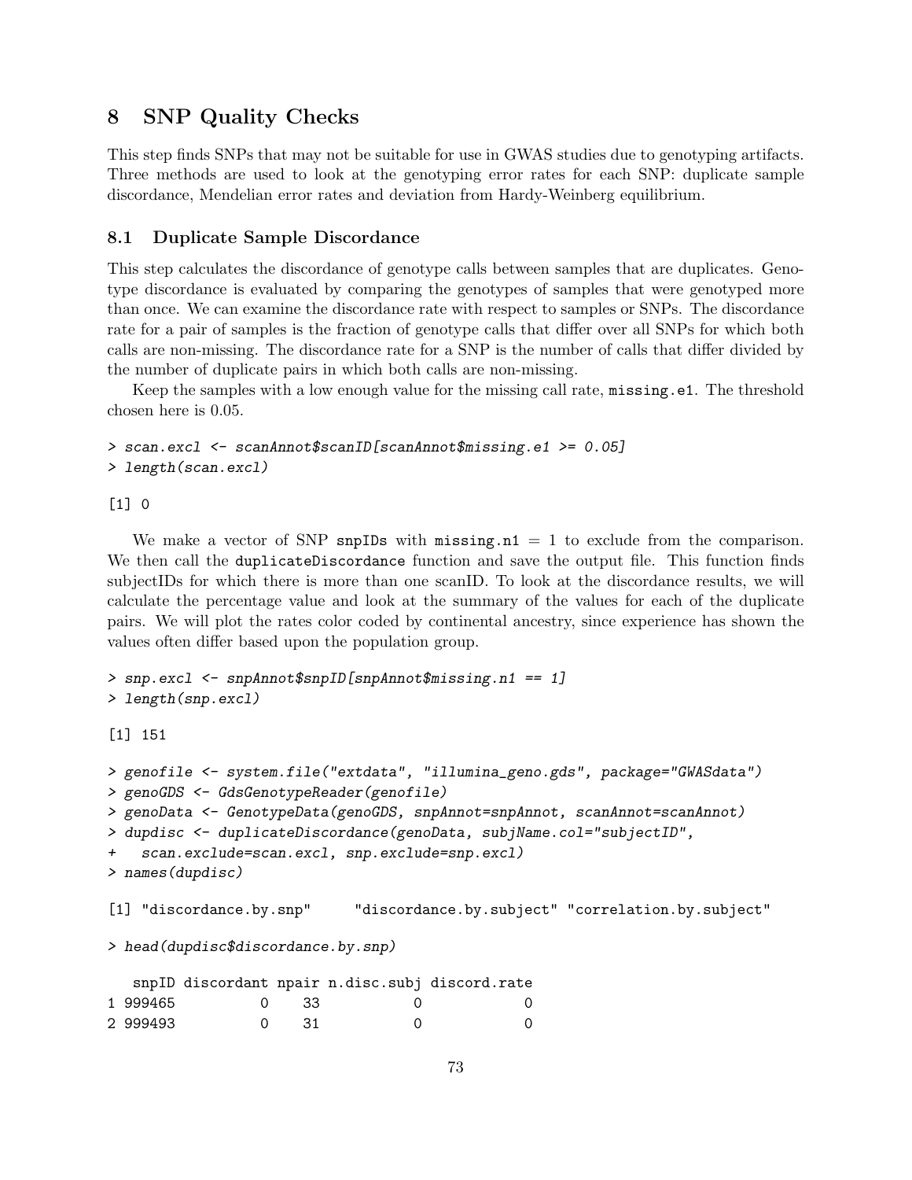# 8 SNP Quality Checks

This step finds SNPs that may not be suitable for use in GWAS studies due to genotyping artifacts. Three methods are used to look at the genotyping error rates for each SNP: duplicate sample discordance, Mendelian error rates and deviation from Hardy-Weinberg equilibrium.

## 8.1 Duplicate Sample Discordance

This step calculates the discordance of genotype calls between samples that are duplicates. Genotype discordance is evaluated by comparing the genotypes of samples that were genotyped more than once. We can examine the discordance rate with respect to samples or SNPs. The discordance rate for a pair of samples is the fraction of genotype calls that differ over all SNPs for which both calls are non-missing. The discordance rate for a SNP is the number of calls that differ divided by the number of duplicate pairs in which both calls are non-missing.

Keep the samples with a low enough value for the missing call rate, `missing.e1`. The threshold chosen here is 0.05.

```
> scan.excl <- scanAnnot$scanID[scanAnnot$missing.e1 >= 0.05]
> length(scan.excl)

[1] 0
```

We make a vector of SNP `snpIDs` with `missing.n1` = 1 to exclude from the comparison. We then call the `duplicateDiscordance` function and save the output file. This function finds subjectIDs for which there is more than one scanID. To look at the discordance results, we will calculate the percentage value and look at the summary of the values for each of the duplicate pairs. We will plot the rates color coded by continental ancestry, since experience has shown the values often differ based upon the population group.

```
> snp.excl <- snpAnnot$snpID[snpAnnot$missing.n1 == 1]
> length(snp.excl)

[1] 151

> genofile <- system.file("extdata", "illumina_geno.gds", package="GWASdata")
> genoGDS <- GdsGenotypeReader(genofile)
> genoData <- GenotypeData(genoGDS, snpAnnot=snpAnnot, scanAnnot=scanAnnot)
> dupdisc <- duplicateDiscordance(genoData, subjName.col="subjectID",
+   scan.exclude=scan.excl, snp.exclude=snp.excl)
> names(dupdisc)

[1] "discordance.by.snp"     "discordance.by.subject" "correlation.by.subject"

> head(dupdisc$discordance.by.snp)

   snpID discordant npair n.disc.subj discord.rate
1 999465          0    33           0            0
2 999493          0    31           0            0
```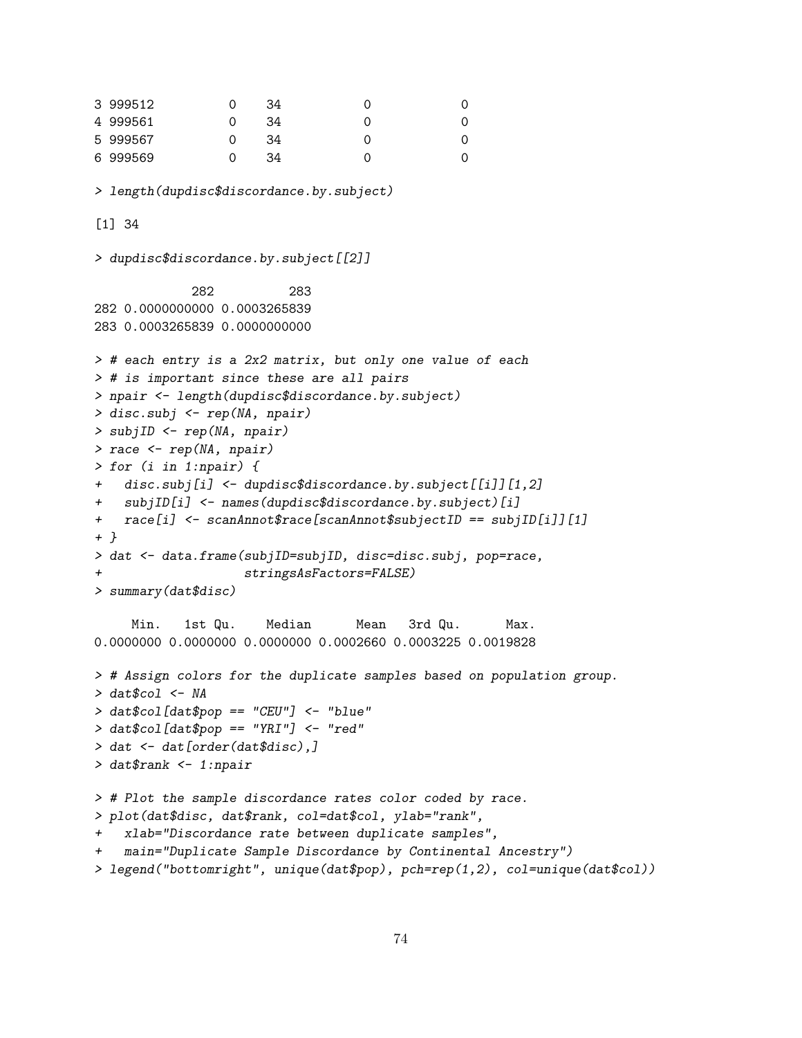```
3 999512          0    34           0            0
4 999561          0    34           0            0
5 999567          0    34           0            0
6 999569          0    34           0            0
```

```
> length(dupdisc$discordance.by.subject)
```

```
[1] 34
```

```
> dupdisc$discordance.by.subject[[2]]
```

```
             282          283
282 0.0000000000 0.0003265839
283 0.0003265839 0.0000000000
```

```
> # each entry is a 2x2 matrix, but only one value of each
> # is important since these are all pairs
> npair <- length(dupdisc$discordance.by.subject)
> disc.subj <- rep(NA, npair)
> subjID <- rep(NA, npair)
> race <- rep(NA, npair)
> for (i in 1:npair) {
+   disc.subj[i] <- dupdisc$discordance.by.subject[[i]][1,2]
+   subjID[i] <- names(dupdisc$discordance.by.subject)[i]
+   race[i] <- scanAnnot$race[scanAnnot$subjectID == subjID[i]][1]
+ }
> dat <- data.frame(subjID=subjID, disc=disc.subj, pop=race,
+                   stringsAsFactors=FALSE)
> summary(dat$disc)
```

```
     Min.   1st Qu.    Median      Mean   3rd Qu.      Max.
0.0000000 0.0000000 0.0000000 0.0002660 0.0003225 0.0019828
```

```
> # Assign colors for the duplicate samples based on population group.
> dat$col <- NA
> dat$col[dat$pop == "CEU"] <- "blue"
> dat$col[dat$pop == "YRI"] <- "red"
> dat <- dat[order(dat$disc),]
> dat$rank <- 1:npair
```

```
> # Plot the sample discordance rates color coded by race.
> plot(dat$disc, dat$rank, col=dat$col, ylab="rank",
+   xlab="Discordance rate between duplicate samples",
+   main="Duplicate Sample Discordance by Continental Ancestry")
> legend("bottomright", unique(dat$pop), pch=rep(1,2), col=unique(dat$col))
```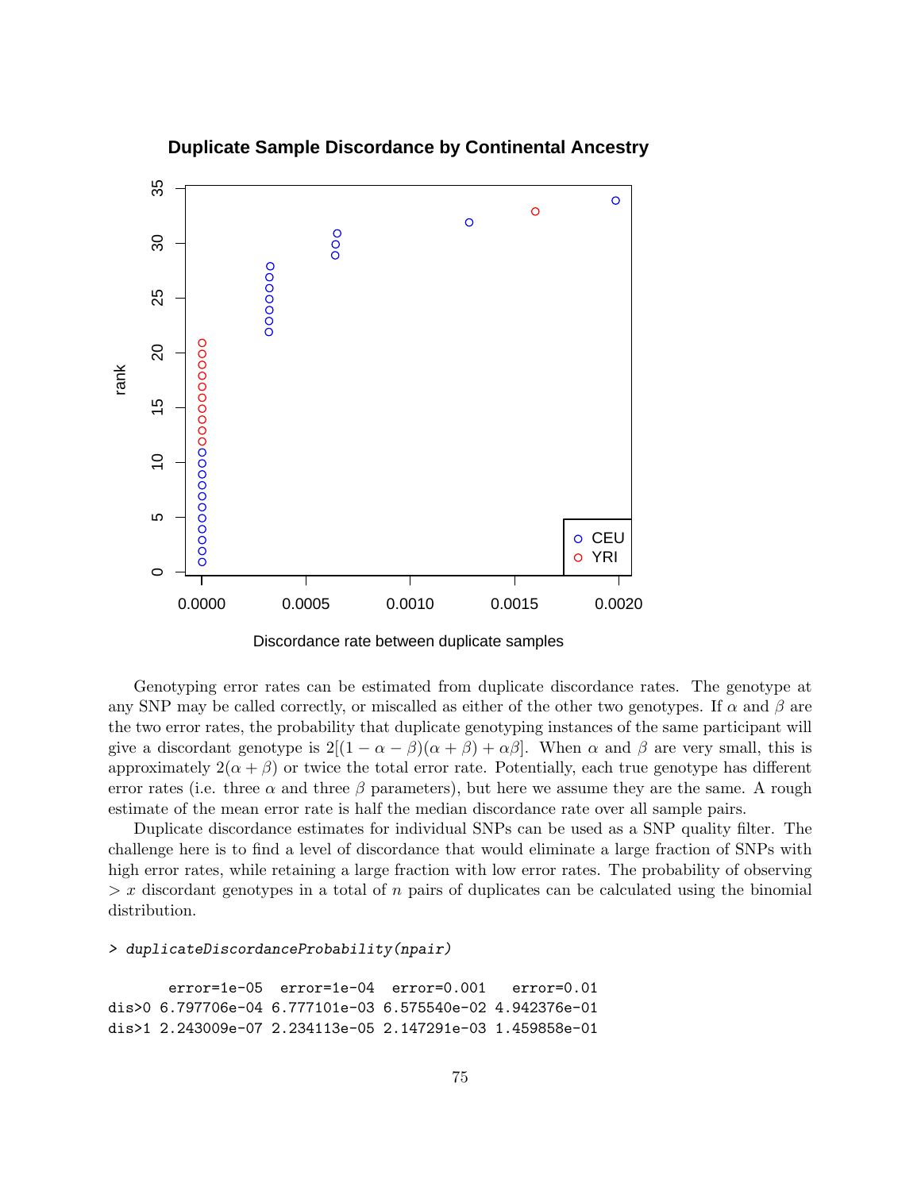Genotyping error rates can be estimated from duplicate discordance rates. The genotype at any SNP may be called correctly, or miscalled as either of the other two genotypes. If $\alpha$ and $\beta$ are the two error rates, the probability that duplicate genotyping instances of the same participant will give a discordant genotype is $2[(1-\alpha-\beta)(\alpha+\beta)+\alpha\beta]$. When $\alpha$ and $\beta$ are very small, this is approximately $2(\alpha+\beta)$ or twice the total error rate. Potentially, each true genotype has different error rates (i.e. three $\alpha$ and three $\beta$ parameters), but here we assume they are the same. A rough estimate of the mean error rate is half the median discordance rate over all sample pairs.

Duplicate discordance estimates for individual SNPs can be used as a SNP quality filter. The challenge here is to find a level of discordance that would eliminate a large fraction of SNPs with high error rates, while retaining a large fraction with low error rates. The probability of observing $> x$ discordant genotypes in a total of $n$ pairs of duplicates can be calculated using the binomial distribution.

```
> duplicateDiscordanceProbability(npair)

       error=1e-05  error=1e-04  error=0.001   error=0.01
dis>0 6.797706e-04 6.777101e-03 6.575540e-02 4.942376e-01
dis>1 2.243009e-07 2.234113e-05 2.147291e-03 1.459858e-01
```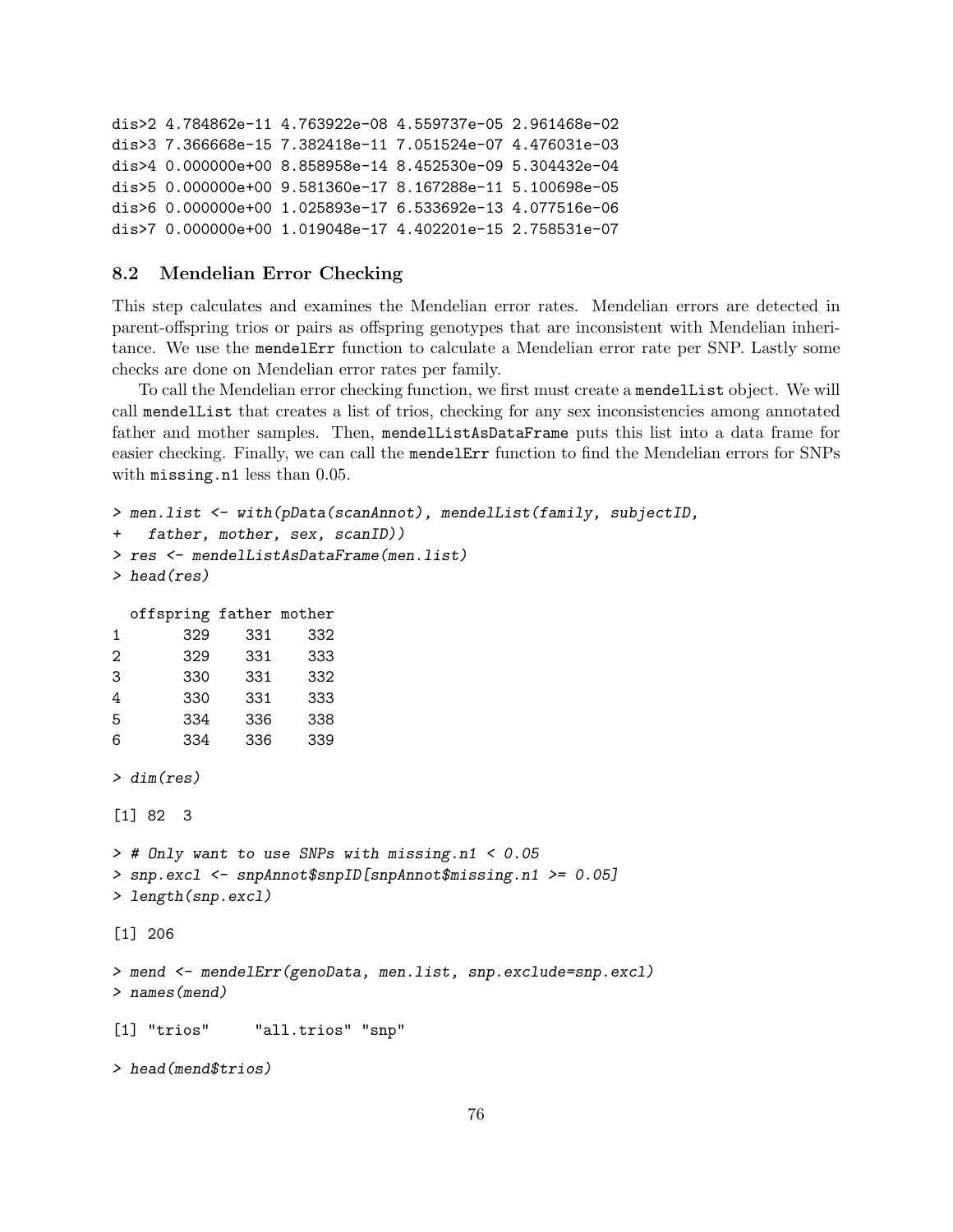```
dis>2 4.784862e-11 4.763922e-08 4.559737e-05 2.961468e-02
dis>3 7.366668e-15 7.382418e-11 7.051524e-07 4.476031e-03
dis>4 0.000000e+00 8.858958e-14 8.452530e-09 5.304432e-04
dis>5 0.000000e+00 9.581360e-17 8.167288e-11 5.100698e-05
dis>6 0.000000e+00 1.025893e-17 6.533692e-13 4.077516e-06
dis>7 0.000000e+00 1.019048e-17 4.402201e-15 2.758531e-07
```

## 8.2 Mendelian Error Checking

This step calculates and examines the Mendelian error rates. Mendelian errors are detected in parent-offspring trios or pairs as offspring genotypes that are inconsistent with Mendelian inheritance. We use the `mendelErr` function to calculate a Mendelian error rate per SNP. Lastly some checks are done on Mendelian error rates per family.

To call the Mendelian error checking function, we first must create a `mendelList` object. We will call `mendelList` that creates a list of trios, checking for any sex inconsistencies among annotated father and mother samples. Then, `mendelListAsDataFrame` puts this list into a data frame for easier checking. Finally, we can call the `mendelErr` function to find the Mendelian errors for SNPs with `missing.n1` less than 0.05.

```
> men.list <- with(pData(scanAnnot), mendelList(family, subjectID,
+   father, mother, sex, scanID))
> res <- mendelListAsDataFrame(men.list)
> head(res)

  offspring father mother
1       329    331    332
2       329    331    333
3       330    331    332
4       330    331    333
5       334    336    338
6       334    336    339

> dim(res)

[1] 82  3

> # Only want to use SNPs with missing.n1 < 0.05
> snp.excl <- snpAnnot$snpID[snpAnnot$missing.n1 >= 0.05]
> length(snp.excl)

[1] 206

> mend <- mendelErr(genoData, men.list, snp.exclude=snp.excl)
> names(mend)

[1] "trios"     "all.trios" "snp"

> head(mend$trios)
```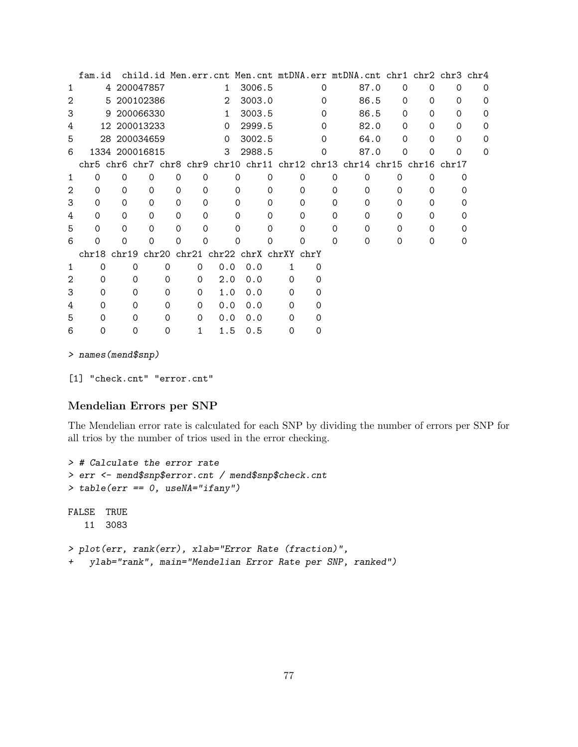```
  fam.id  child.id Men.err.cnt Men.cnt mtDNA.err mtDNA.cnt chr1 chr2 chr3 chr4
1      4 200047857           1  3006.5         0      87.0    0    0    0    0
2      5 200102386           2  3003.0         0      86.5    0    0    0    0
3      9 200066330           1  3003.5         0      86.5    0    0    0    0
4     12 200013233           0  2999.5         0      82.0    0    0    0    0
5     28 200034659           0  3002.5         0      64.0    0    0    0    0
6   1334 200016815           3  2988.5         0      87.0    0    0    0    0
  chr5 chr6 chr7 chr8 chr9 chr10 chr11 chr12 chr13 chr14 chr15 chr16 chr17
1    0    0    0    0    0     0     0     0     0     0     0     0     0
2    0    0    0    0    0     0     0     0     0     0     0     0     0
3    0    0    0    0    0     0     0     0     0     0     0     0     0
4    0    0    0    0    0     0     0     0     0     0     0     0     0
5    0    0    0    0    0     0     0     0     0     0     0     0     0
6    0    0    0    0    0     0     0     0     0     0     0     0     0
  chr18 chr19 chr20 chr21 chr22 chrX chrXY chrY
1     0     0     0     0   0.0  0.0     1    0
2     0     0     0     0   2.0  0.0     0    0
3     0     0     0     0   1.0  0.0     0    0
4     0     0     0     0   0.0  0.0     0    0
5     0     0     0     0   0.0  0.0     0    0
6     0     0     0     1   1.5  0.5     0    0
```

```
> names(mend$snp)

[1] "check.cnt" "error.cnt"
```

### Mendelian Errors per SNP

The Mendelian error rate is calculated for each SNP by dividing the number of errors per SNP for all trios by the number of trios used in the error checking.

```
> # Calculate the error rate
> err <- mend$snp$error.cnt / mend$snp$check.cnt
> table(err == 0, useNA="ifany")

FALSE  TRUE
   11  3083

> plot(err, rank(err), xlab="Error Rate (fraction)",
+   ylab="rank", main="Mendelian Error Rate per SNP, ranked")
```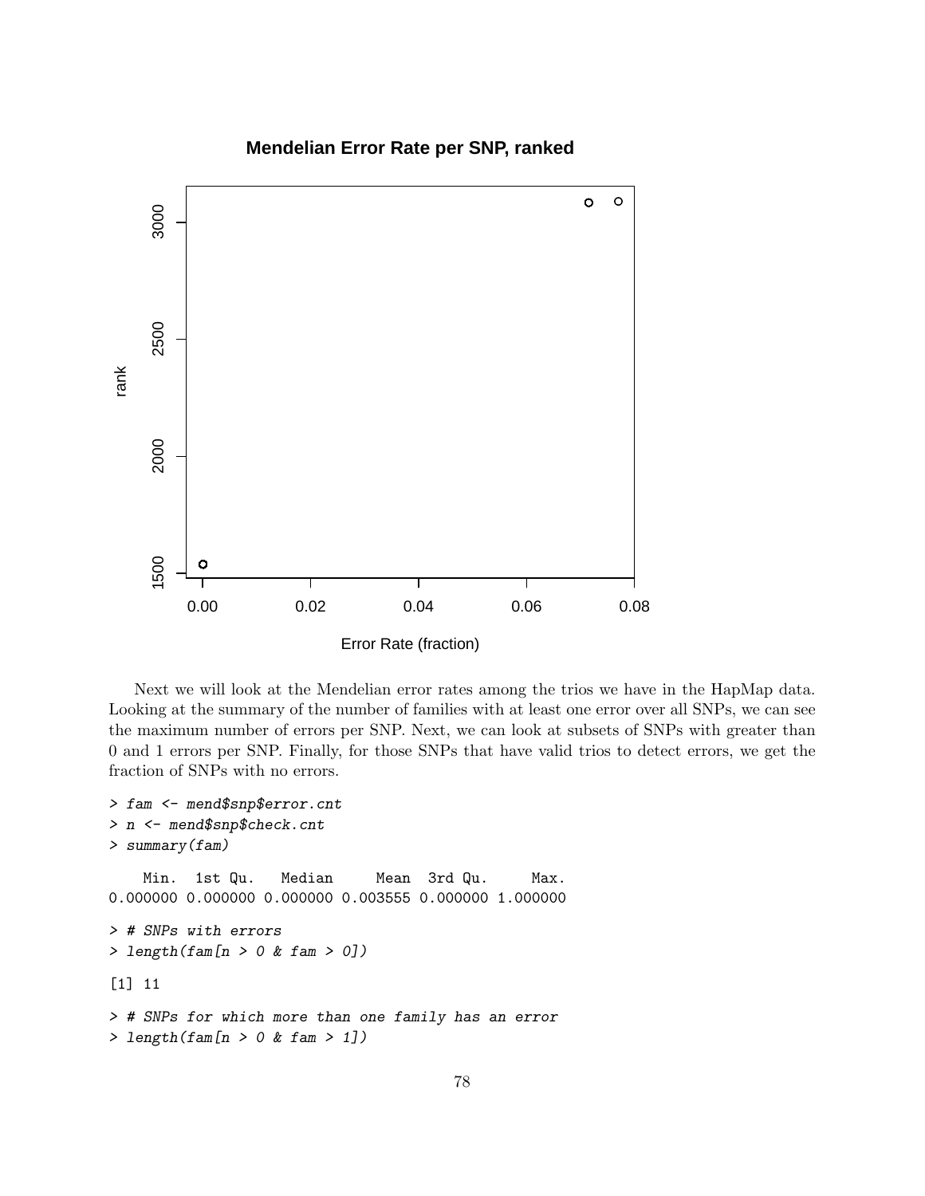Next we will look at the Mendelian error rates among the trios we have in the HapMap data. Looking at the summary of the number of families with at least one error over all SNPs, we can see the maximum number of errors per SNP. Next, we can look at subsets of SNPs with greater than 0 and 1 errors per SNP. Finally, for those SNPs that have valid trios to detect errors, we get the fraction of SNPs with no errors.

```
> fam <- mend$snp$error.cnt
> n <- mend$snp$check.cnt
> summary(fam)

    Min.  1st Qu.   Median     Mean  3rd Qu.     Max.
0.000000 0.000000 0.000000 0.003555 0.000000 1.000000

> # SNPs with errors
> length(fam[n > 0 & fam > 0])

[1] 11

> # SNPs for which more than one family has an error
> length(fam[n > 0 & fam > 1])
```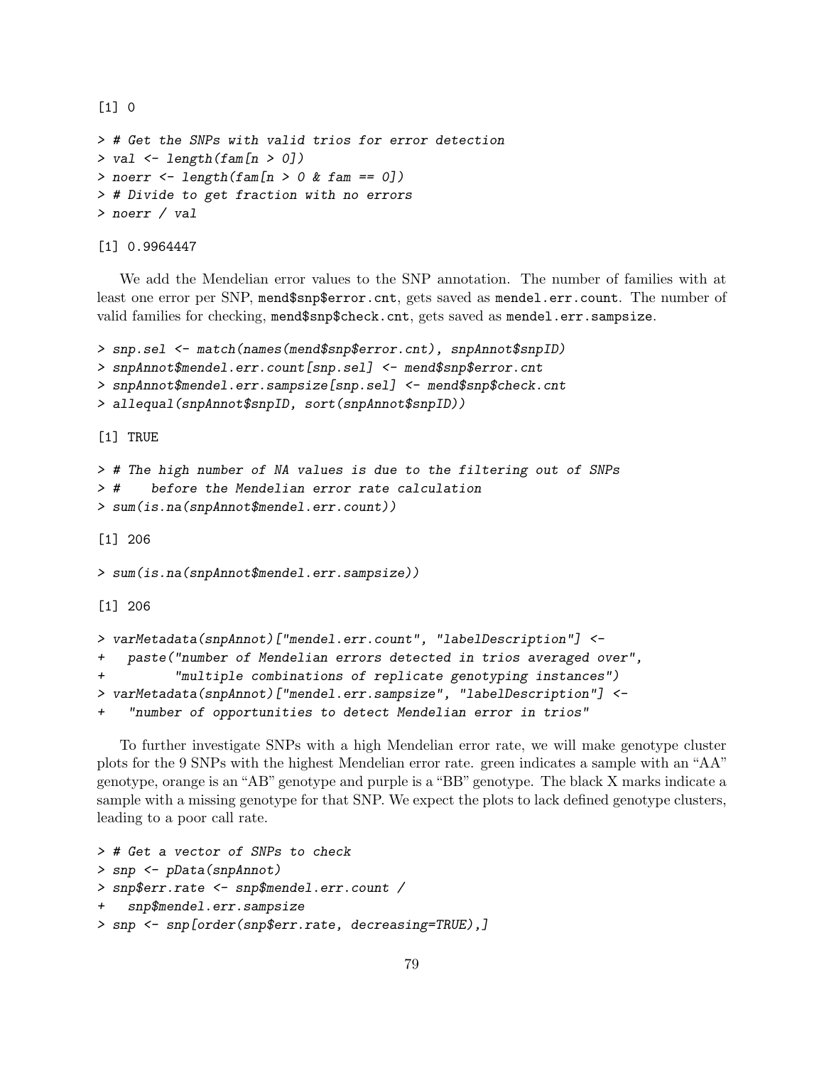```
[1] 0
```

```
> # Get the SNPs with valid trios for error detection
> val <- length(fam[n > 0])
> noerr <- length(fam[n > 0 & fam == 0])
> # Divide to get fraction with no errors
> noerr / val
```

```
[1] 0.9964447
```

We add the Mendelian error values to the SNP annotation. The number of families with at least one error per SNP, `mend$snp$error.cnt`, gets saved as `mendel.err.count`. The number of valid families for checking, `mend$snp$check.cnt`, gets saved as `mendel.err.sampsize`.

```
> snp.sel <- match(names(mend$snp$error.cnt), snpAnnot$snpID)
> snpAnnot$mendel.err.count[snp.sel] <- mend$snp$error.cnt
> snpAnnot$mendel.err.sampsize[snp.sel] <- mend$snp$check.cnt
> allequal(snpAnnot$snpID, sort(snpAnnot$snpID))
```

```
[1] TRUE
```

```
> # The high number of NA values is due to the filtering out of SNPs
> #    before the Mendelian error rate calculation
> sum(is.na(snpAnnot$mendel.err.count))
```

```
[1] 206
```

```
> sum(is.na(snpAnnot$mendel.err.sampsize))
```

```
[1] 206
```

```
> varMetadata(snpAnnot)["mendel.err.count", "labelDescription"] <-
+   paste("number of Mendelian errors detected in trios averaged over",
+         "multiple combinations of replicate genotyping instances")
> varMetadata(snpAnnot)["mendel.err.sampsize", "labelDescription"] <-
+   "number of opportunities to detect Mendelian error in trios"
```

To further investigate SNPs with a high Mendelian error rate, we will make genotype cluster plots for the 9 SNPs with the highest Mendelian error rate. green indicates a sample with an "AA" genotype, orange is an "AB" genotype and purple is a "BB" genotype. The black X marks indicate a sample with a missing genotype for that SNP. We expect the plots to lack defined genotype clusters, leading to a poor call rate.

```
> # Get a vector of SNPs to check
> snp <- pData(snpAnnot)
> snp$err.rate <- snp$mendel.err.count /
+   snp$mendel.err.sampsize
> snp <- snp[order(snp$err.rate, decreasing=TRUE),]
```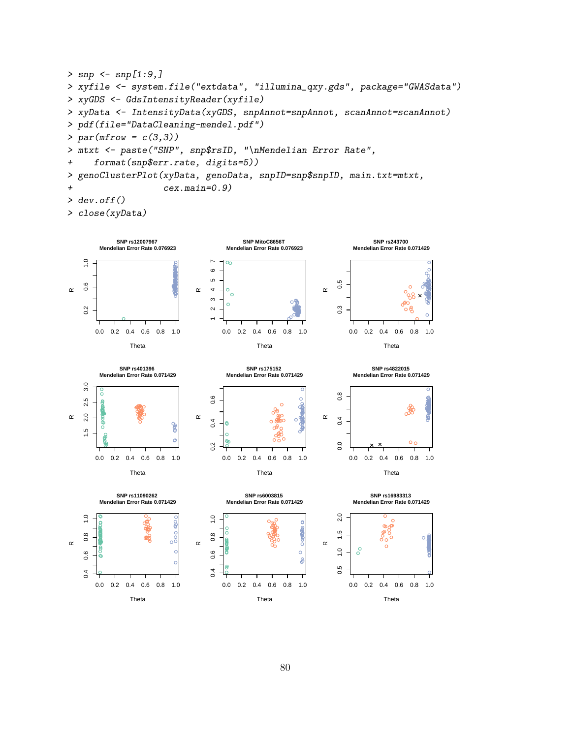```
> snp <- snp[1:9,]
> xyfile <- system.file("extdata", "illumina_qxy.gds", package="GWASdata")
> xyGDS <- GdsIntensityReader(xyfile)
> xyData <- IntensityData(xyGDS, snpAnnot=snpAnnot, scanAnnot=scanAnnot)
> pdf(file="DataCleaning-mendel.pdf")
> par(mfrow = c(3,3))
> mtxt <- paste("SNP", snp$rsID, "\nMendelian Error Rate",
+     format(snp$err.rate, digits=5))
> genoClusterPlot(xyData, genoData, snpID=snp$snpID, main.txt=mtxt,
+                  cex.main=0.9)
> dev.off()
> close(xyData)
```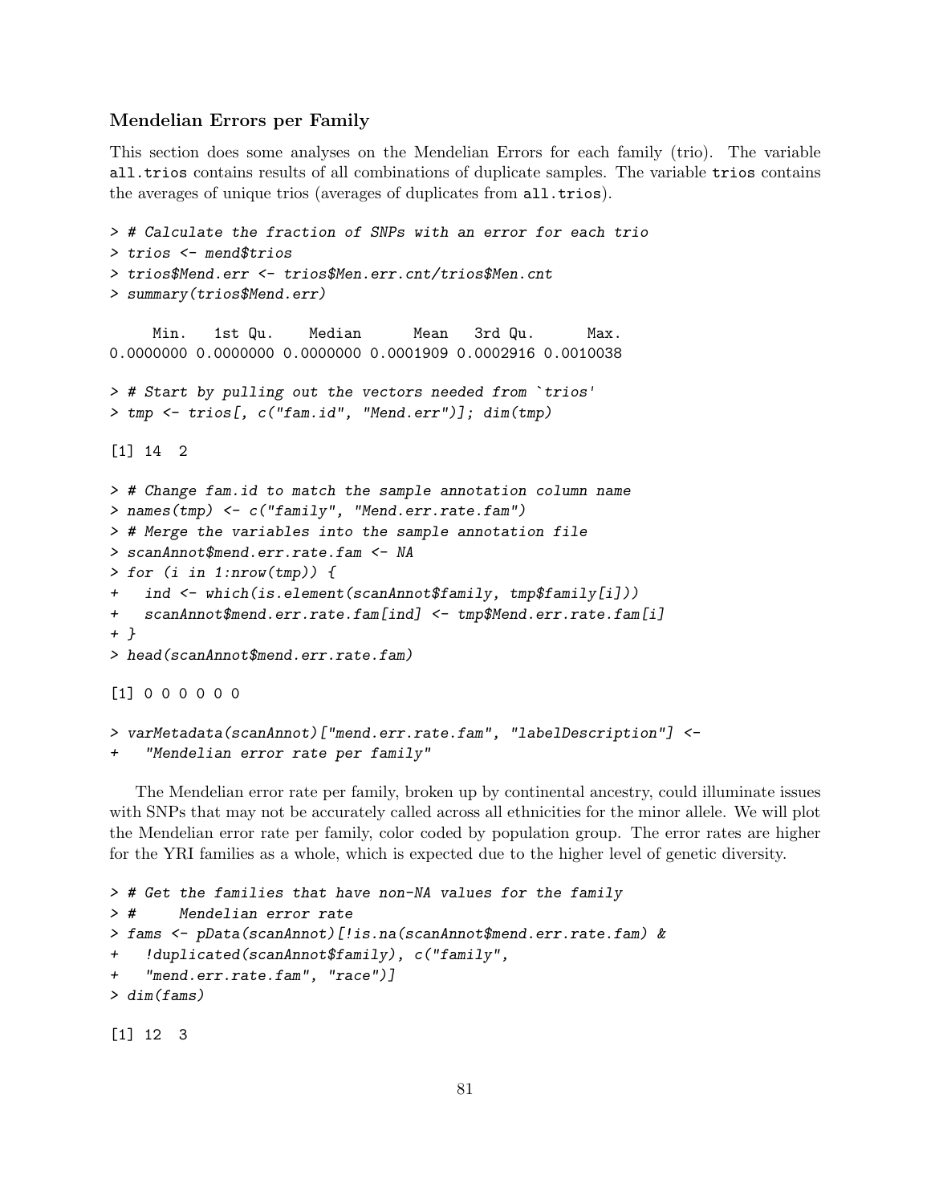### Mendelian Errors per Family

This section does some analyses on the Mendelian Errors for each family (trio). The variable `all.trios` contains results of all combinations of duplicate samples. The variable `trios` contains the averages of unique trios (averages of duplicates from `all.trios`).

```
> # Calculate the fraction of SNPs with an error for each trio
> trios <- mend$trios
> trios$Mend.err <- trios$Men.err.cnt/trios$Men.cnt
> summary(trios$Mend.err)

     Min.   1st Qu.    Median      Mean   3rd Qu.      Max.
0.0000000 0.0000000 0.0000000 0.0001909 0.0002916 0.0010038

> # Start by pulling out the vectors needed from `trios'
> tmp <- trios[, c("fam.id", "Mend.err")]; dim(tmp)

[1] 14  2

> # Change fam.id to match the sample annotation column name
> names(tmp) <- c("family", "Mend.err.rate.fam")
> # Merge the variables into the sample annotation file
> scanAnnot$mend.err.rate.fam <- NA
> for (i in 1:nrow(tmp)) {
+   ind <- which(is.element(scanAnnot$family, tmp$family[i]))
+   scanAnnot$mend.err.rate.fam[ind] <- tmp$Mend.err.rate.fam[i]
+ }
> head(scanAnnot$mend.err.rate.fam)

[1] 0 0 0 0 0 0

> varMetadata(scanAnnot)["mend.err.rate.fam", "labelDescription"] <-
+   "Mendelian error rate per family"
```

The Mendelian error rate per family, broken up by continental ancestry, could illuminate issues with SNPs that may not be accurately called across all ethnicities for the minor allele. We will plot the Mendelian error rate per family, color coded by population group. The error rates are higher for the YRI families as a whole, which is expected due to the higher level of genetic diversity.

```
> # Get the families that have non-NA values for the family
> #     Mendelian error rate
> fams <- pData(scanAnnot)[!is.na(scanAnnot$mend.err.rate.fam) &
+   !duplicated(scanAnnot$family), c("family",
+   "mend.err.rate.fam", "race")]
> dim(fams)

[1] 12  3
```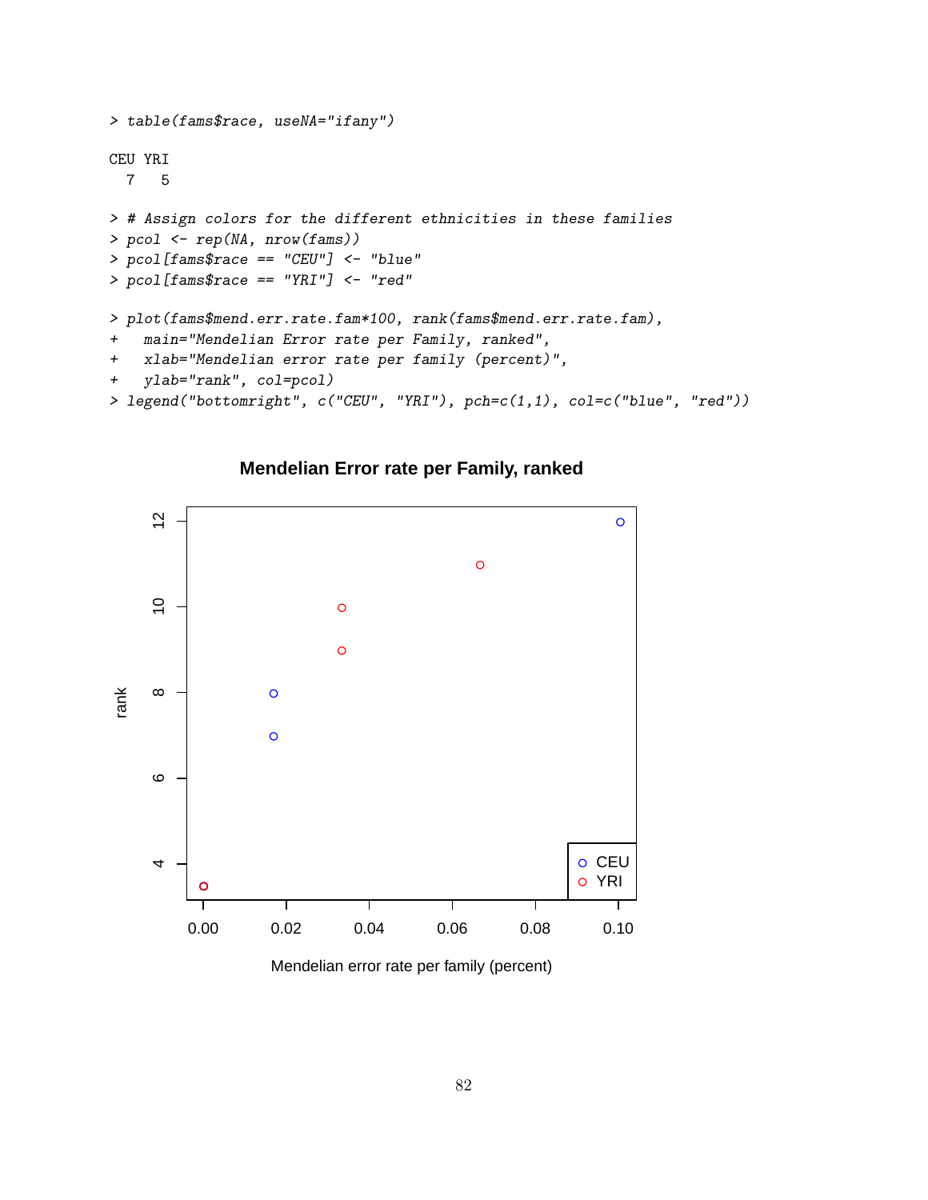```
> table(fams$race, useNA="ifany")

CEU YRI
  7   5

> # Assign colors for the different ethnicities in these families
> pcol <- rep(NA, nrow(fams))
> pcol[fams$race == "CEU"] <- "blue"
> pcol[fams$race == "YRI"] <- "red"

> plot(fams$mend.err.rate.fam*100, rank(fams$mend.err.rate.fam),
+   main="Mendelian Error rate per Family, ranked",
+   xlab="Mendelian error rate per family (percent)",
+   ylab="rank", col=pcol)
> legend("bottomright", c("CEU", "YRI"), pch=c(1,1), col=c("blue", "red"))
```

**Mendelian Error rate per Family, ranked**

(Scatter plot: x-axis "Mendelian error rate per family (percent)" from 0.00 to 0.10; y-axis "rank" from 4 to 12; legend: CEU (blue), YRI (red).)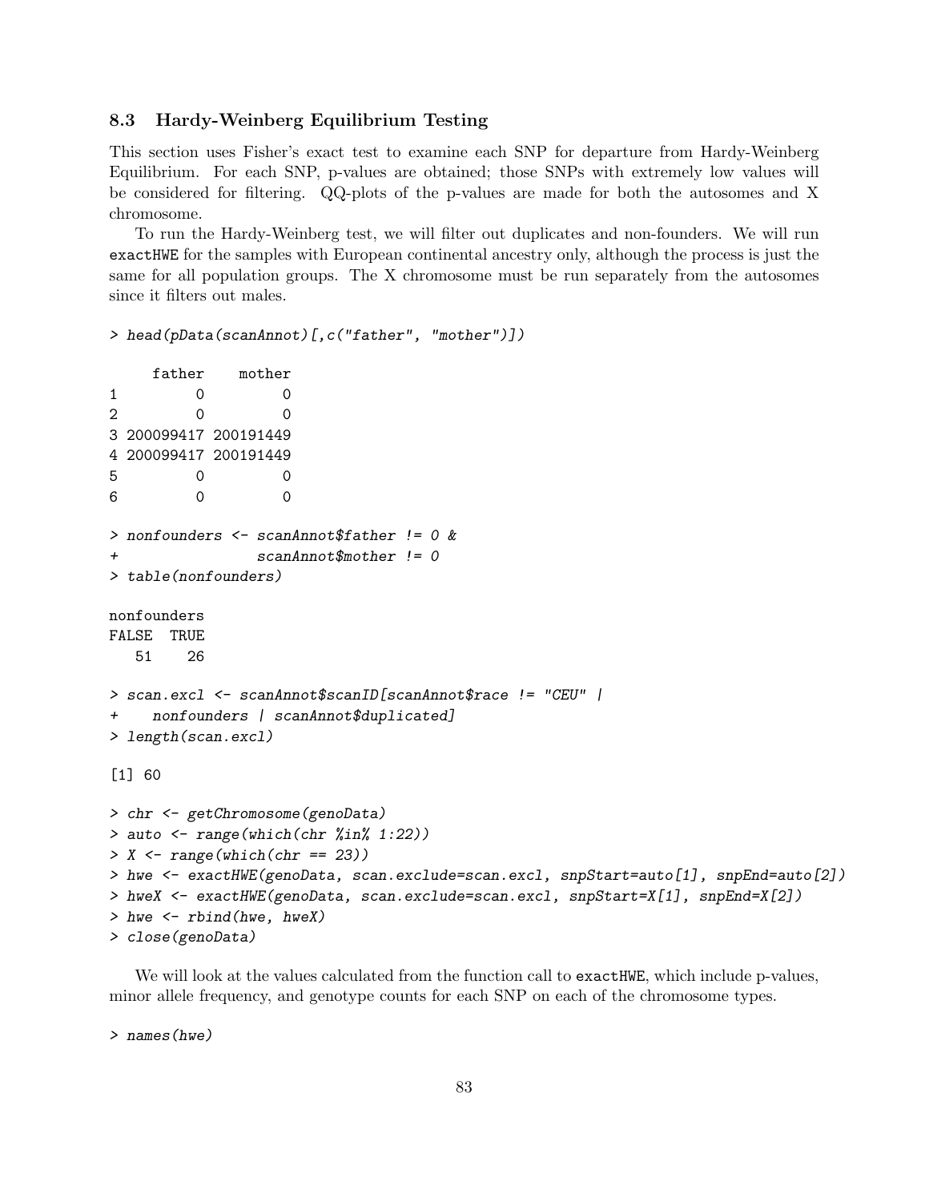### 8.3 Hardy-Weinberg Equilibrium Testing

This section uses Fisher's exact test to examine each SNP for departure from Hardy-Weinberg Equilibrium. For each SNP, p-values are obtained; those SNPs with extremely low values will be considered for filtering. QQ-plots of the p-values are made for both the autosomes and X chromosome.

To run the Hardy-Weinberg test, we will filter out duplicates and non-founders. We will run `exactHWE` for the samples with European continental ancestry only, although the process is just the same for all population groups. The X chromosome must be run separately from the autosomes since it filters out males.

```
> head(pData(scanAnnot)[,c("father", "mother")])

     father    mother
1         0         0
2         0         0
3 200099417 200191449
4 200099417 200191449
5         0         0
6         0         0

> nonfounders <- scanAnnot$father != 0 &
+                scanAnnot$mother != 0
> table(nonfounders)

nonfounders
FALSE  TRUE
   51    26

> scan.excl <- scanAnnot$scanID[scanAnnot$race != "CEU" |
+    nonfounders | scanAnnot$duplicated]
> length(scan.excl)

[1] 60

> chr <- getChromosome(genoData)
> auto <- range(which(chr %in% 1:22))
> X <- range(which(chr == 23))
> hwe <- exactHWE(genoData, scan.exclude=scan.excl, snpStart=auto[1], snpEnd=auto[2])
> hweX <- exactHWE(genoData, scan.exclude=scan.excl, snpStart=X[1], snpEnd=X[2])
> hwe <- rbind(hwe, hweX)
> close(genoData)
```

We will look at the values calculated from the function call to `exactHWE`, which include p-values, minor allele frequency, and genotype counts for each SNP on each of the chromosome types.

```
> names(hwe)
```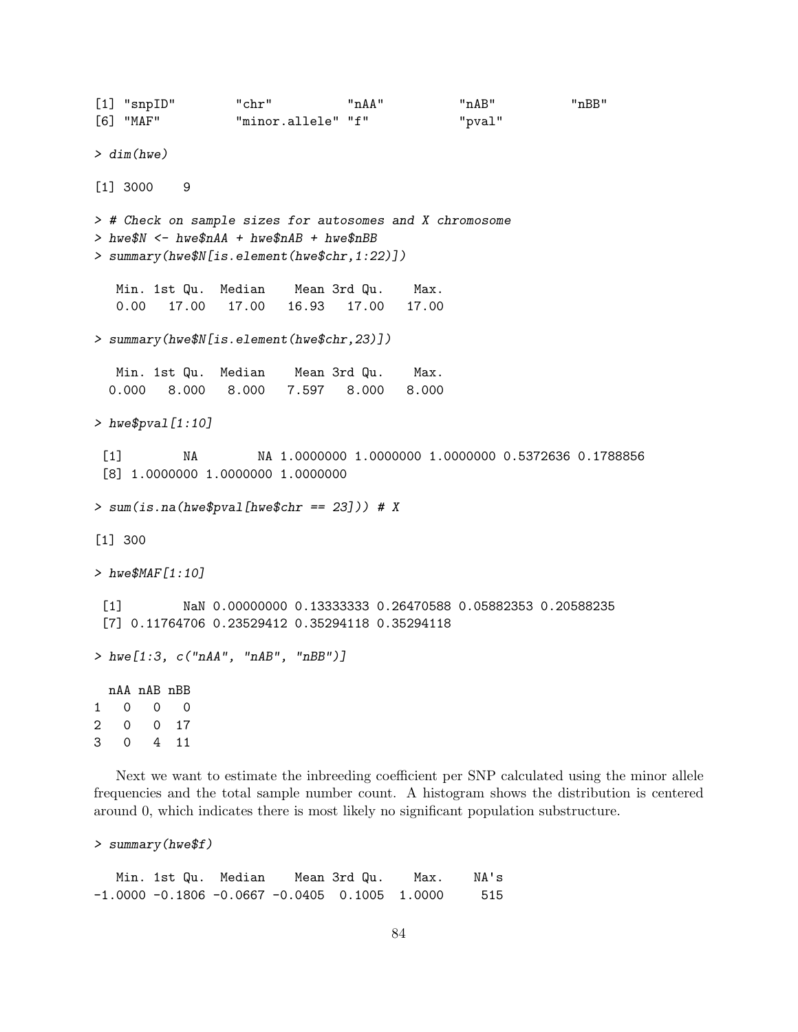```
[1] "snpID"        "chr"          "nAA"          "nAB"          "nBB"
[6] "MAF"          "minor.allele" "f"            "pval"
```

```
> dim(hwe)
```

```
[1] 3000    9
```

```
> # Check on sample sizes for autosomes and X chromosome
> hwe$N <- hwe$nAA + hwe$nAB + hwe$nBB
> summary(hwe$N[is.element(hwe$chr,1:22)])
```

```
   Min. 1st Qu.  Median    Mean 3rd Qu.    Max. 
   0.00   17.00   17.00   16.93   17.00   17.00 
```

```
> summary(hwe$N[is.element(hwe$chr,23)])
```

```
   Min. 1st Qu.  Median    Mean 3rd Qu.    Max. 
  0.000   8.000   8.000   7.597   8.000   8.000 
```

```
> hwe$pval[1:10]
```

```
 [1]        NA        NA 1.0000000 1.0000000 1.0000000 0.5372636 0.1788856
 [8] 1.0000000 1.0000000 1.0000000
```

```
> sum(is.na(hwe$pval[hwe$chr == 23])) # X
```

```
[1] 300
```

```
> hwe$MAF[1:10]
```

```
 [1]        NaN 0.00000000 0.13333333 0.26470588 0.05882353 0.20588235
 [7] 0.11764706 0.23529412 0.35294118 0.35294118
```

```
> hwe[1:3, c("nAA", "nAB", "nBB")]
```

```
  nAA nAB nBB
1   0   0   0
2   0   0  17
3   0   4  11
```

Next we want to estimate the inbreeding coefficient per SNP calculated using the minor allele frequencies and the total sample number count. A histogram shows the distribution is centered around 0, which indicates there is most likely no significant population substructure.

```
> summary(hwe$f)
```

```
   Min. 1st Qu.  Median    Mean 3rd Qu.    Max.    NA's 
-1.0000 -0.1806 -0.0667 -0.0405  0.1005  1.0000     515 
```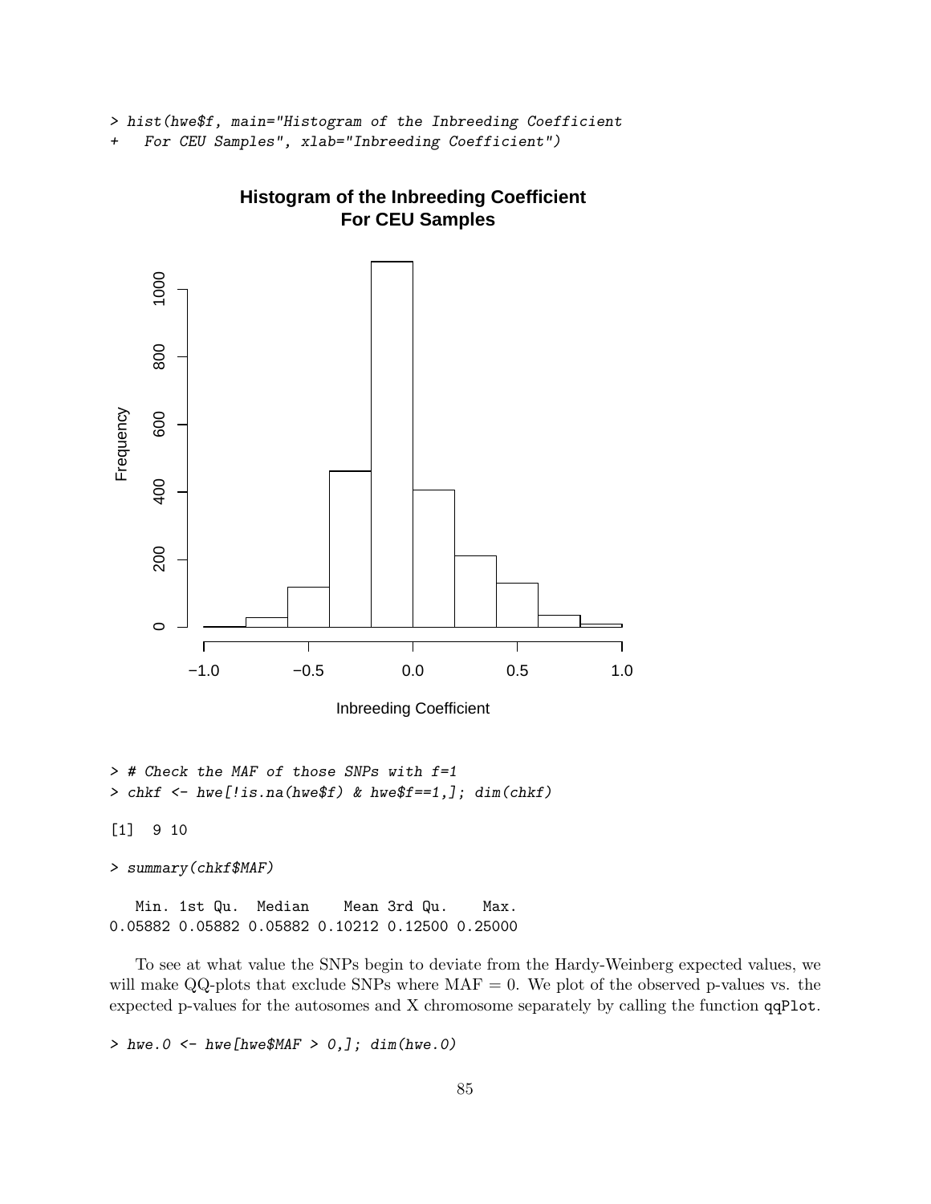```
> hist(hwe$f, main="Histogram of the Inbreeding Coefficient
+   For CEU Samples", xlab="Inbreeding Coefficient")
```

```
> # Check the MAF of those SNPs with f=1
> chkf <- hwe[!is.na(hwe$f) & hwe$f==1,]; dim(chkf)

[1]  9 10

> summary(chkf$MAF)

   Min. 1st Qu.  Median    Mean 3rd Qu.    Max. 
0.05882 0.05882 0.05882 0.10212 0.12500 0.25000 
```

To see at what value the SNPs begin to deviate from the Hardy-Weinberg expected values, we will make QQ-plots that exclude SNPs where MAF = 0. We plot of the observed p-values vs. the expected p-values for the autosomes and X chromosome separately by calling the function `qqPlot`.

```
> hwe.0 <- hwe[hwe$MAF > 0,]; dim(hwe.0)
```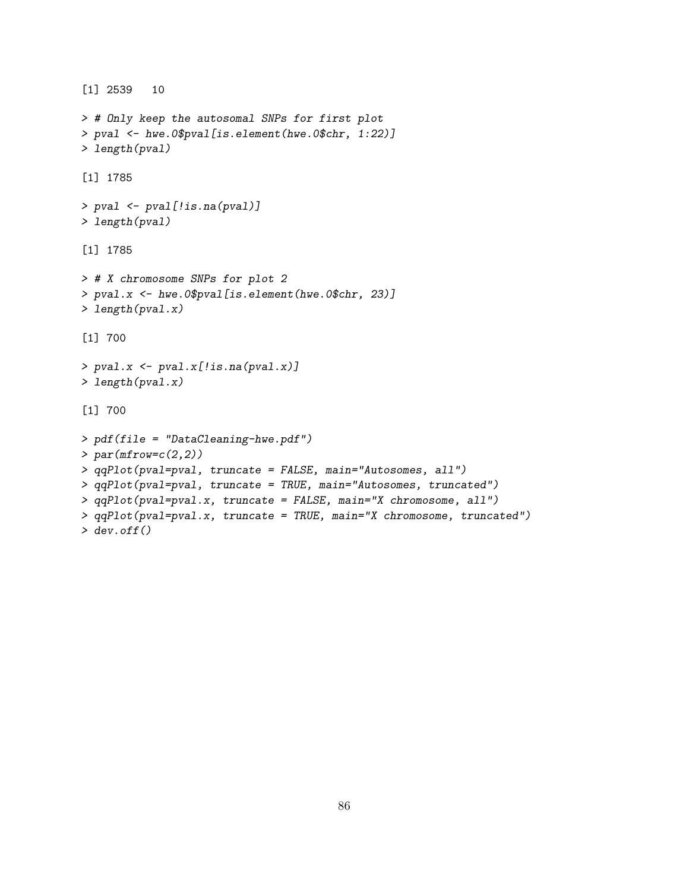```
[1] 2539   10

> # Only keep the autosomal SNPs for first plot
> pval <- hwe.0$pval[is.element(hwe.0$chr, 1:22)]
> length(pval)

[1] 1785

> pval <- pval[!is.na(pval)]
> length(pval)

[1] 1785

> # X chromosome SNPs for plot 2
> pval.x <- hwe.0$pval[is.element(hwe.0$chr, 23)]
> length(pval.x)

[1] 700

> pval.x <- pval.x[!is.na(pval.x)]
> length(pval.x)

[1] 700

> pdf(file = "DataCleaning-hwe.pdf")
> par(mfrow=c(2,2))
> qqPlot(pval=pval, truncate = FALSE, main="Autosomes, all")
> qqPlot(pval=pval, truncate = TRUE, main="Autosomes, truncated")
> qqPlot(pval=pval.x, truncate = FALSE, main="X chromosome, all")
> qqPlot(pval=pval.x, truncate = TRUE, main="X chromosome, truncated")
> dev.off()
```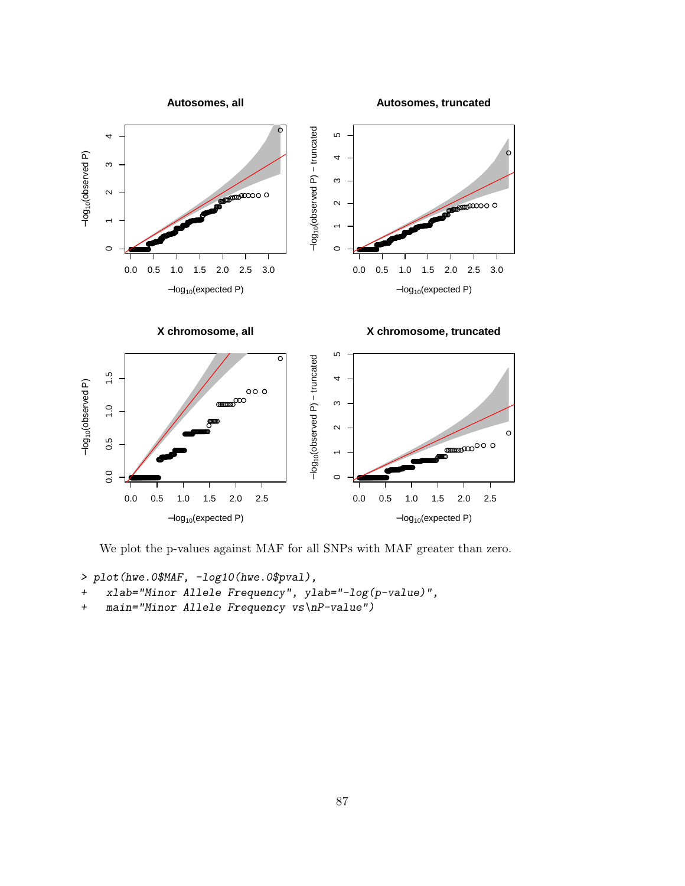We plot the p-values against MAF for all SNPs with MAF greater than zero.

```
> plot(hwe.0$MAF, -log10(hwe.0$pval),
+    xlab="Minor Allele Frequency", ylab="-log(p-value)",
+    main="Minor Allele Frequency vs\nP-value")
```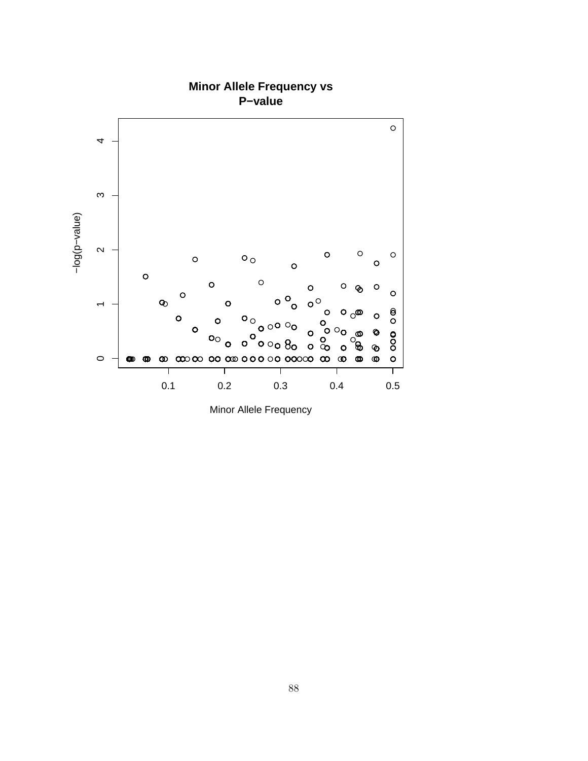**Minor Allele Frequency vs P−value**

−log(p−value)

Minor Allele Frequency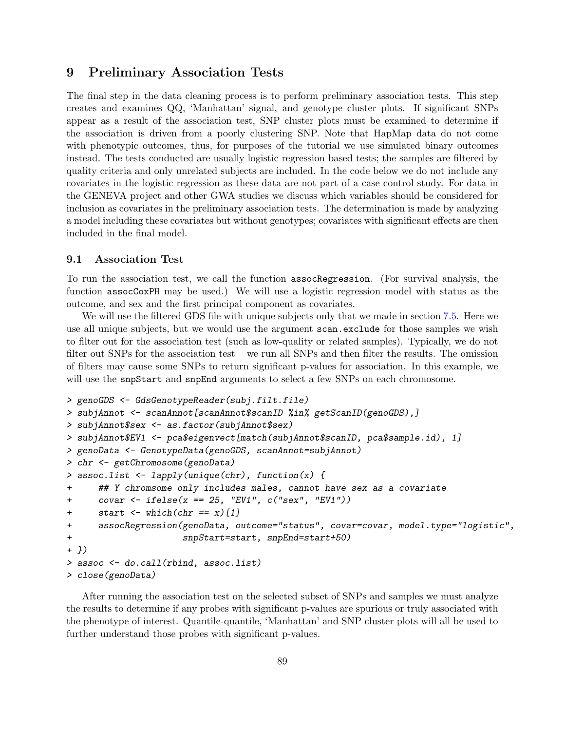# 9 Preliminary Association Tests

The final step in the data cleaning process is to perform preliminary association tests. This step creates and examines QQ, 'Manhattan' signal, and genotype cluster plots. If significant SNPs appear as a result of the association test, SNP cluster plots must be examined to determine if the association is driven from a poorly clustering SNP. Note that HapMap data do not come with phenotypic outcomes, thus, for purposes of the tutorial we use simulated binary outcomes instead. The tests conducted are usually logistic regression based tests; the samples are filtered by quality criteria and only unrelated subjects are included. In the code below we do not include any covariates in the logistic regression as these data are not part of a case control study. For data in the GENEVA project and other GWA studies we discuss which variables should be considered for inclusion as covariates in the preliminary association tests. The determination is made by analyzing a model including these covariates but without genotypes; covariates with significant effects are then included in the final model.

## 9.1 Association Test

To run the association test, we call the function `assocRegression`. (For survival analysis, the function `assocCoxPH` may be used.) We will use a logistic regression model with status as the outcome, and sex and the first principal component as covariates.

We will use the filtered GDS file with unique subjects only that we made in section 7.5. Here we use all unique subjects, but we would use the argument `scan.exclude` for those samples we wish to filter out for the association test (such as low-quality or related samples). Typically, we do not filter out SNPs for the association test – we run all SNPs and then filter the results. The omission of filters may cause some SNPs to return significant p-values for association. In this example, we will use the `snpStart` and `snpEnd` arguments to select a few SNPs on each chromosome.

```
> genoGDS <- GdsGenotypeReader(subj.filt.file)
> subjAnnot <- scanAnnot[scanAnnot$scanID %in% getScanID(genoGDS),]
> subjAnnot$sex <- as.factor(subjAnnot$sex)
> subjAnnot$EV1 <- pca$eigenvect[match(subjAnnot$scanID, pca$sample.id), 1]
> genoData <- GenotypeData(genoGDS, scanAnnot=subjAnnot)
> chr <- getChromosome(genoData)
> assoc.list <- lapply(unique(chr), function(x) {
+     ## Y chromsome only includes males, cannot have sex as a covariate
+     covar <- ifelse(x == 25, "EV1", c("sex", "EV1"))
+     start <- which(chr == x)[1]
+     assocRegression(genoData, outcome="status", covar=covar, model.type="logistic",
+                     snpStart=start, snpEnd=start+50)
+ })
> assoc <- do.call(rbind, assoc.list)
> close(genoData)
```

After running the association test on the selected subset of SNPs and samples we must analyze the results to determine if any probes with significant p-values are spurious or truly associated with the phenotype of interest. Quantile-quantile, 'Manhattan' and SNP cluster plots will all be used to further understand those probes with significant p-values.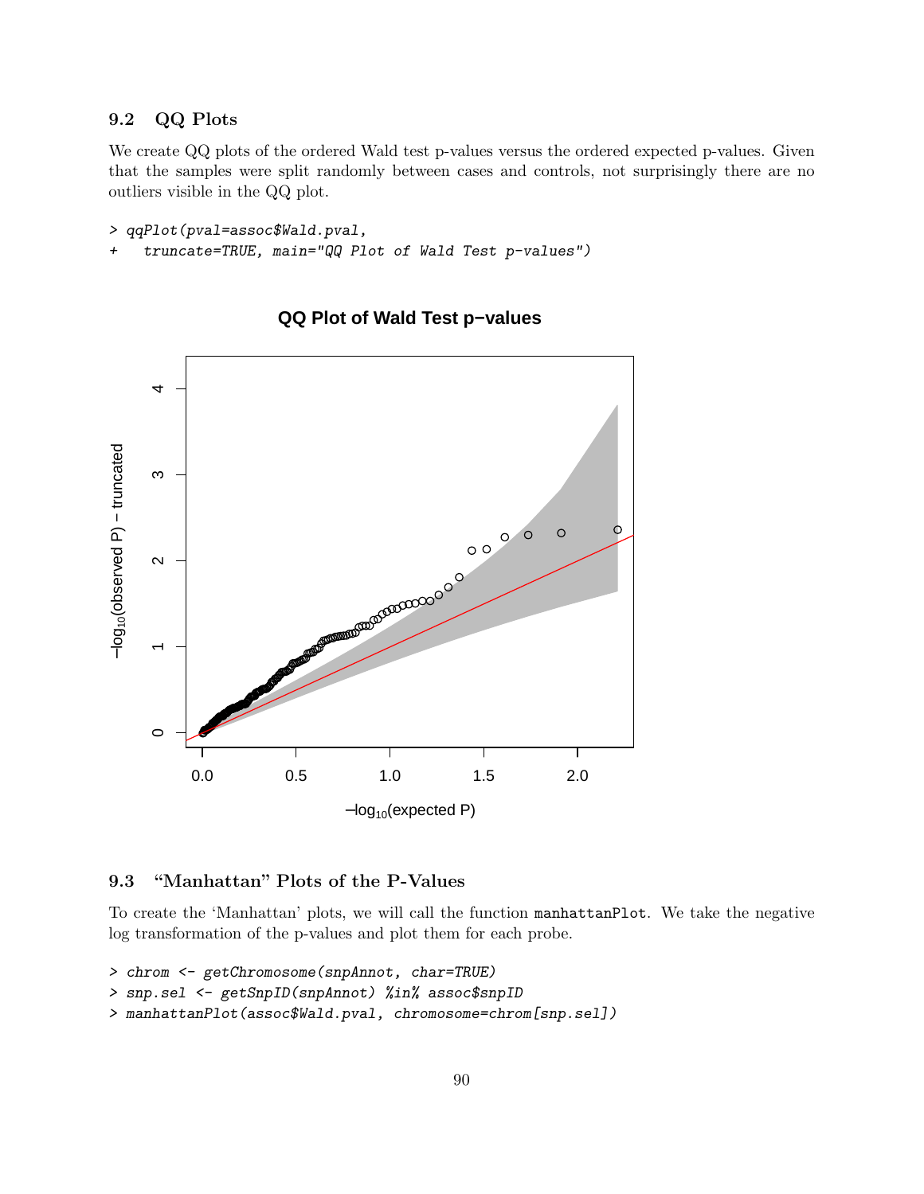### 9.2 QQ Plots

We create QQ plots of the ordered Wald test p-values versus the ordered expected p-values. Given that the samples were split randomly between cases and controls, not surprisingly there are no outliers visible in the QQ plot.

```
> qqPlot(pval=assoc$Wald.pval,
+   truncate=TRUE, main="QQ Plot of Wald Test p-values")
```

### 9.3 "Manhattan" Plots of the P-Values

To create the 'Manhattan' plots, we will call the function `manhattanPlot`. We take the negative log transformation of the p-values and plot them for each probe.

```
> chrom <- getChromosome(snpAnnot, char=TRUE)
> snp.sel <- getSnpID(snpAnnot) %in% assoc$snpID
> manhattanPlot(assoc$Wald.pval, chromosome=chrom[snp.sel])
```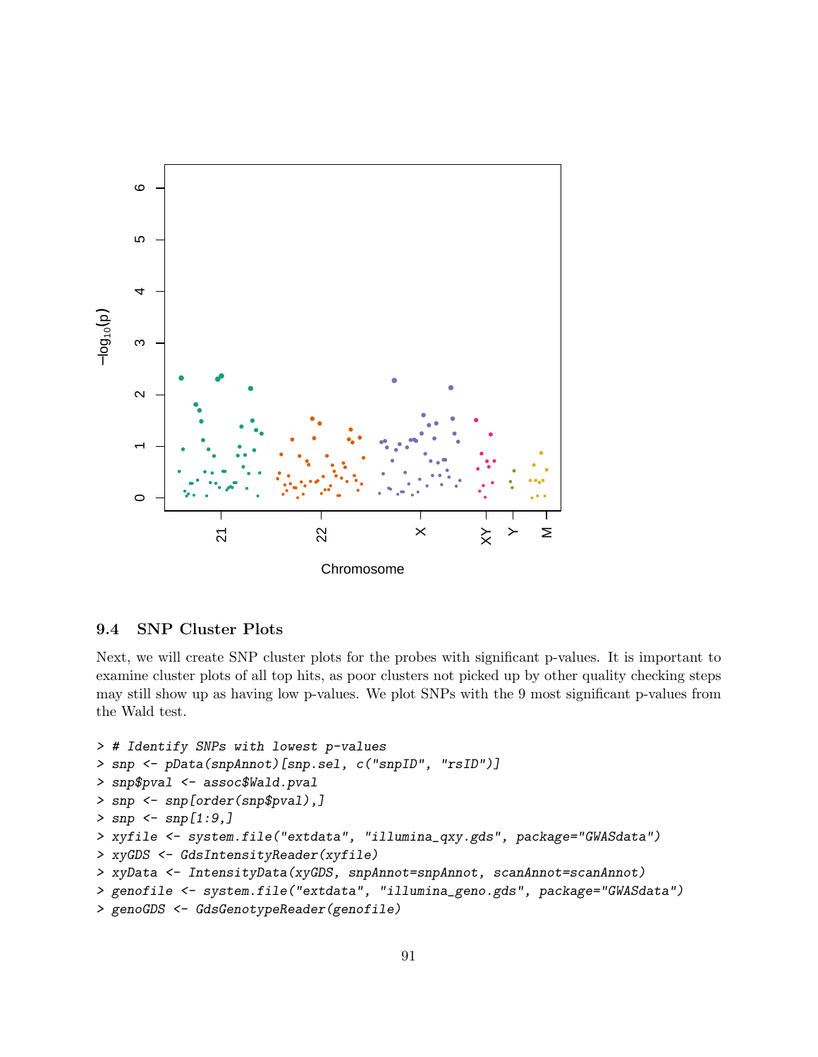### 9.4 SNP Cluster Plots

Next, we will create SNP cluster plots for the probes with significant p-values. It is important to examine cluster plots of all top hits, as poor clusters not picked up by other quality checking steps may still show up as having low p-values. We plot SNPs with the 9 most significant p-values from the Wald test.

```
> # Identify SNPs with lowest p-values
> snp <- pData(snpAnnot)[snp.sel, c("snpID", "rsID")]
> snp$pval <- assoc$Wald.pval
> snp <- snp[order(snp$pval),]
> snp <- snp[1:9,]
> xyfile <- system.file("extdata", "illumina_qxy.gds", package="GWASdata")
> xyGDS <- GdsIntensityReader(xyfile)
> xyData <- IntensityData(xyGDS, snpAnnot=snpAnnot, scanAnnot=scanAnnot)
> genofile <- system.file("extdata", "illumina_geno.gds", package="GWASdata")
> genoGDS <- GdsGenotypeReader(genofile)
```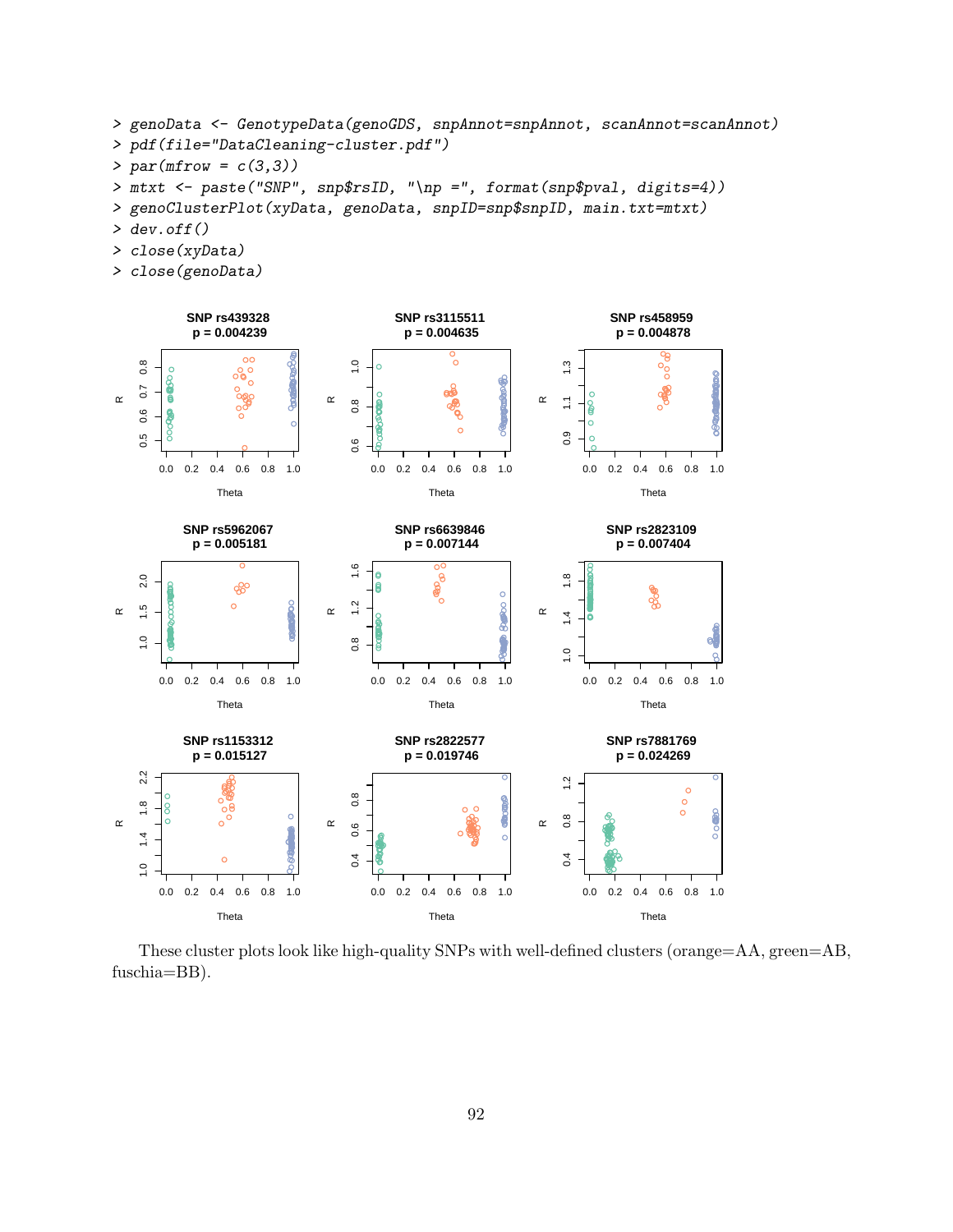```
> genoData <- GenotypeData(genoGDS, snpAnnot=snpAnnot, scanAnnot=scanAnnot)
> pdf(file="DataCleaning-cluster.pdf")
> par(mfrow = c(3,3))
> mtxt <- paste("SNP", snp$rsID, "\np =", format(snp$pval, digits=4))
> genoClusterPlot(xyData, genoData, snpID=snp$snpID, main.txt=mtxt)
> dev.off()
> close(xyData)
> close(genoData)
```

These cluster plots look like high-quality SNPs with well-defined clusters (orange=AA, green=AB, fuschia=BB).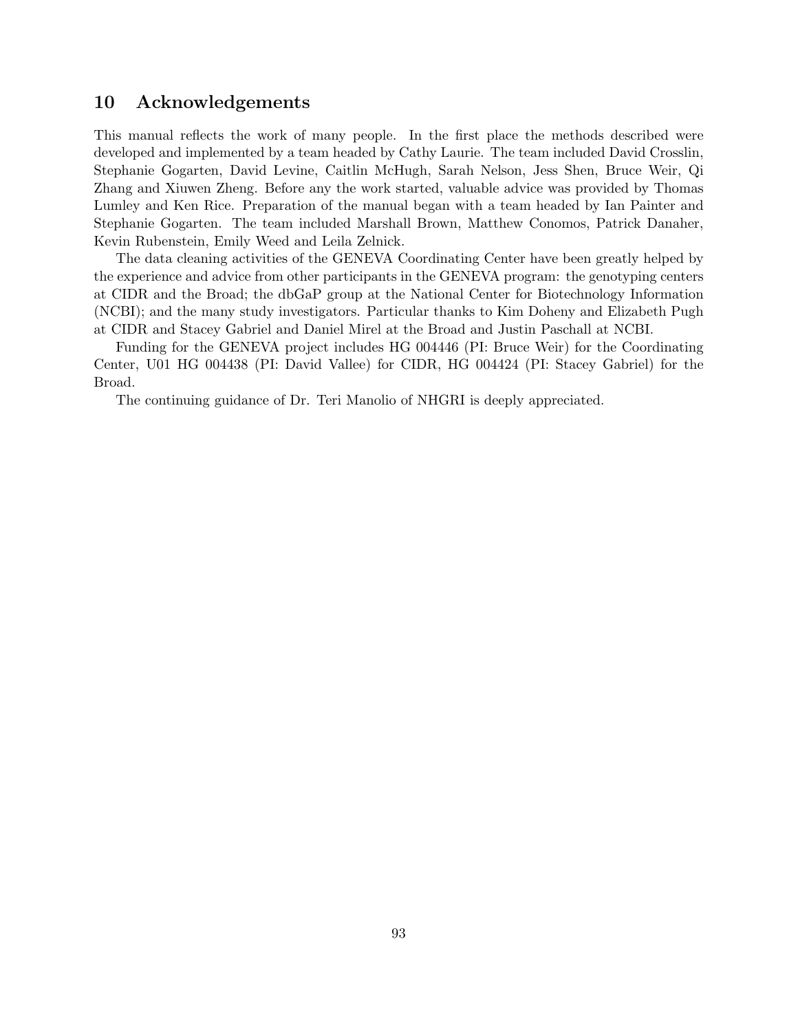## 10 Acknowledgements

This manual reflects the work of many people. In the first place the methods described were developed and implemented by a team headed by Cathy Laurie. The team included David Crosslin, Stephanie Gogarten, David Levine, Caitlin McHugh, Sarah Nelson, Jess Shen, Bruce Weir, Qi Zhang and Xiuwen Zheng. Before any the work started, valuable advice was provided by Thomas Lumley and Ken Rice. Preparation of the manual began with a team headed by Ian Painter and Stephanie Gogarten. The team included Marshall Brown, Matthew Conomos, Patrick Danaher, Kevin Rubenstein, Emily Weed and Leila Zelnick.

The data cleaning activities of the GENEVA Coordinating Center have been greatly helped by the experience and advice from other participants in the GENEVA program: the genotyping centers at CIDR and the Broad; the dbGaP group at the National Center for Biotechnology Information (NCBI); and the many study investigators. Particular thanks to Kim Doheny and Elizabeth Pugh at CIDR and Stacey Gabriel and Daniel Mirel at the Broad and Justin Paschall at NCBI.

Funding for the GENEVA project includes HG 004446 (PI: Bruce Weir) for the Coordinating Center, U01 HG 004438 (PI: David Vallee) for CIDR, HG 004424 (PI: Stacey Gabriel) for the Broad.

The continuing guidance of Dr. Teri Manolio of NHGRI is deeply appreciated.